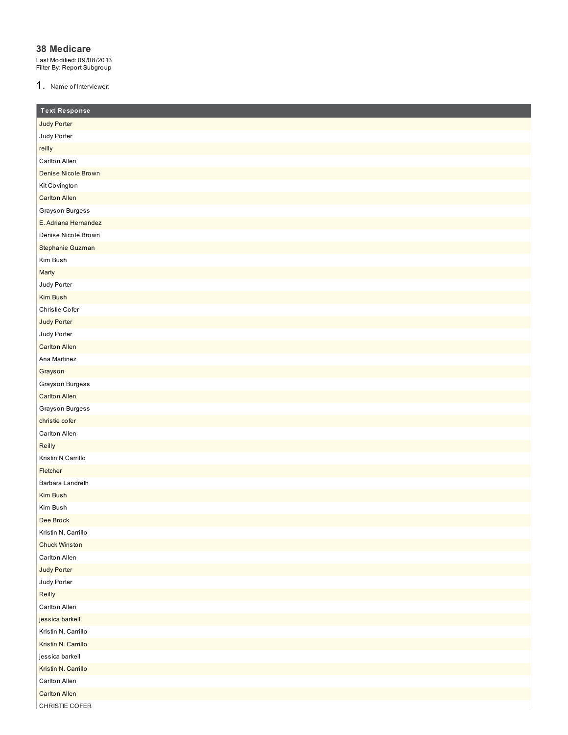# 38 Medicare

Last Modified: 09/08/2013
Filter By: Report Subgroup

1. Name of Interviewer:

| Text Response |
|---|
| Judy Porter |
| Judy Porter |
| reilly |
| Carlton Allen |
| Denise Nicole Brown |
| Kit Covington |
| Carlton Allen |
| Grayson Burgess |
| E. Adriana Hernandez |
| Denise Nicole Brown |
| Stephanie Guzman |
| Kim Bush |
| Marty |
| Judy Porter |
| Kim Bush |
| Christie Cofer |
| Judy Porter |
| Judy Porter |
| Carlton Allen |
| Ana Martinez |
| Grayson |
| Grayson Burgess |
| Carlton Allen |
| Grayson Burgess |
| christie cofer |
| Carlton Allen |
| Reilly |
| Kristin N Carrillo |
| Fletcher |
| Barbara Landreth |
| Kim Bush |
| Kim Bush |
| Dee Brock |
| Kristin N. Carrillo |
| Chuck Winston |
| Carlton Allen |
| Judy Porter |
| Judy Porter |
| Reilly |
| Carlton Allen |
| jessica barkell |
| Kristin N. Carrillo |
| Kristin N. Carrillo |
| jessica barkell |
| Kristin N. Carrillo |
| Carlton Allen |
| Carlton Allen |
| CHRISTIE COFER |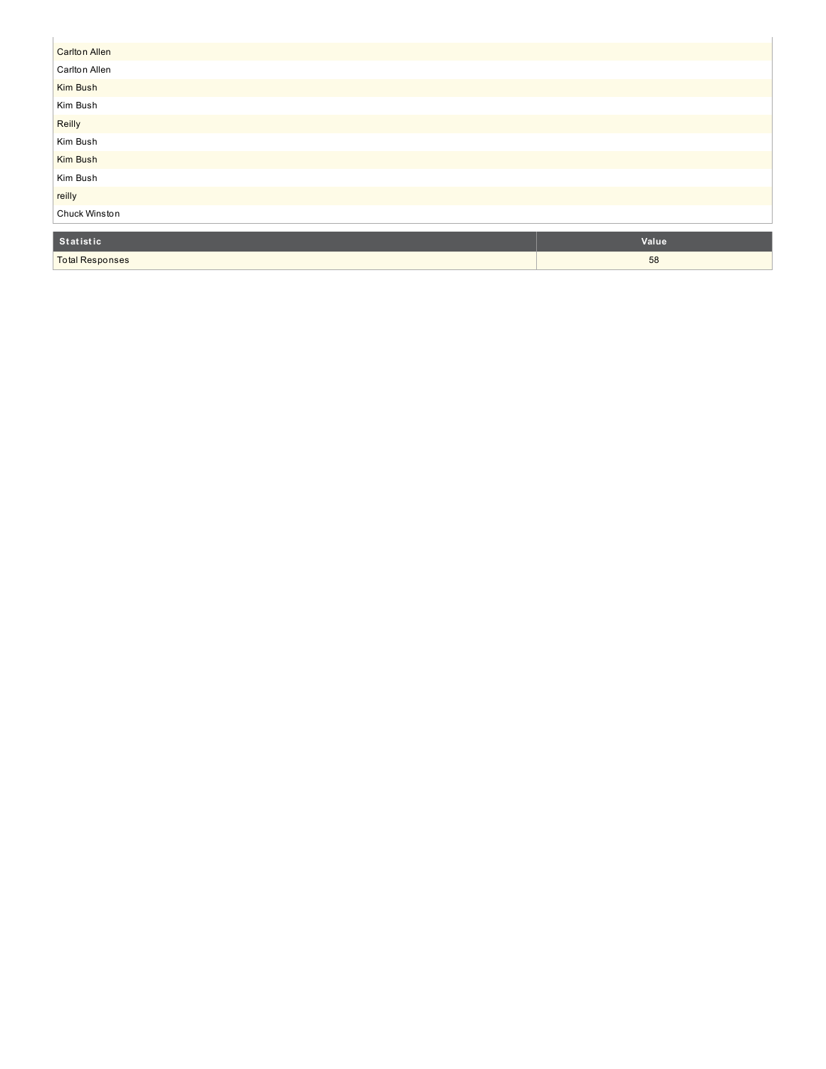| |
|---|
| Carlton Allen |
| Carlton Allen |
| Kim Bush |
| Kim Bush |
| Reilly |
| Kim Bush |
| Kim Bush |
| Kim Bush |
| reilly |
| Chuck Winston |

| Statistic | Value |
|---|---|
| Total Responses | 58 |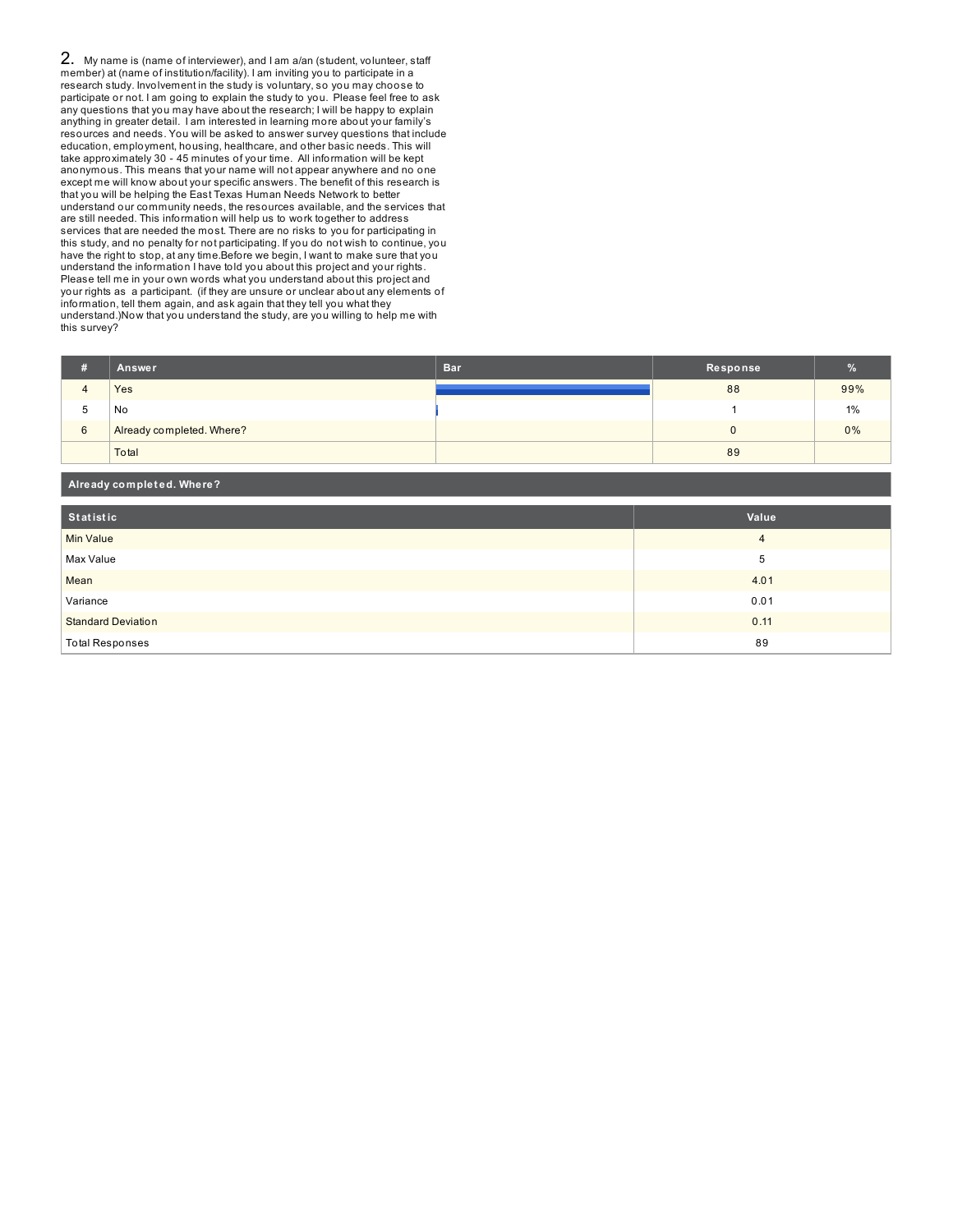## 2. My name is (name of interviewer), and I am a/an (student, volunteer, staff member) at (name of institution/facility). I am inviting you to participate in a research study. Involvement in the study is voluntary, so you may choose to participate or not. I am going to explain the study to you. Please feel free to ask any questions that you may have about the research; I will be happy to explain anything in greater detail. I am interested in learning more about your family's resources and needs. You will be asked to answer survey questions that include education, employment, housing, healthcare, and other basic needs. This will take approximately 30 - 45 minutes of your time. All information will be kept anonymous. This means that your name will not appear anywhere and no one except me will know about your specific answers. The benefit of this research is that you will be helping the East Texas Human Needs Network to better understand our community needs, the resources available, and the services that are still needed. This information will help us to work together to address services that are needed the most. There are no risks to you for participating in this study, and no penalty for not participating. If you do not wish to continue, you have the right to stop, at any time.Before we begin, I want to make sure that you understand the information I have told you about this project and your rights. Please tell me in your own words what you understand about this project and your rights as a participant. (if they are unsure or unclear about any elements of information, tell them again, and ask again that they tell you what they understand.)Now that you understand the study, are you willing to help me with this survey?

| # | Answer | Bar | Response | % |
|---|---|---|---|---|
| 4 | Yes | | 88 | 99% |
| 5 | No | | 1 | 1% |
| 6 | Already completed. Where? | | 0 | 0% |
| | Total | | 89 | |

**Already completed. Where?**

| Statistic | Value |
|---|---|
| Min Value | 4 |
| Max Value | 5 |
| Mean | 4.01 |
| Variance | 0.01 |
| Standard Deviation | 0.11 |
| Total Responses | 89 |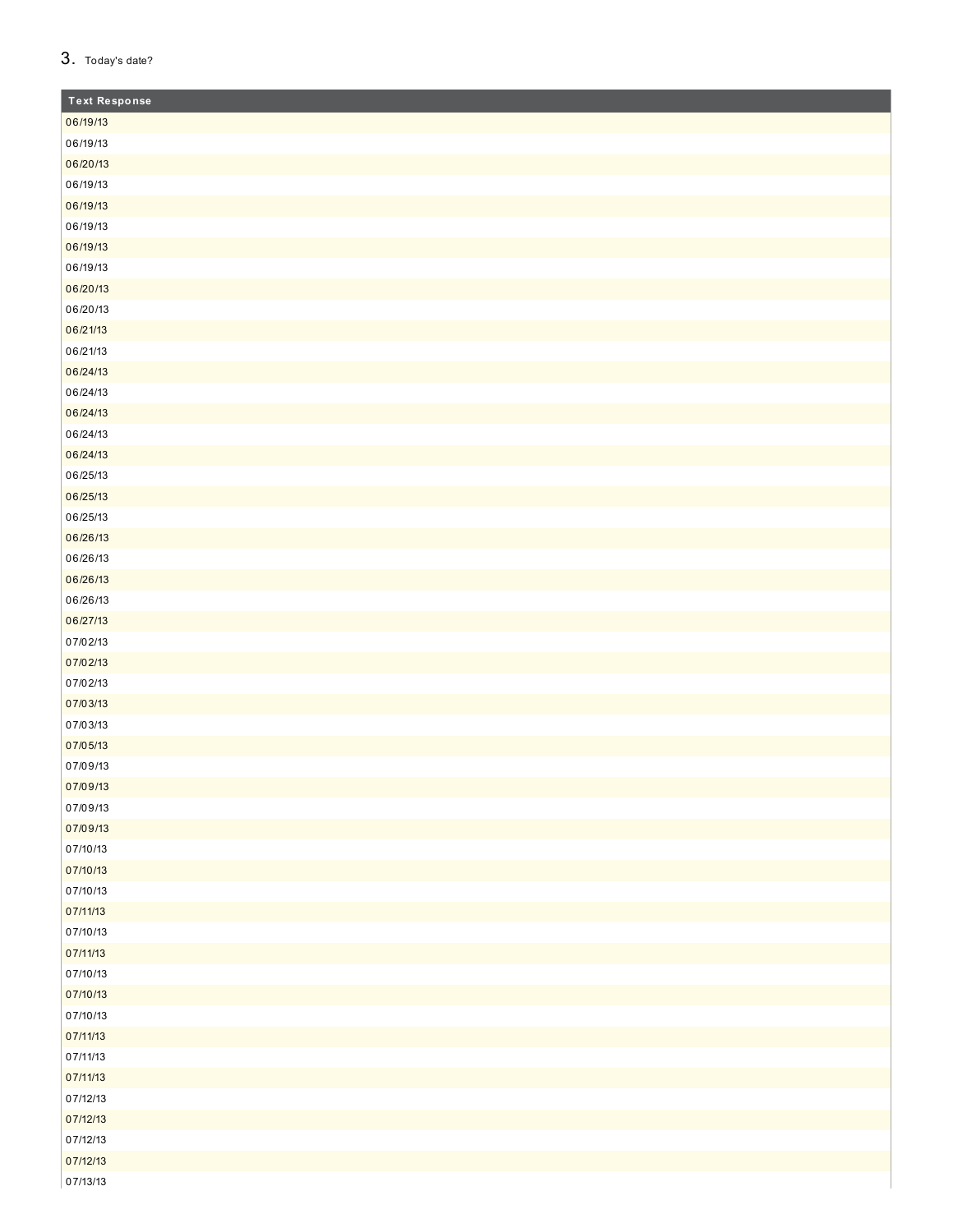3. Today's date?

| Text Response |
| --- |
| 06/19/13 |
| 06/19/13 |
| 06/20/13 |
| 06/19/13 |
| 06/19/13 |
| 06/19/13 |
| 06/19/13 |
| 06/19/13 |
| 06/20/13 |
| 06/20/13 |
| 06/21/13 |
| 06/21/13 |
| 06/24/13 |
| 06/24/13 |
| 06/24/13 |
| 06/24/13 |
| 06/24/13 |
| 06/25/13 |
| 06/25/13 |
| 06/25/13 |
| 06/26/13 |
| 06/26/13 |
| 06/26/13 |
| 06/26/13 |
| 06/27/13 |
| 07/02/13 |
| 07/02/13 |
| 07/02/13 |
| 07/03/13 |
| 07/03/13 |
| 07/05/13 |
| 07/09/13 |
| 07/09/13 |
| 07/09/13 |
| 07/09/13 |
| 07/10/13 |
| 07/10/13 |
| 07/10/13 |
| 07/11/13 |
| 07/10/13 |
| 07/11/13 |
| 07/10/13 |
| 07/10/13 |
| 07/10/13 |
| 07/11/13 |
| 07/11/13 |
| 07/11/13 |
| 07/12/13 |
| 07/12/13 |
| 07/12/13 |
| 07/12/13 |
| 07/13/13 |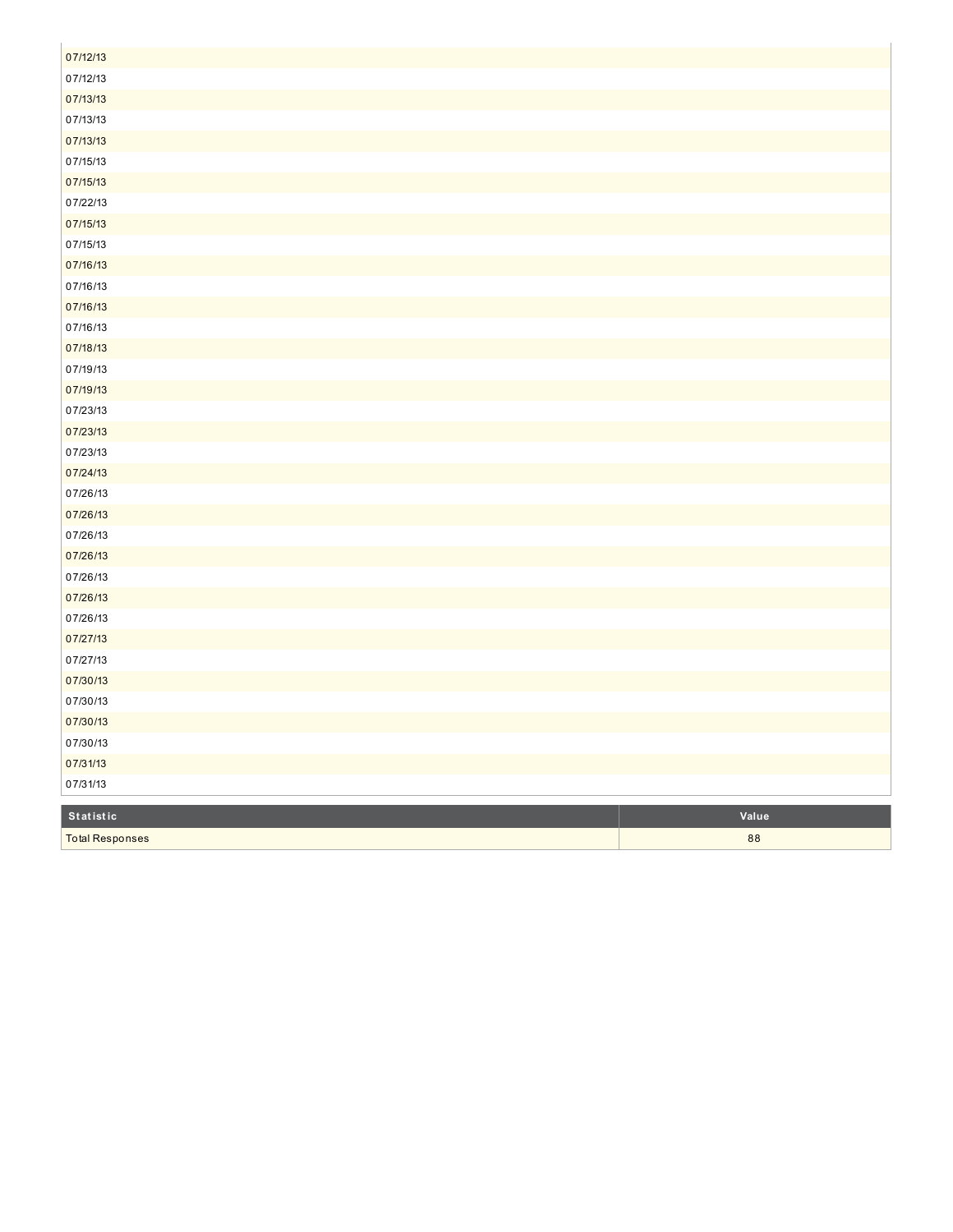| |
|---|
| 07/12/13 |
| 07/12/13 |
| 07/13/13 |
| 07/13/13 |
| 07/13/13 |
| 07/15/13 |
| 07/15/13 |
| 07/22/13 |
| 07/15/13 |
| 07/15/13 |
| 07/16/13 |
| 07/16/13 |
| 07/16/13 |
| 07/16/13 |
| 07/18/13 |
| 07/19/13 |
| 07/19/13 |
| 07/23/13 |
| 07/23/13 |
| 07/23/13 |
| 07/24/13 |
| 07/26/13 |
| 07/26/13 |
| 07/26/13 |
| 07/26/13 |
| 07/26/13 |
| 07/26/13 |
| 07/26/13 |
| 07/27/13 |
| 07/27/13 |
| 07/30/13 |
| 07/30/13 |
| 07/30/13 |
| 07/30/13 |
| 07/31/13 |
| 07/31/13 |

| Statistic | Value |
|---|---|
| Total Responses | 88 |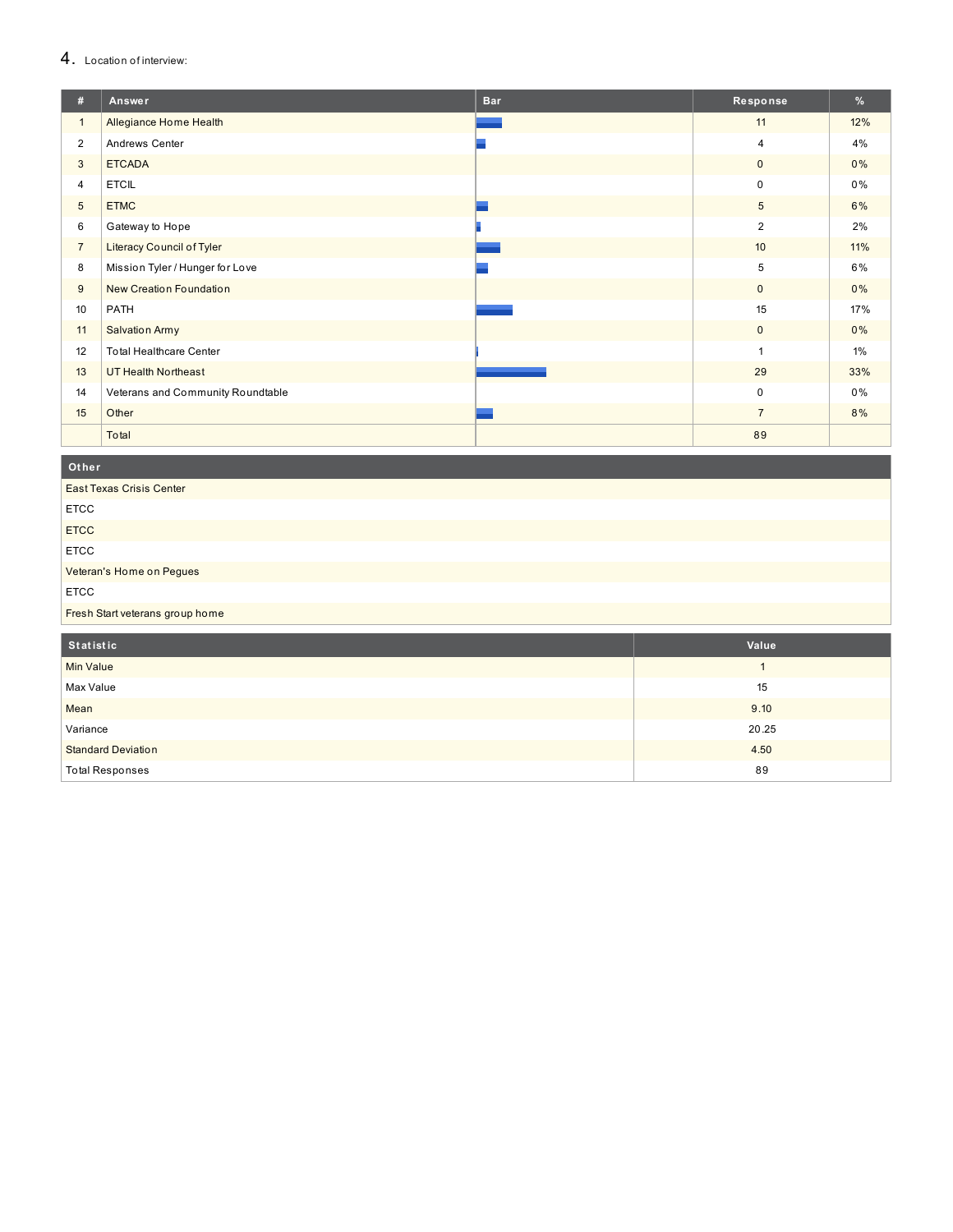## 4. Location of interview:

| # | Answer | Bar | Response | % |
|---|---|---|---|---|
| 1 | Allegiance Home Health | | 11 | 12% |
| 2 | Andrews Center | | 4 | 4% |
| 3 | ETCADA | | 0 | 0% |
| 4 | ETCIL | | 0 | 0% |
| 5 | ETMC | | 5 | 6% |
| 6 | Gateway to Hope | | 2 | 2% |
| 7 | Literacy Council of Tyler | | 10 | 11% |
| 8 | Mission Tyler / Hunger for Love | | 5 | 6% |
| 9 | New Creation Foundation | | 0 | 0% |
| 10 | PATH | | 15 | 17% |
| 11 | Salvation Army | | 0 | 0% |
| 12 | Total Healthcare Center | | 1 | 1% |
| 13 | UT Health Northeast | | 29 | 33% |
| 14 | Veterans and Community Roundtable | | 0 | 0% |
| 15 | Other | | 7 | 8% |
| | Total | | 89 | |

| Other |
|---|
| East Texas Crisis Center |
| ETCC |
| ETCC |
| ETCC |
| Veteran's Home on Pegues |
| ETCC |
| Fresh Start veterans group home |

| Statistic | Value |
|---|---|
| Min Value | 1 |
| Max Value | 15 |
| Mean | 9.10 |
| Variance | 20.25 |
| Standard Deviation | 4.50 |
| Total Responses | 89 |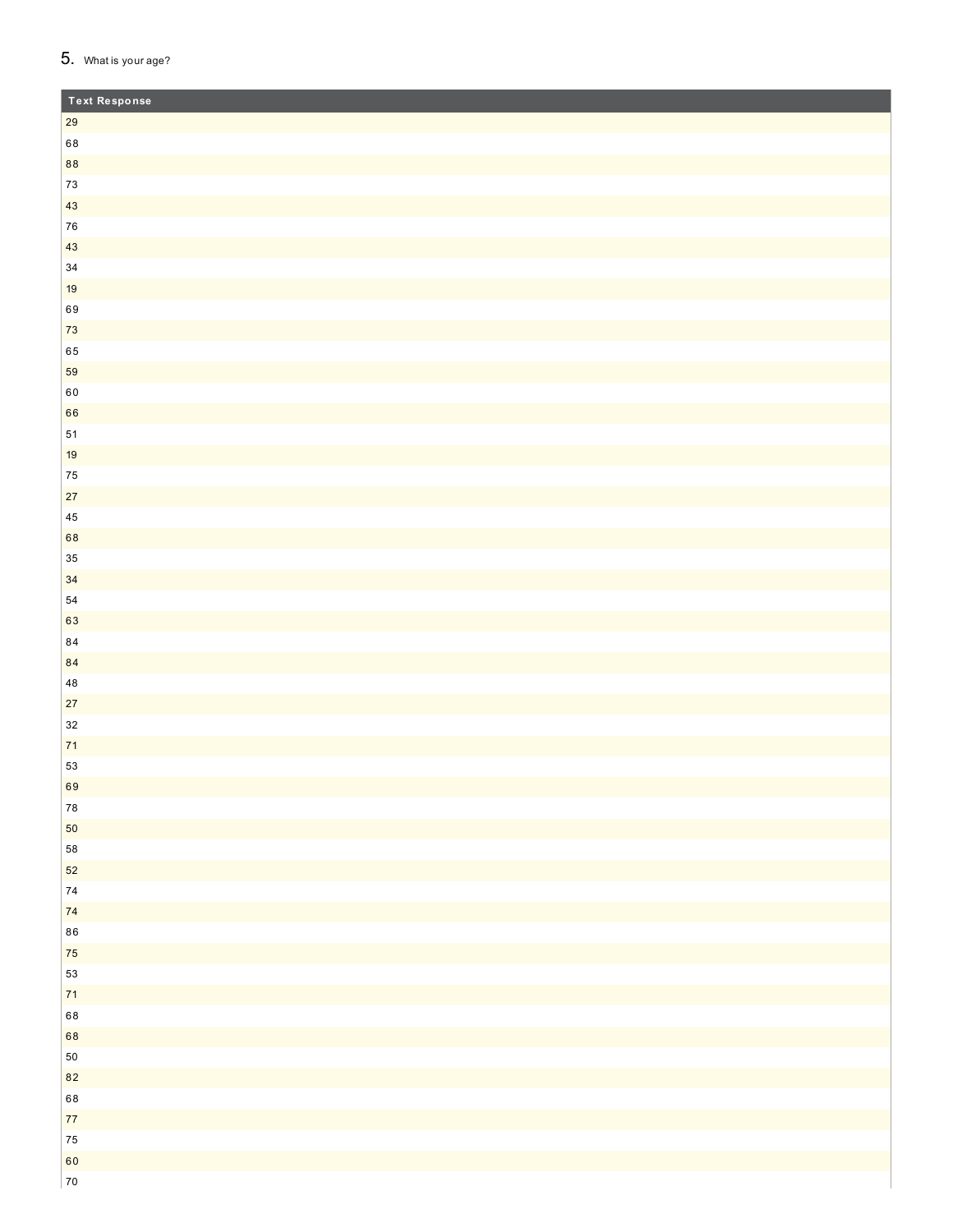5. What is your age?

| Text Response |
|---|
| 29 |
| 68 |
| 88 |
| 73 |
| 43 |
| 76 |
| 43 |
| 34 |
| 19 |
| 69 |
| 73 |
| 65 |
| 59 |
| 60 |
| 66 |
| 51 |
| 19 |
| 75 |
| 27 |
| 45 |
| 68 |
| 35 |
| 34 |
| 54 |
| 63 |
| 84 |
| 84 |
| 48 |
| 27 |
| 32 |
| 71 |
| 53 |
| 69 |
| 78 |
| 50 |
| 58 |
| 52 |
| 74 |
| 74 |
| 86 |
| 75 |
| 53 |
| 71 |
| 68 |
| 68 |
| 50 |
| 82 |
| 68 |
| 77 |
| 75 |
| 60 |
| 70 |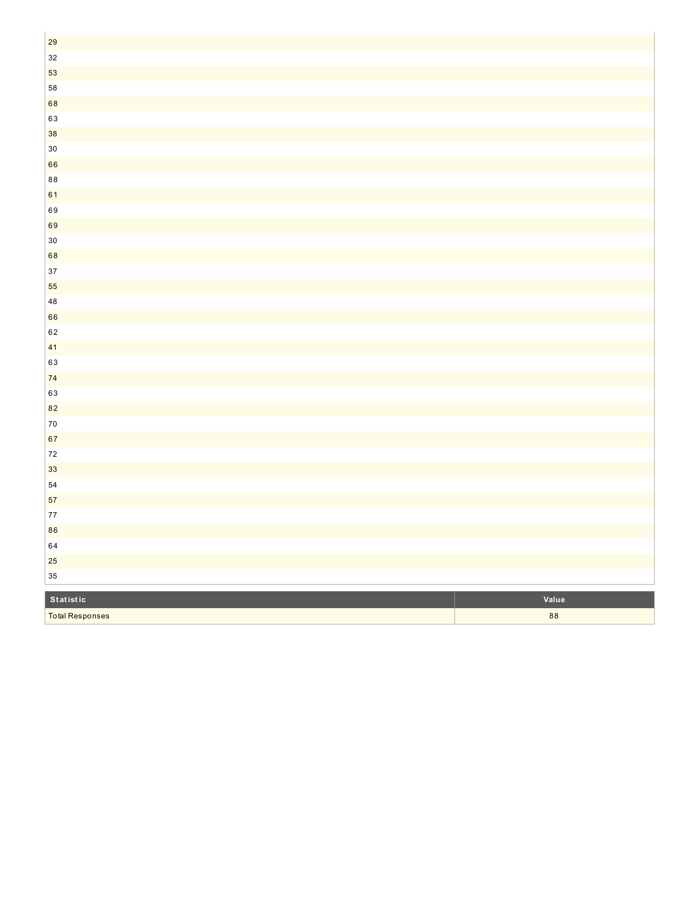| |
|---|
| 29 |
| 32 |
| 53 |
| 58 |
| 68 |
| 63 |
| 38 |
| 30 |
| 66 |
| 88 |
| 61 |
| 69 |
| 69 |
| 30 |
| 68 |
| 37 |
| 55 |
| 48 |
| 66 |
| 62 |
| 41 |
| 63 |
| 74 |
| 63 |
| 82 |
| 70 |
| 67 |
| 72 |
| 33 |
| 54 |
| 57 |
| 77 |
| 86 |
| 64 |
| 25 |
| 35 |

| Statistic | Value |
|---|---|
| Total Responses | 88 |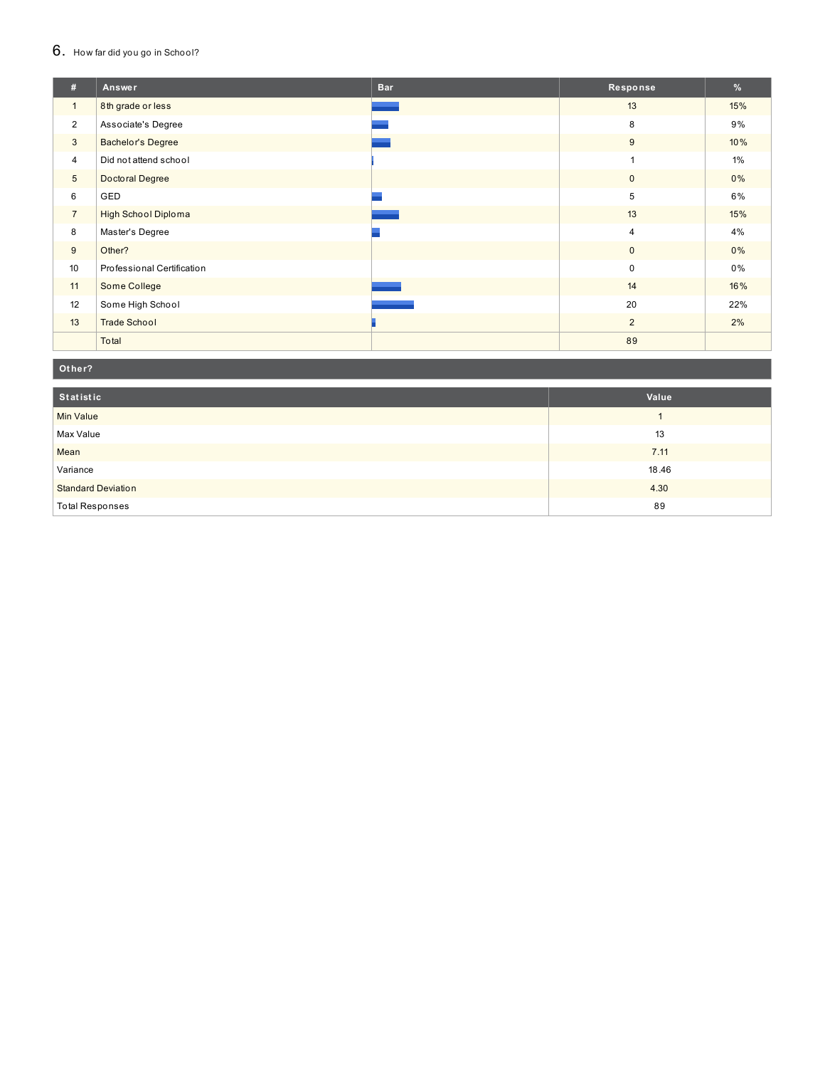## 6. How far did you go in School?

| # | Answer | Bar | Response | % |
|---|---|---|---|---|
| 1 | 8th grade or less | | 13 | 15% |
| 2 | Associate's Degree | | 8 | 9% |
| 3 | Bachelor's Degree | | 9 | 10% |
| 4 | Did not attend school | | 1 | 1% |
| 5 | Doctoral Degree | | 0 | 0% |
| 6 | GED | | 5 | 6% |
| 7 | High School Diploma | | 13 | 15% |
| 8 | Master's Degree | | 4 | 4% |
| 9 | Other? | | 0 | 0% |
| 10 | Professional Certification | | 0 | 0% |
| 11 | Some College | | 14 | 16% |
| 12 | Some High School | | 20 | 22% |
| 13 | Trade School | | 2 | 2% |
| | Total | | 89 | |

**Other?**

| Statistic | Value |
|---|---|
| Min Value | 1 |
| Max Value | 13 |
| Mean | 7.11 |
| Variance | 18.46 |
| Standard Deviation | 4.30 |
| Total Responses | 89 |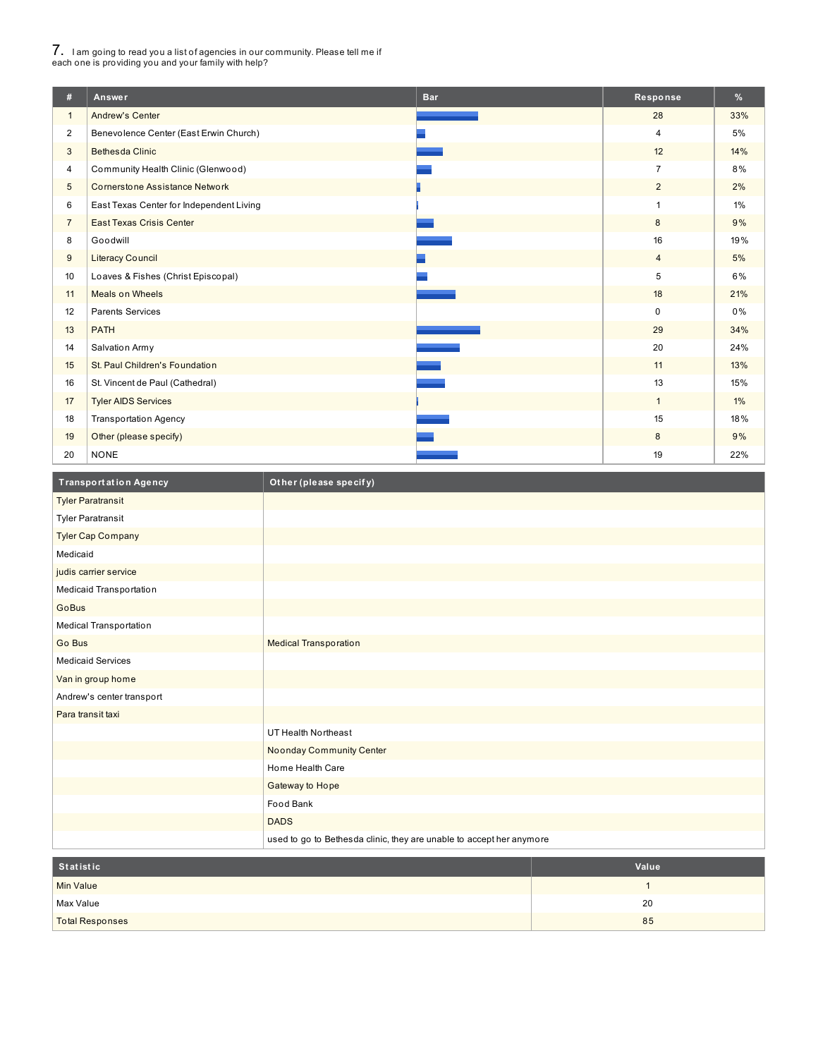## 7. I am going to read you a list of agencies in our community. Please tell me if each one is providing you and your family with help?

| # | Answer | Bar | Response | % |
|---|---|---|---|---|
| 1 | Andrew's Center | | 28 | 33% |
| 2 | Benevolence Center (East Erwin Church) | | 4 | 5% |
| 3 | Bethesda Clinic | | 12 | 14% |
| 4 | Community Health Clinic (Glenwood) | | 7 | 8% |
| 5 | Cornerstone Assistance Network | | 2 | 2% |
| 6 | East Texas Center for Independent Living | | 1 | 1% |
| 7 | East Texas Crisis Center | | 8 | 9% |
| 8 | Goodwill | | 16 | 19% |
| 9 | Literacy Council | | 4 | 5% |
| 10 | Loaves & Fishes (Christ Episcopal) | | 5 | 6% |
| 11 | Meals on Wheels | | 18 | 21% |
| 12 | Parents Services | | 0 | 0% |
| 13 | PATH | | 29 | 34% |
| 14 | Salvation Army | | 20 | 24% |
| 15 | St. Paul Children's Foundation | | 11 | 13% |
| 16 | St. Vincent de Paul (Cathedral) | | 13 | 15% |
| 17 | Tyler AIDS Services | | 1 | 1% |
| 18 | Transportation Agency | | 15 | 18% |
| 19 | Other (please specify) | | 8 | 9% |
| 20 | NONE | | 19 | 22% |

| Transportation Agency | Other (please specify) |
|---|---|
| Tyler Paratransit | |
| Tyler Paratransit | |
| Tyler Cap Company | |
| Medicaid | |
| judis carrier service | |
| Medicaid Transportation | |
| GoBus | |
| Medical Transportation | |
| Go Bus | Medical Transporation |
| Medicaid Services | |
| Van in group home | |
| Andrew's center transport | |
| Para transit taxi | |
| | UT Health Northeast |
| | Noonday Community Center |
| | Home Health Care |
| | Gateway to Hope |
| | Food Bank |
| | DADS |
| | used to go to Bethesda clinic, they are unable to accept her anymore |

| Statistic | Value |
|---|---|
| Min Value | 1 |
| Max Value | 20 |
| Total Responses | 85 |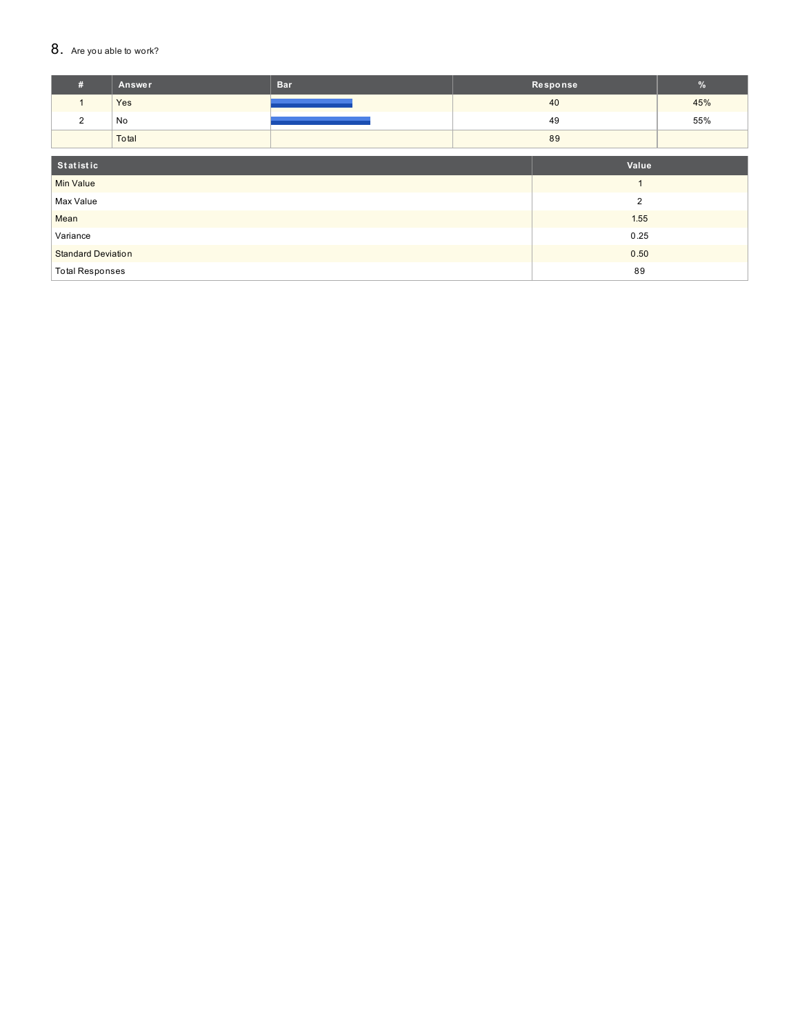## 8. Are you able to work?

| # | Answer | Bar | Response | % |
|---|---|---|---|---|
| 1 | Yes | | 40 | 45% |
| 2 | No | | 49 | 55% |
| | Total | | 89 | |

| Statistic | Value |
|---|---|
| Min Value | 1 |
| Max Value | 2 |
| Mean | 1.55 |
| Variance | 0.25 |
| Standard Deviation | 0.50 |
| Total Responses | 89 |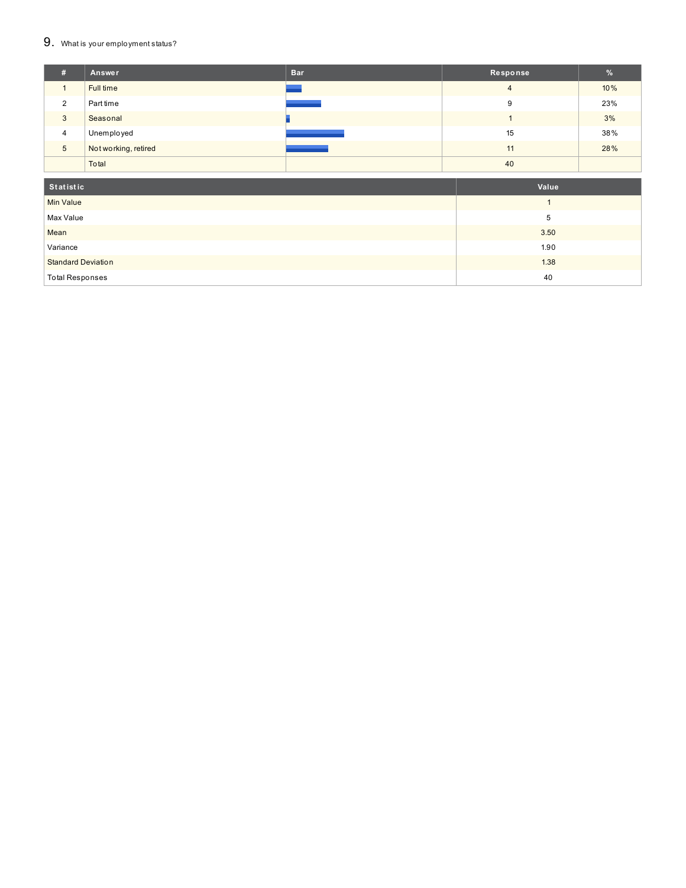## 9. What is your employment status?

| # | Answer | Bar | Response | % |
|---|---|---|---|---|
| 1 | Full time | | 4 | 10% |
| 2 | Part time | | 9 | 23% |
| 3 | Seasonal | | 1 | 3% |
| 4 | Unemployed | | 15 | 38% |
| 5 | Not working, retired | | 11 | 28% |
| | Total | | 40 | |

| Statistic | Value |
|---|---|
| Min Value | 1 |
| Max Value | 5 |
| Mean | 3.50 |
| Variance | 1.90 |
| Standard Deviation | 1.38 |
| Total Responses | 40 |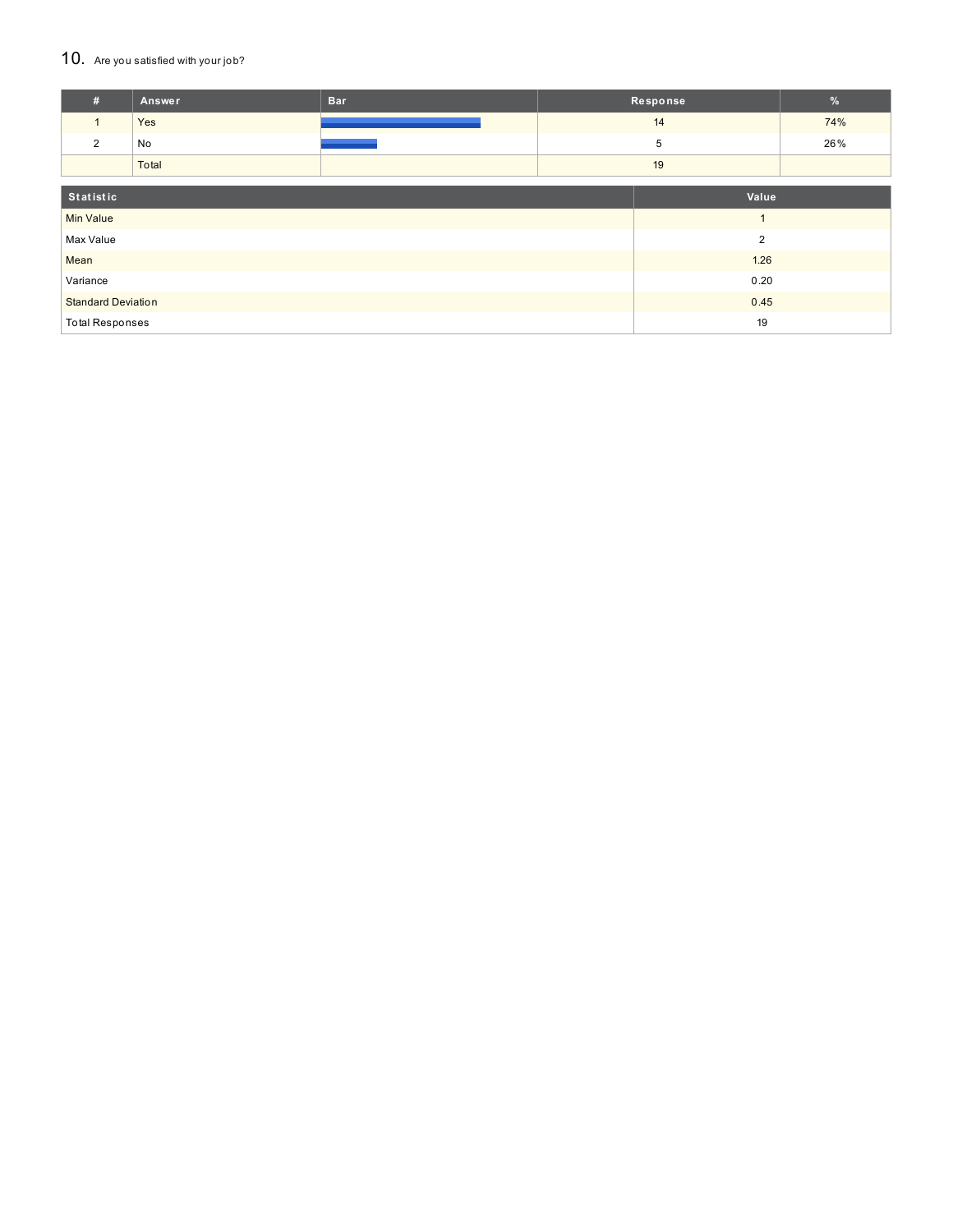## 10. Are you satisfied with your job?

| # | Answer | Bar | Response | % |
|---|---|---|---|---|
| 1 | Yes | | 14 | 74% |
| 2 | No | | 5 | 26% |
| | Total | | 19 | |

| Statistic | Value |
|---|---|
| Min Value | 1 |
| Max Value | 2 |
| Mean | 1.26 |
| Variance | 0.20 |
| Standard Deviation | 0.45 |
| Total Responses | 19 |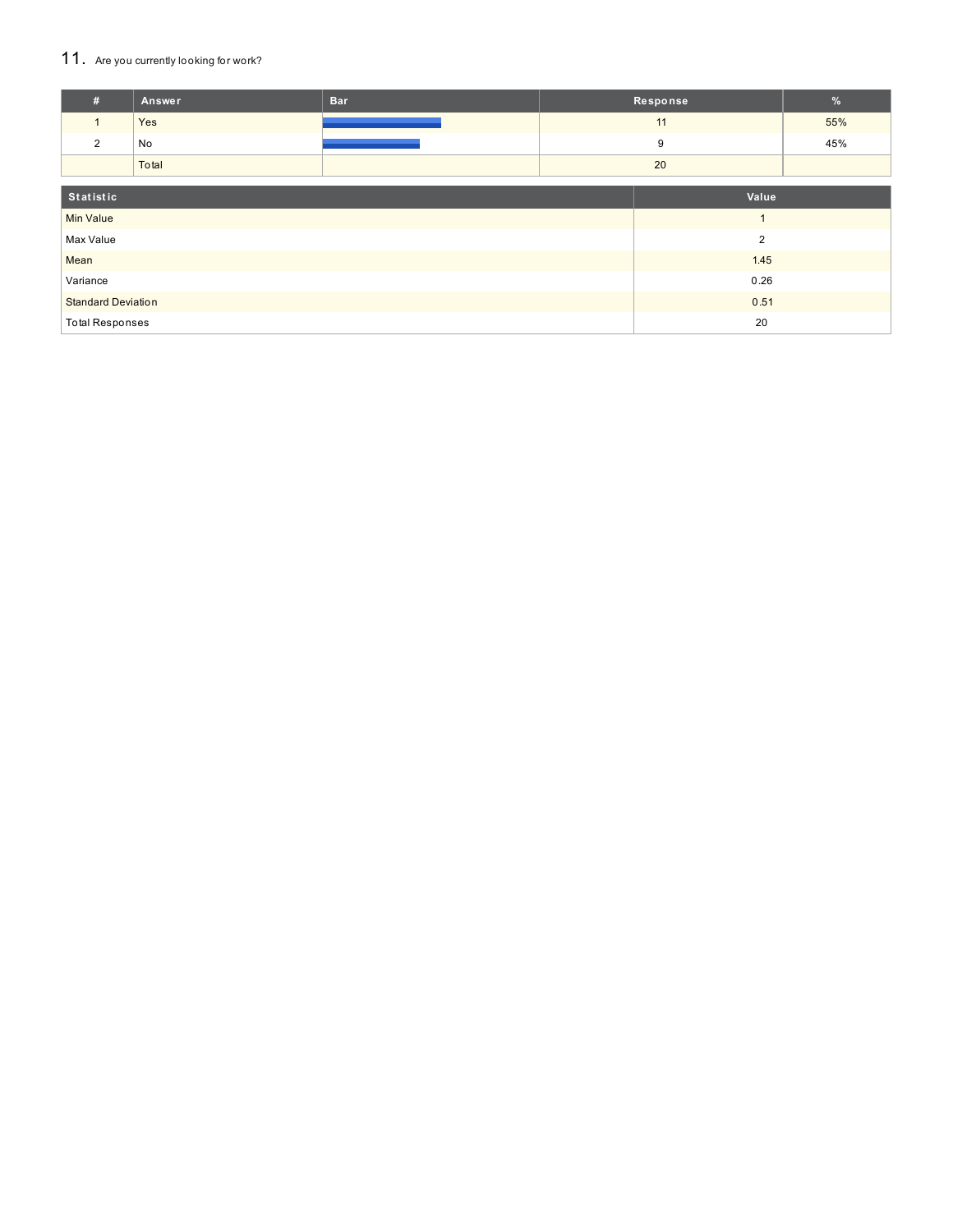## 11. Are you currently looking for work?

| # | Answer | Bar | Response | % |
|---|---|---|---|---|
| 1 | Yes | | 11 | 55% |
| 2 | No | | 9 | 45% |
| | Total | | 20 | |

| Statistic | Value |
|---|---|
| Min Value | 1 |
| Max Value | 2 |
| Mean | 1.45 |
| Variance | 0.26 |
| Standard Deviation | 0.51 |
| Total Responses | 20 |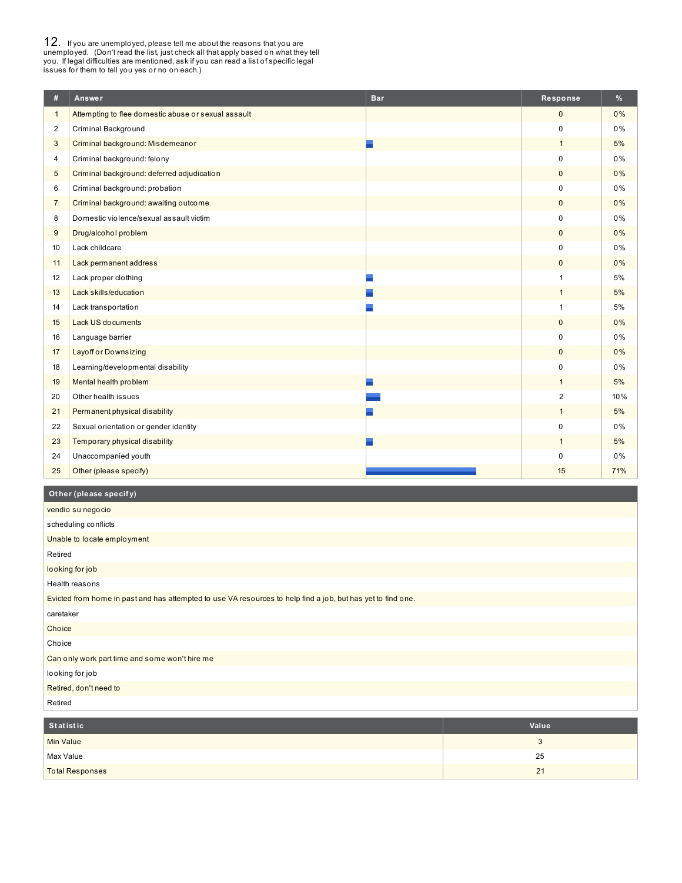12. If you are unemployed, please tell me about the reasons that you are unemployed. (Don't read the list, just check all that apply based on what they tell you. If legal difficulties are mentioned, ask if you can read a list of specific legal issues for them to tell you yes or no on each.)

| # | Answer | Bar | Response | % |
|---|---|---|---|---|
| 1 | Attempting to flee domestic abuse or sexual assault | | 0 | 0% |
| 2 | Criminal Background | | 0 | 0% |
| 3 | Criminal background: Misdemeanor | | 1 | 5% |
| 4 | Criminal background: felony | | 0 | 0% |
| 5 | Criminal background: deferred adjudication | | 0 | 0% |
| 6 | Criminal background: probation | | 0 | 0% |
| 7 | Criminal background: awaiting outcome | | 0 | 0% |
| 8 | Domestic violence/sexual assault victim | | 0 | 0% |
| 9 | Drug/alcohol problem | | 0 | 0% |
| 10 | Lack childcare | | 0 | 0% |
| 11 | Lack permanent address | | 0 | 0% |
| 12 | Lack proper clothing | | 1 | 5% |
| 13 | Lack skills/education | | 1 | 5% |
| 14 | Lack transportation | | 1 | 5% |
| 15 | Lack US documents | | 0 | 0% |
| 16 | Language barrier | | 0 | 0% |
| 17 | Layoff or Downsizing | | 0 | 0% |
| 18 | Learning/developmental disability | | 0 | 0% |
| 19 | Mental health problem | | 1 | 5% |
| 20 | Other health issues | | 2 | 10% |
| 21 | Permanent physical disability | | 1 | 5% |
| 22 | Sexual orientation or gender identity | | 0 | 0% |
| 23 | Temporary physical disability | | 1 | 5% |
| 24 | Unaccompanied youth | | 0 | 0% |
| 25 | Other (please specify) | | 15 | 71% |

| Other (please specify) |
|---|
| vendio su negocio |
| scheduling conflicts |
| Unable to locate employment |
| Retired |
| looking for job |
| Health reasons |
| Evicted from home in past and has attempted to use VA resources to help find a job, but has yet to find one. |
| caretaker |
| Choice |
| Choice |
| Can only work part time and some won't hire me |
| looking for job |
| Retired, don't need to |
| Retired |

| Statistic | Value |
|---|---|
| Min Value | 3 |
| Max Value | 25 |
| Total Responses | 21 |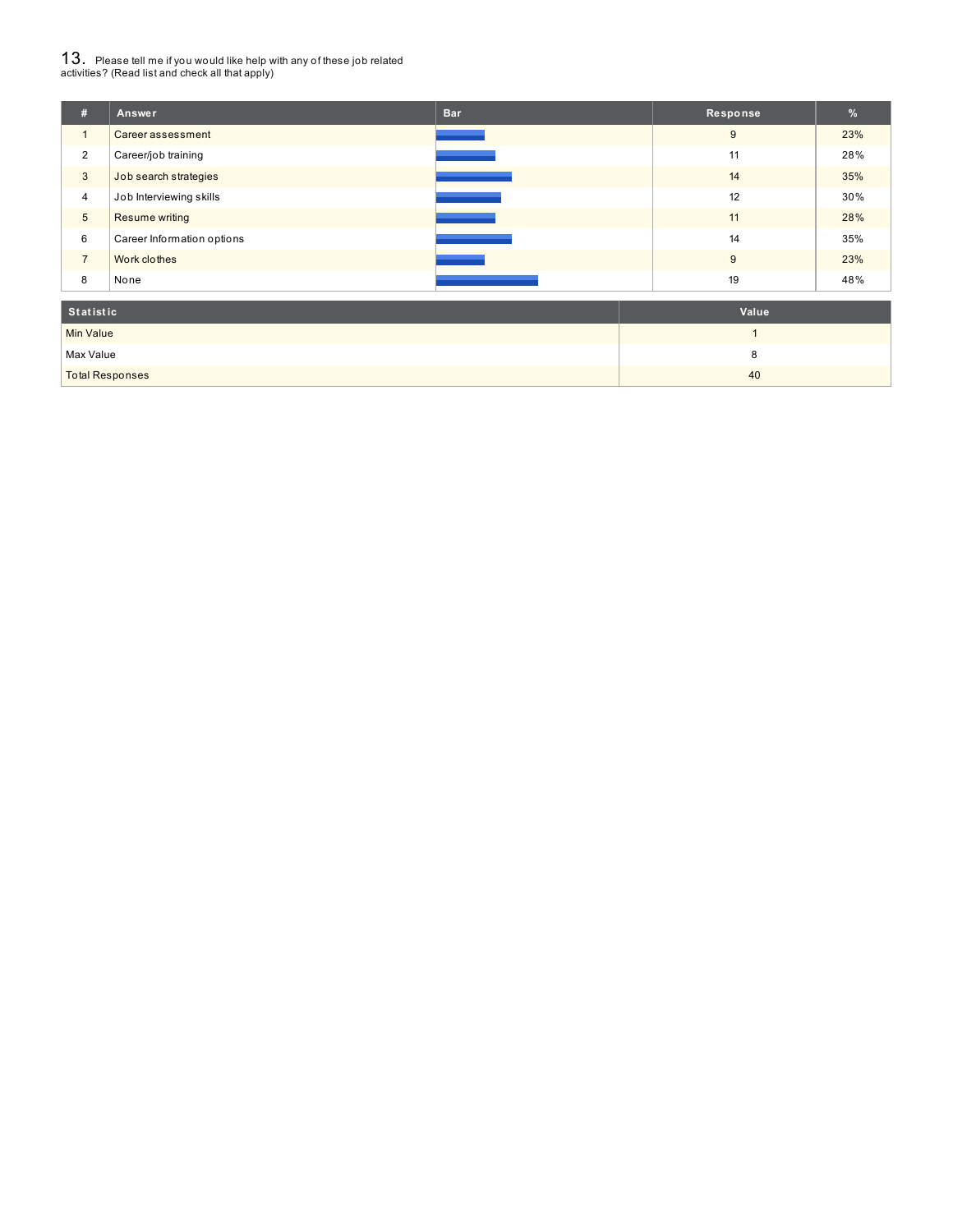## 13. Please tell me if you would like help with any of these job related activities? (Read list and check all that apply)

| # | Answer | Bar | Response | % |
|---|---|---|---|---|
| 1 | Career assessment | | 9 | 23% |
| 2 | Career/job training | | 11 | 28% |
| 3 | Job search strategies | | 14 | 35% |
| 4 | Job Interviewing skills | | 12 | 30% |
| 5 | Resume writing | | 11 | 28% |
| 6 | Career Information options | | 14 | 35% |
| 7 | Work clothes | | 9 | 23% |
| 8 | None | | 19 | 48% |

| Statistic | Value |
|---|---|
| Min Value | 1 |
| Max Value | 8 |
| Total Responses | 40 |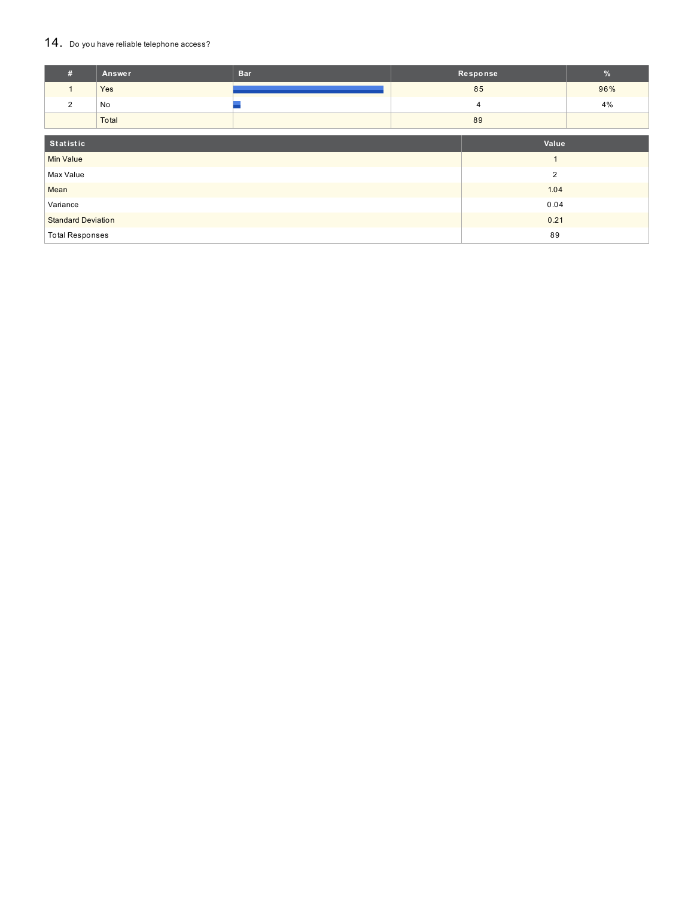## 14. Do you have reliable telephone access?

| # | Answer | Bar | Response | % |
|---|---|---|---|---|
| 1 | Yes | | 85 | 96% |
| 2 | No | | 4 | 4% |
| | Total | | 89 | |

| Statistic | Value |
|---|---|
| Min Value | 1 |
| Max Value | 2 |
| Mean | 1.04 |
| Variance | 0.04 |
| Standard Deviation | 0.21 |
| Total Responses | 89 |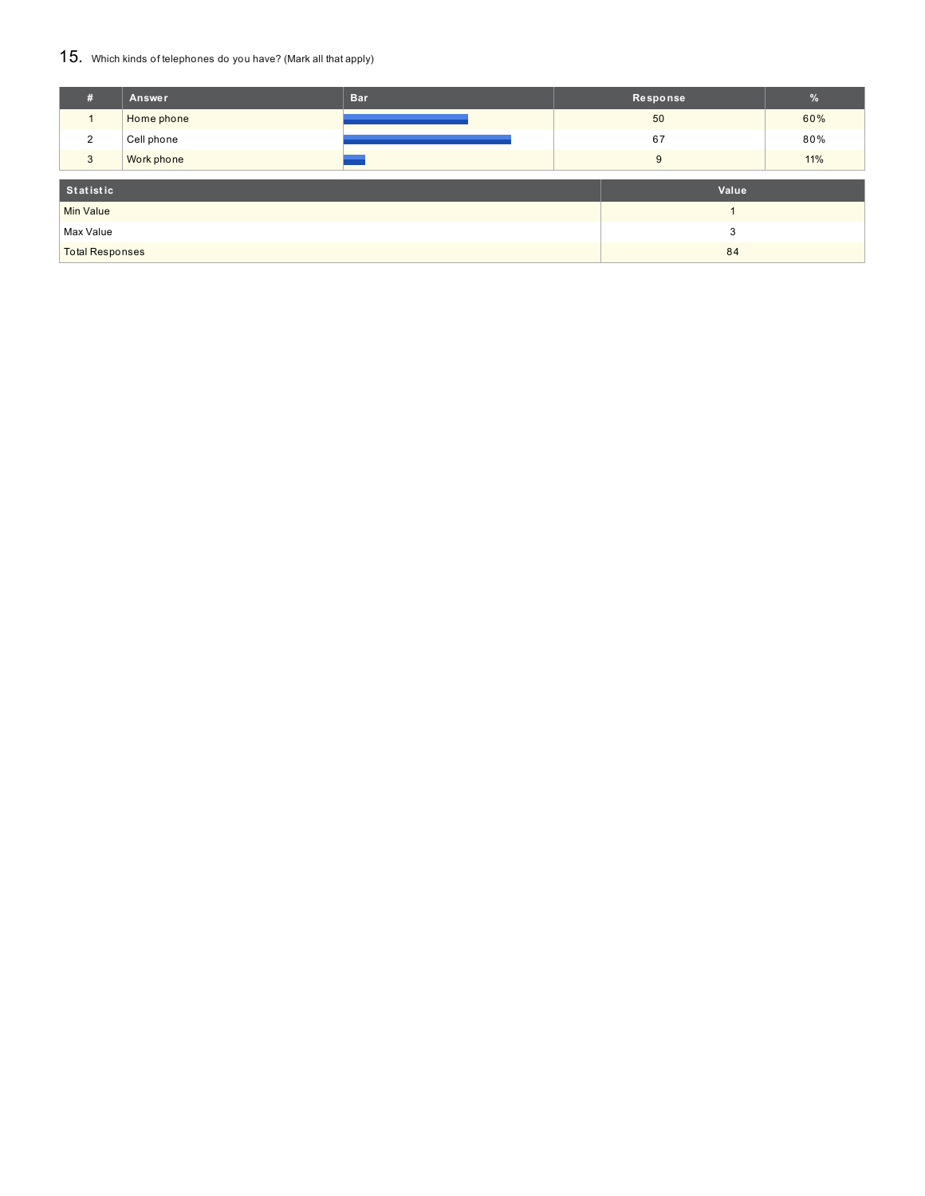## 15. Which kinds of telephones do you have? (Mark all that apply)

| # | Answer | Bar | Response | % |
|---|---|---|---|---|
| 1 | Home phone | | 50 | 60% |
| 2 | Cell phone | | 67 | 80% |
| 3 | Work phone | | 9 | 11% |

| Statistic | Value |
|---|---|
| Min Value | 1 |
| Max Value | 3 |
| Total Responses | 84 |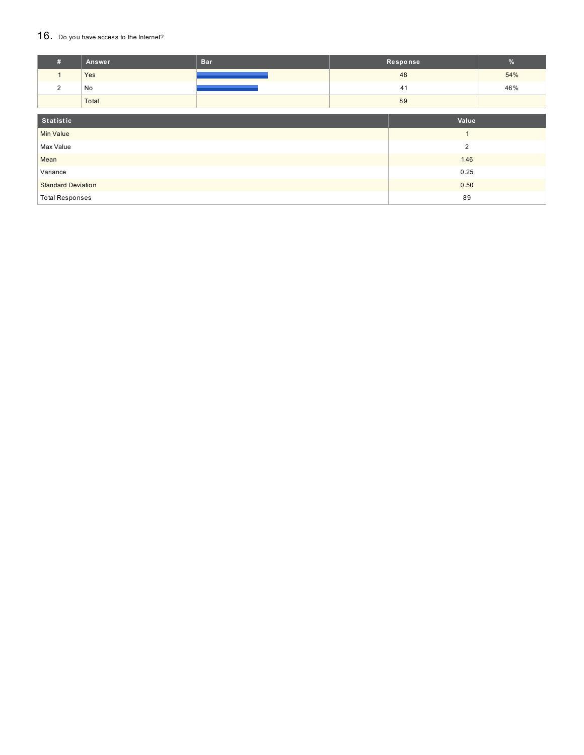## 16. Do you have access to the Internet?

| # | Answer | Bar | Response | % |
|---|---|---|---|---|
| 1 | Yes | | 48 | 54% |
| 2 | No | | 41 | 46% |
| | Total | | 89 | |

| Statistic | Value |
|---|---|
| Min Value | 1 |
| Max Value | 2 |
| Mean | 1.46 |
| Variance | 0.25 |
| Standard Deviation | 0.50 |
| Total Responses | 89 |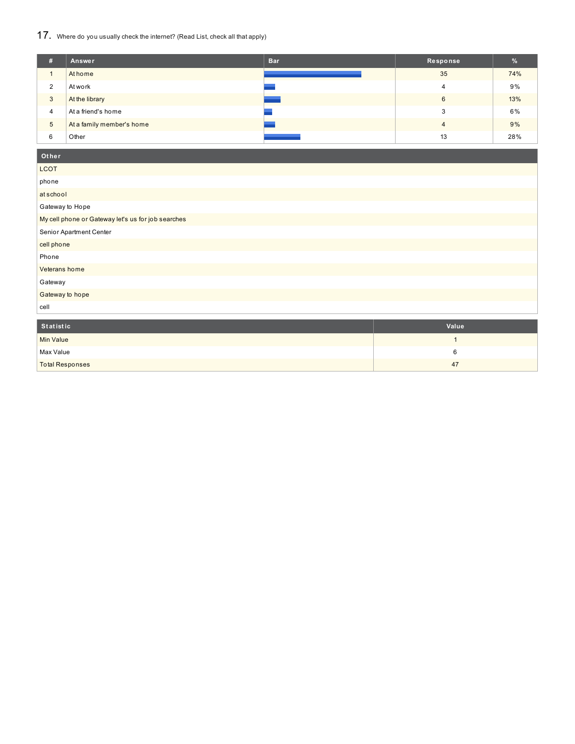## 17. Where do you usually check the internet? (Read List, check all that apply)

| # | Answer | Bar | Response | % |
|---|---|---|---|---|
| 1 | At home | | 35 | 74% |
| 2 | At work | | 4 | 9% |
| 3 | At the library | | 6 | 13% |
| 4 | At a friend's home | | 3 | 6% |
| 5 | At a family member's home | | 4 | 9% |
| 6 | Other | | 13 | 28% |

| Other |
|---|
| LCOT |
| phone |
| at school |
| Gateway to Hope |
| My cell phone or Gateway let's us for job searches |
| Senior Apartment Center |
| cell phone |
| Phone |
| Veterans home |
| Gateway |
| Gateway to hope |
| cell |

| Statistic | Value |
|---|---|
| Min Value | 1 |
| Max Value | 6 |
| Total Responses | 47 |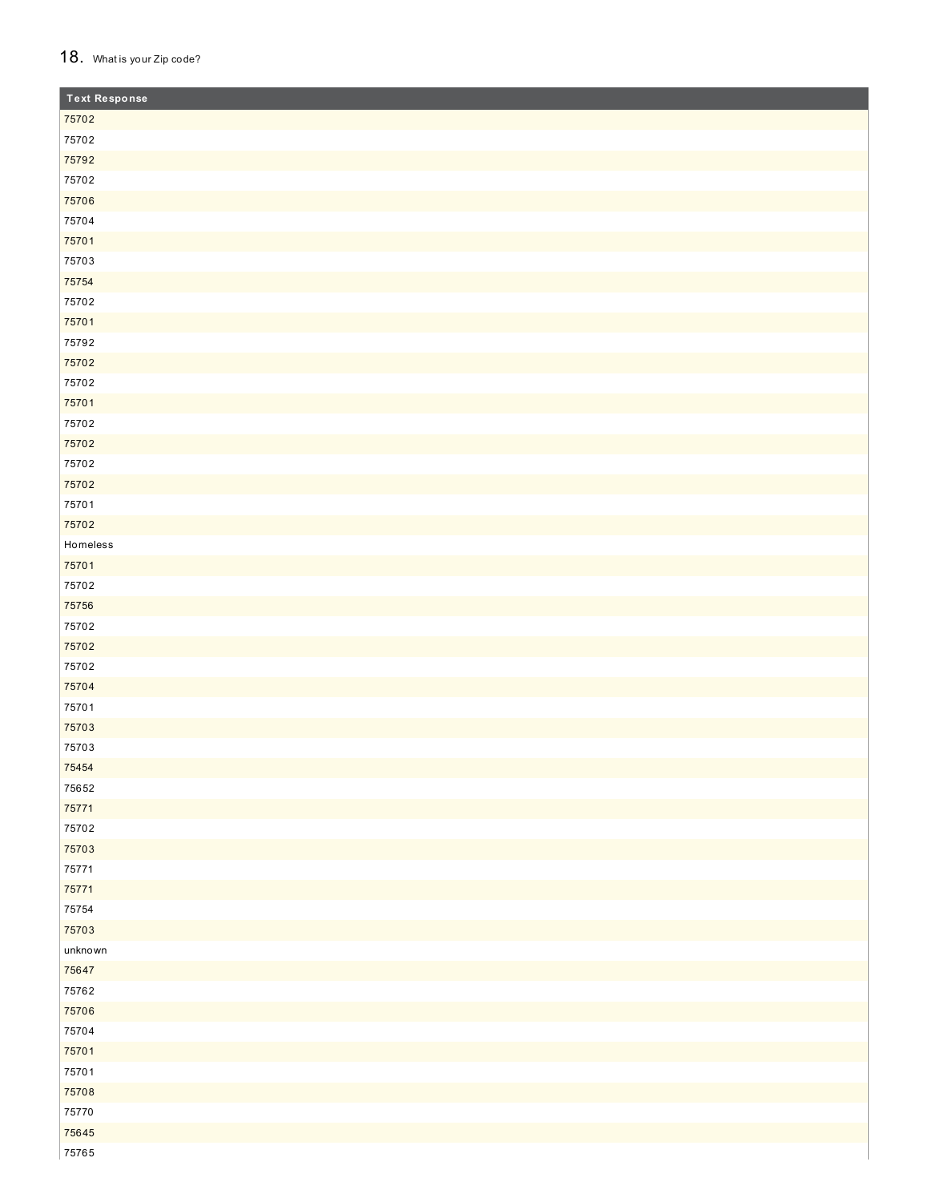## 18. What is your Zip code?

| Text Response |
| --- |
| 75702 |
| 75702 |
| 75792 |
| 75702 |
| 75706 |
| 75704 |
| 75701 |
| 75703 |
| 75754 |
| 75702 |
| 75701 |
| 75792 |
| 75702 |
| 75702 |
| 75701 |
| 75702 |
| 75702 |
| 75702 |
| 75702 |
| 75701 |
| 75702 |
| Homeless |
| 75701 |
| 75702 |
| 75756 |
| 75702 |
| 75702 |
| 75702 |
| 75704 |
| 75701 |
| 75703 |
| 75703 |
| 75454 |
| 75652 |
| 75771 |
| 75702 |
| 75703 |
| 75771 |
| 75771 |
| 75754 |
| 75703 |
| unknown |
| 75647 |
| 75762 |
| 75706 |
| 75704 |
| 75701 |
| 75701 |
| 75708 |
| 75770 |
| 75645 |
| 75765 |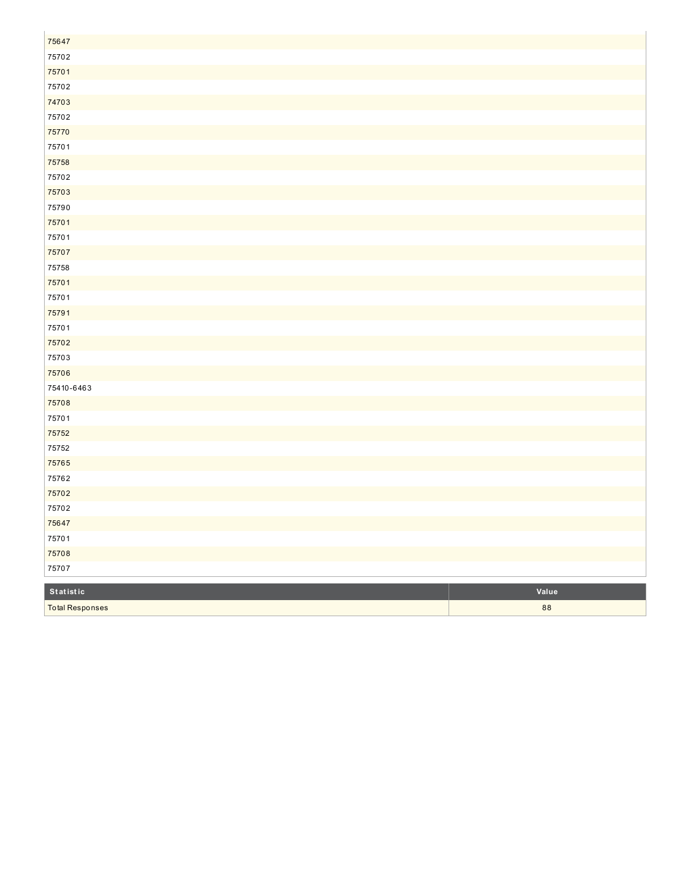| |
|---|
| 75647 |
| 75702 |
| 75701 |
| 75702 |
| 74703 |
| 75702 |
| 75770 |
| 75701 |
| 75758 |
| 75702 |
| 75703 |
| 75790 |
| 75701 |
| 75701 |
| 75707 |
| 75758 |
| 75701 |
| 75701 |
| 75791 |
| 75701 |
| 75702 |
| 75703 |
| 75706 |
| 75410-6463 |
| 75708 |
| 75701 |
| 75752 |
| 75752 |
| 75765 |
| 75762 |
| 75702 |
| 75702 |
| 75647 |
| 75701 |
| 75708 |
| 75707 |

| Statistic | Value |
|---|---|
| Total Responses | 88 |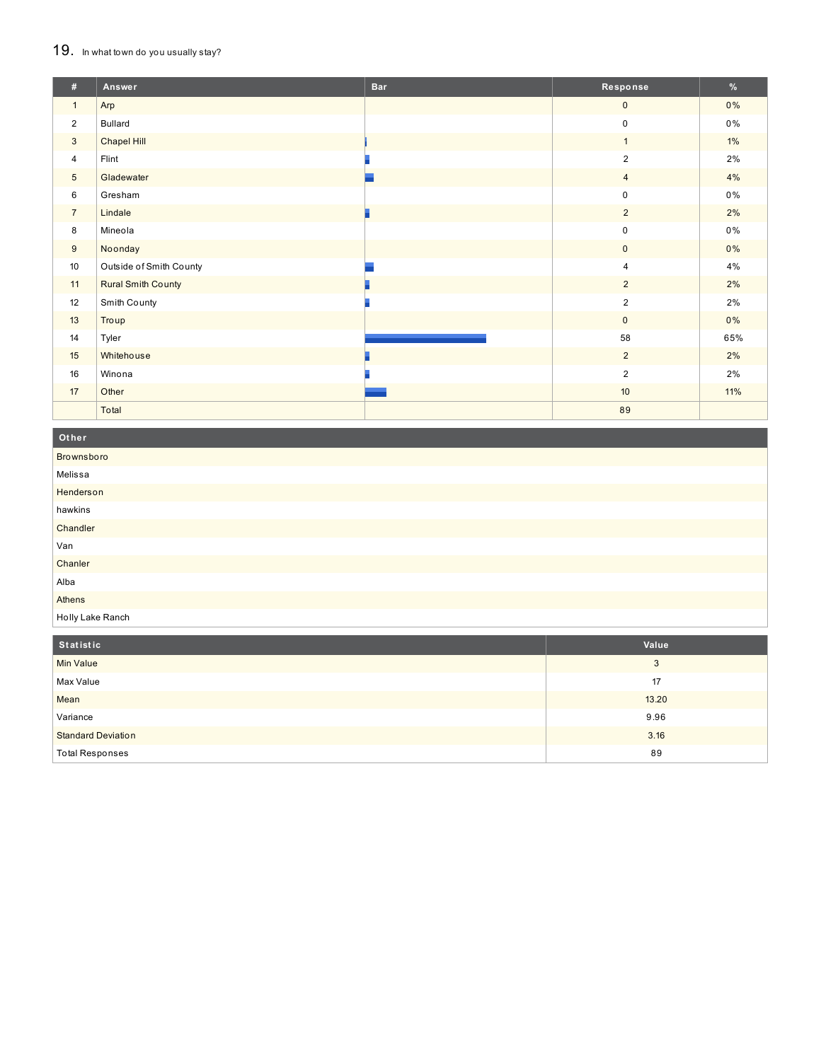## 19. In what town do you usually stay?

| # | Answer | Bar | Response | % |
|---|---|---|---|---|
| 1 | Arp | | 0 | 0% |
| 2 | Bullard | | 0 | 0% |
| 3 | Chapel Hill | | 1 | 1% |
| 4 | Flint | | 2 | 2% |
| 5 | Gladewater | | 4 | 4% |
| 6 | Gresham | | 0 | 0% |
| 7 | Lindale | | 2 | 2% |
| 8 | Mineola | | 0 | 0% |
| 9 | Noonday | | 0 | 0% |
| 10 | Outside of Smith County | | 4 | 4% |
| 11 | Rural Smith County | | 2 | 2% |
| 12 | Smith County | | 2 | 2% |
| 13 | Troup | | 0 | 0% |
| 14 | Tyler | | 58 | 65% |
| 15 | Whitehouse | | 2 | 2% |
| 16 | Winona | | 2 | 2% |
| 17 | Other | | 10 | 11% |
| | Total | | 89 | |

| Other |
|---|
| Brownsboro |
| Melissa |
| Henderson |
| hawkins |
| Chandler |
| Van |
| Chanler |
| Alba |
| Athens |
| Holly Lake Ranch |

| Statistic | Value |
|---|---|
| Min Value | 3 |
| Max Value | 17 |
| Mean | 13.20 |
| Variance | 9.96 |
| Standard Deviation | 3.16 |
| Total Responses | 89 |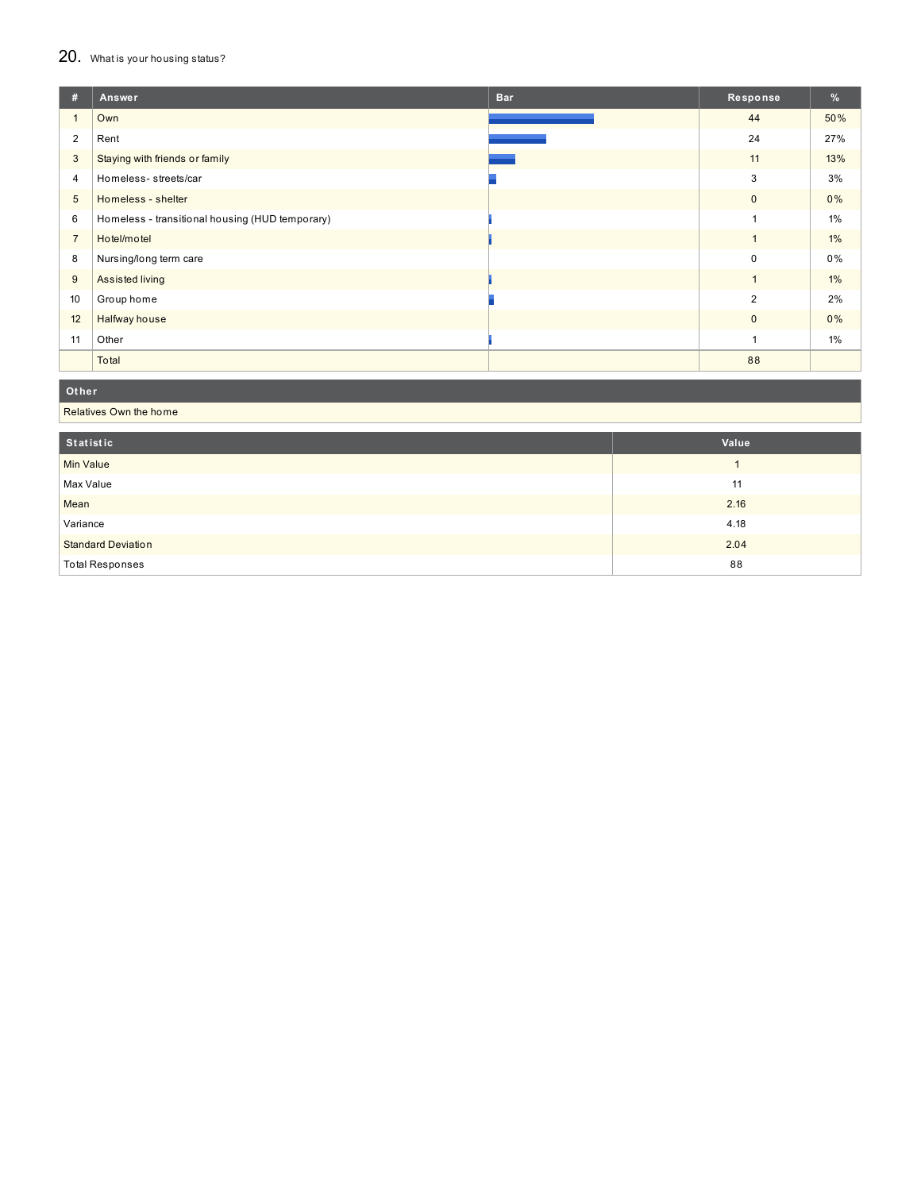## 20. What is your housing status?

| # | Answer | Bar | Response | % |
|---|---|---|---|---|
| 1 | Own | | 44 | 50% |
| 2 | Rent | | 24 | 27% |
| 3 | Staying with friends or family | | 11 | 13% |
| 4 | Homeless- streets/car | | 3 | 3% |
| 5 | Homeless - shelter | | 0 | 0% |
| 6 | Homeless - transitional housing (HUD temporary) | | 1 | 1% |
| 7 | Hotel/motel | | 1 | 1% |
| 8 | Nursing/long term care | | 0 | 0% |
| 9 | Assisted living | | 1 | 1% |
| 10 | Group home | | 2 | 2% |
| 12 | Halfway house | | 0 | 0% |
| 11 | Other | | 1 | 1% |
| | Total | | 88 | |

| Other |
|---|
| Relatives Own the home |

| Statistic | Value |
|---|---|
| Min Value | 1 |
| Max Value | 11 |
| Mean | 2.16 |
| Variance | 4.18 |
| Standard Deviation | 2.04 |
| Total Responses | 88 |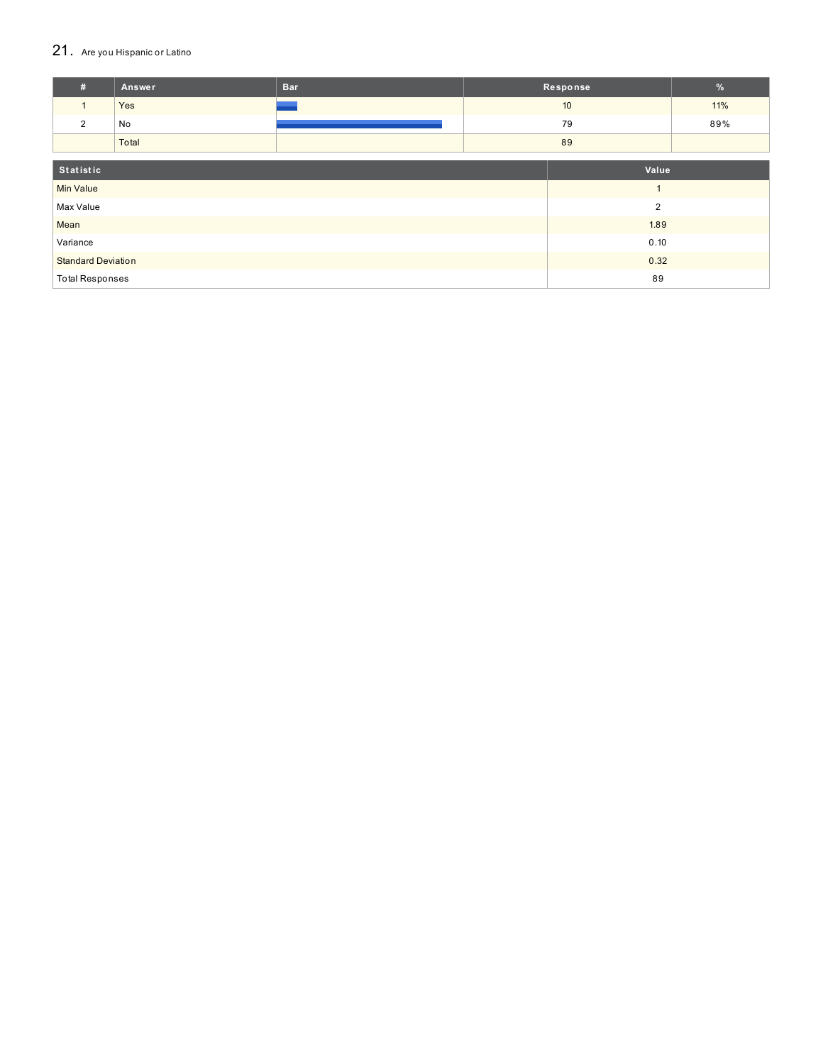## 21. Are you Hispanic or Latino

| # | Answer | Bar | Response | % |
|---|---|---|---|---|
| 1 | Yes | | 10 | 11% |
| 2 | No | | 79 | 89% |
| | Total | | 89 | |

| Statistic | Value |
|---|---|
| Min Value | 1 |
| Max Value | 2 |
| Mean | 1.89 |
| Variance | 0.10 |
| Standard Deviation | 0.32 |
| Total Responses | 89 |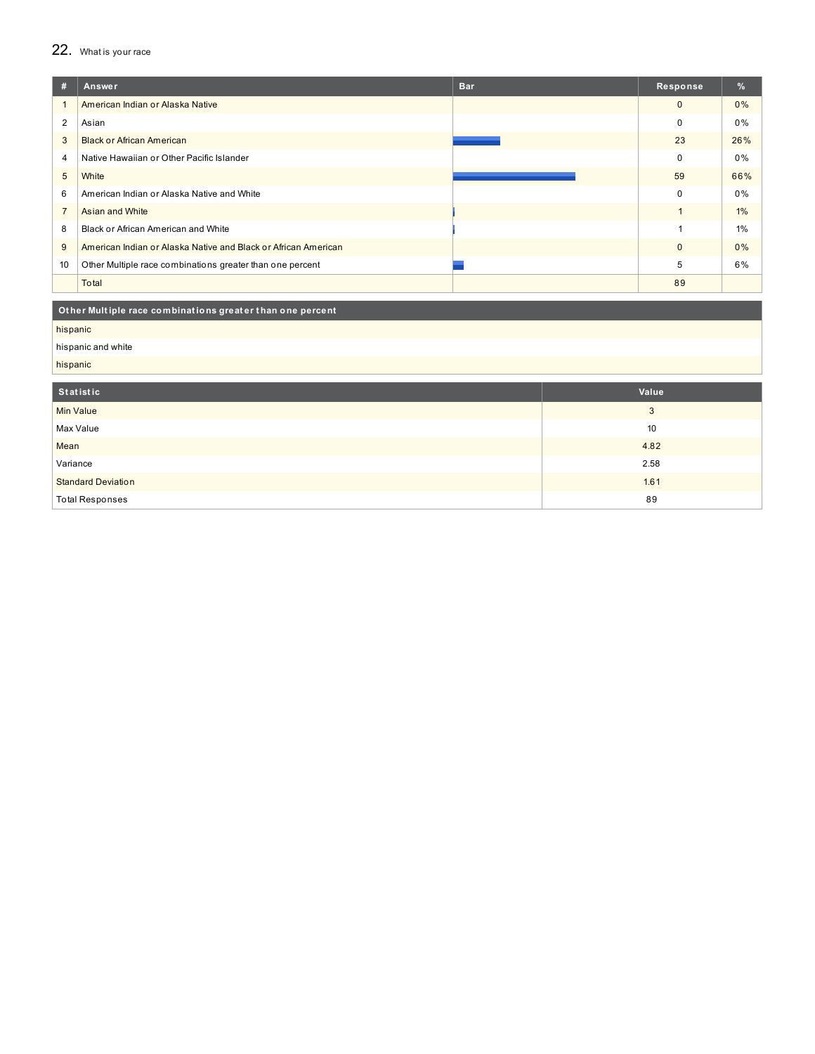## 22. What is your race

| # | Answer | Bar | Response | % |
|---|---|---|---|---|
| 1 | American Indian or Alaska Native | | 0 | 0% |
| 2 | Asian | | 0 | 0% |
| 3 | Black or African American | | 23 | 26% |
| 4 | Native Hawaiian or Other Pacific Islander | | 0 | 0% |
| 5 | White | | 59 | 66% |
| 6 | American Indian or Alaska Native and White | | 0 | 0% |
| 7 | Asian and White | | 1 | 1% |
| 8 | Black or African American and White | | 1 | 1% |
| 9 | American Indian or Alaska Native and Black or African American | | 0 | 0% |
| 10 | Other Multiple race combinations greater than one percent | | 5 | 6% |
| | Total | | 89 | |

| Other Multiple race combinations greater than one percent |
|---|
| hispanic |
| hispanic and white |
| hispanic |

| Statistic | Value |
|---|---|
| Min Value | 3 |
| Max Value | 10 |
| Mean | 4.82 |
| Variance | 2.58 |
| Standard Deviation | 1.61 |
| Total Responses | 89 |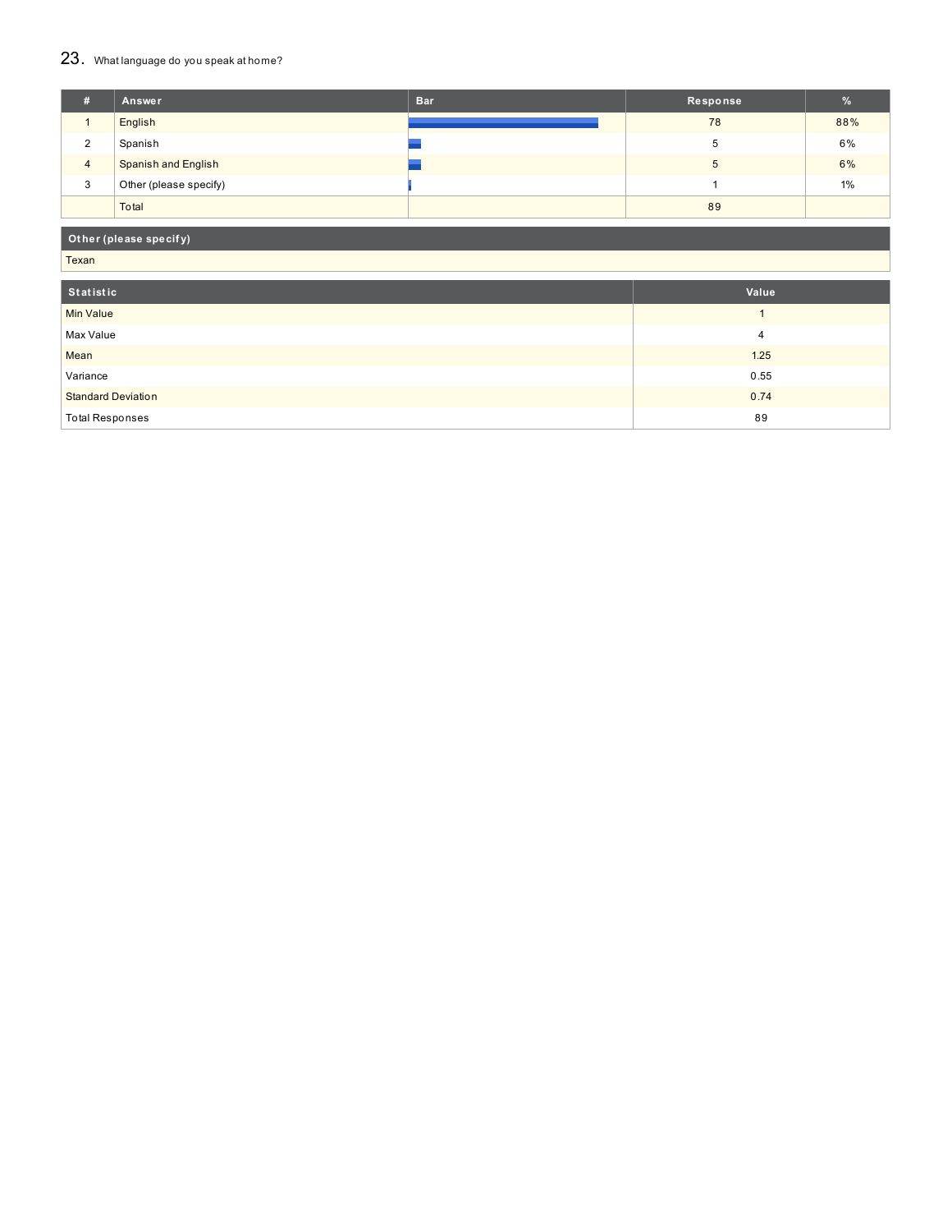## 23. What language do you speak at home?

| # | Answer | Bar | Response | % |
|---|---|---|---|---|
| 1 | English | | 78 | 88% |
| 2 | Spanish | | 5 | 6% |
| 4 | Spanish and English | | 5 | 6% |
| 3 | Other (please specify) | | 1 | 1% |
| | Total | | 89 | |

| Other (please specify) |
|---|
| Texan |

| Statistic | Value |
|---|---|
| Min Value | 1 |
| Max Value | 4 |
| Mean | 1.25 |
| Variance | 0.55 |
| Standard Deviation | 0.74 |
| Total Responses | 89 |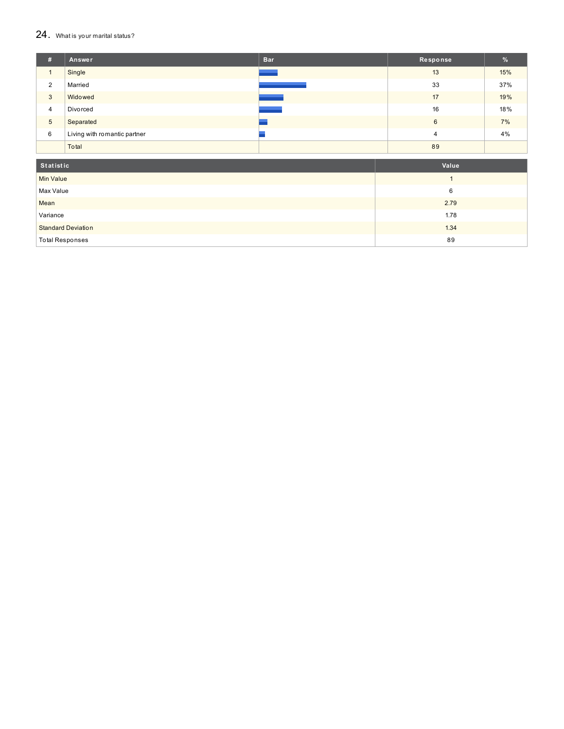## 24. What is your marital status?

| # | Answer | Bar | Response | % |
|---|---|---|---|---|
| 1 | Single | | 13 | 15% |
| 2 | Married | | 33 | 37% |
| 3 | Widowed | | 17 | 19% |
| 4 | Divorced | | 16 | 18% |
| 5 | Separated | | 6 | 7% |
| 6 | Living with romantic partner | | 4 | 4% |
| | Total | | 89 | |

| Statistic | Value |
|---|---|
| Min Value | 1 |
| Max Value | 6 |
| Mean | 2.79 |
| Variance | 1.78 |
| Standard Deviation | 1.34 |
| Total Responses | 89 |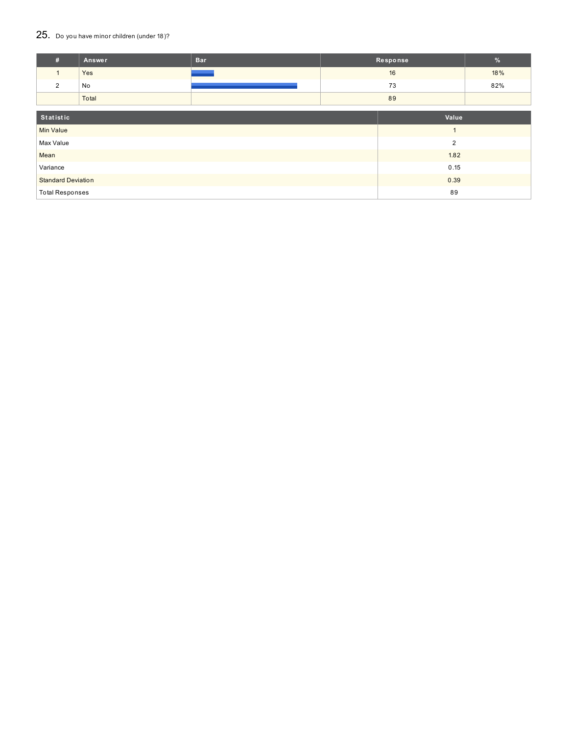## 25. Do you have minor children (under 18)?

| # | Answer | Bar | Response | % |
|---|---|---|---|---|
| 1 | Yes | | 16 | 18% |
| 2 | No | | 73 | 82% |
| | Total | | 89 | |

| Statistic | Value |
|---|---|
| Min Value | 1 |
| Max Value | 2 |
| Mean | 1.82 |
| Variance | 0.15 |
| Standard Deviation | 0.39 |
| Total Responses | 89 |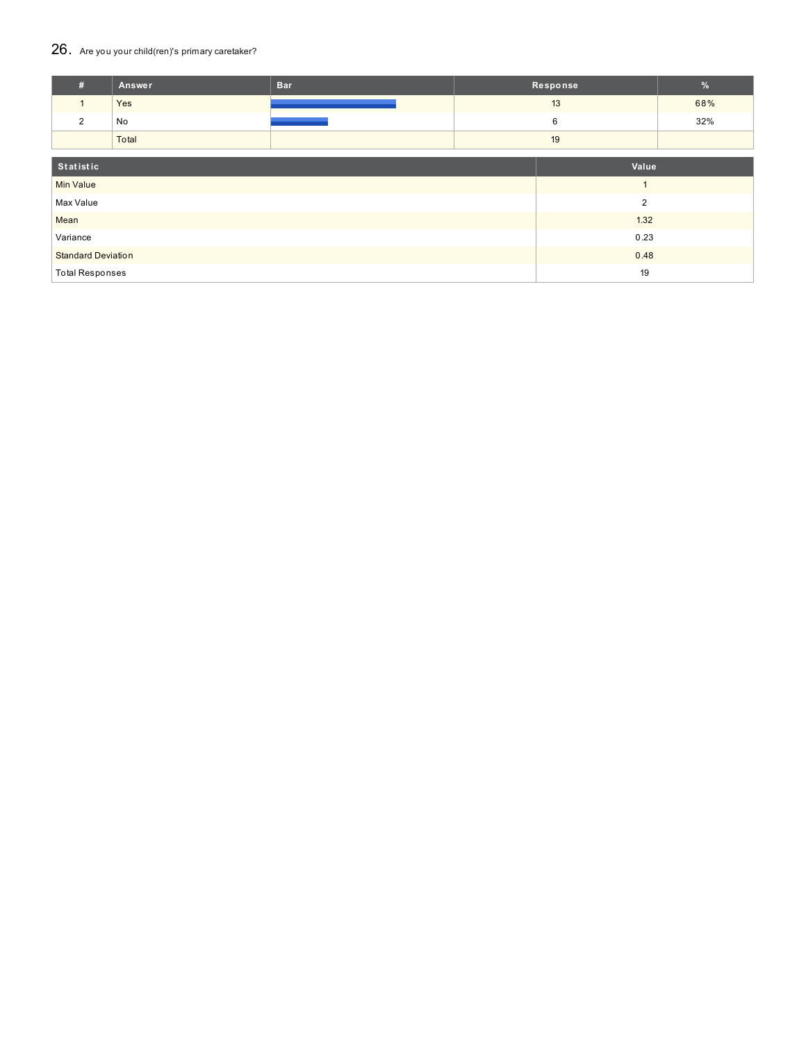## 26. Are you your child(ren)'s primary caretaker?

| # | Answer | Bar | Response | % |
|---|---|---|---|---|
| 1 | Yes | | 13 | 68% |
| 2 | No | | 6 | 32% |
| | Total | | 19 | |

| Statistic | Value |
|---|---|
| Min Value | 1 |
| Max Value | 2 |
| Mean | 1.32 |
| Variance | 0.23 |
| Standard Deviation | 0.48 |
| Total Responses | 19 |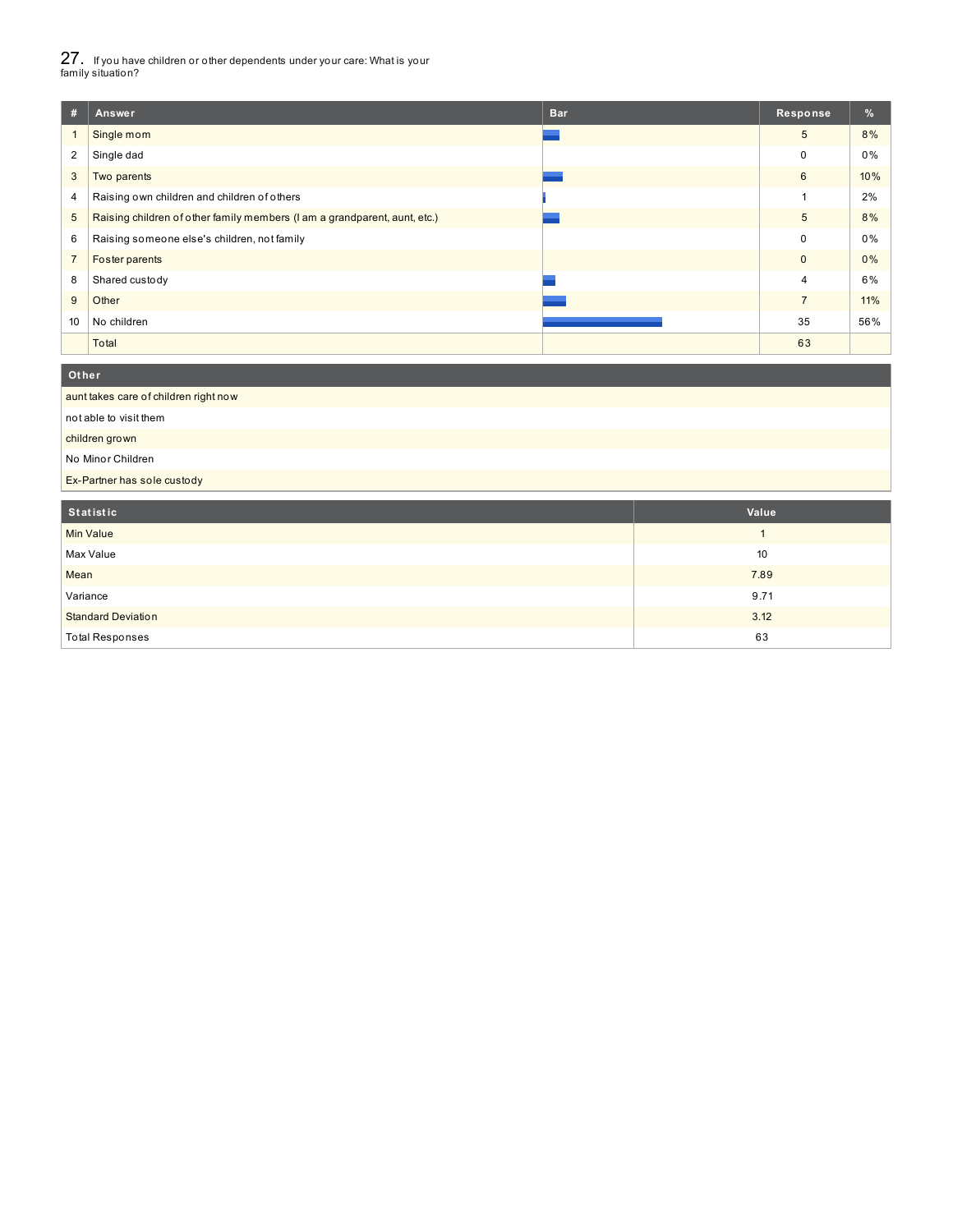## 27. If you have children or other dependents under your care: What is your family situation?

| # | Answer | Bar | Response | % |
|---|---|---|---|---|
| 1 | Single mom | | 5 | 8% |
| 2 | Single dad | | 0 | 0% |
| 3 | Two parents | | 6 | 10% |
| 4 | Raising own children and children of others | | 1 | 2% |
| 5 | Raising children of other family members (I am a grandparent, aunt, etc.) | | 5 | 8% |
| 6 | Raising someone else's children, not family | | 0 | 0% |
| 7 | Foster parents | | 0 | 0% |
| 8 | Shared custody | | 4 | 6% |
| 9 | Other | | 7 | 11% |
| 10 | No children | | 35 | 56% |
| | Total | | 63 | |

| Other |
|---|
| aunt takes care of children right now |
| not able to visit them |
| children grown |
| No Minor Children |
| Ex-Partner has sole custody |

| Statistic | Value |
|---|---|
| Min Value | 1 |
| Max Value | 10 |
| Mean | 7.89 |
| Variance | 9.71 |
| Standard Deviation | 3.12 |
| Total Responses | 63 |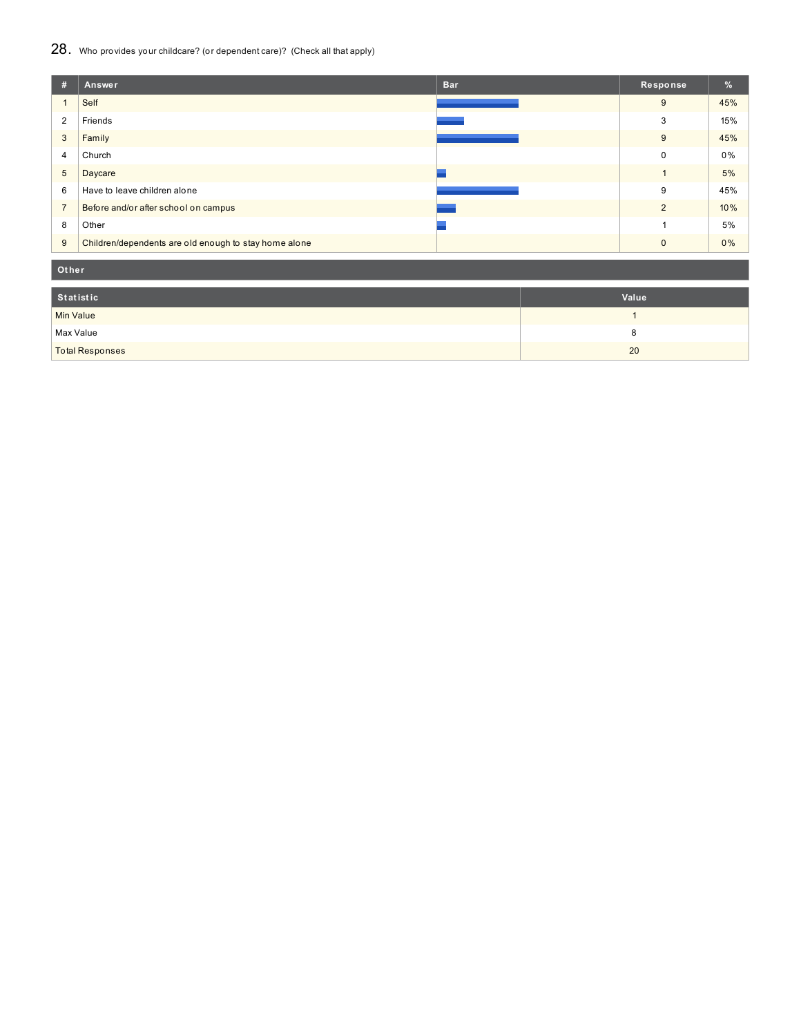## 28. Who provides your childcare? (or dependent care)? (Check all that apply)

| # | Answer | Bar | Response | % |
|---|---|---|---|---|
| 1 | Self | | 9 | 45% |
| 2 | Friends | | 3 | 15% |
| 3 | Family | | 9 | 45% |
| 4 | Church | | 0 | 0% |
| 5 | Daycare | | 1 | 5% |
| 6 | Have to leave children alone | | 9 | 45% |
| 7 | Before and/or after school on campus | | 2 | 10% |
| 8 | Other | | 1 | 5% |
| 9 | Children/dependents are old enough to stay home alone | | 0 | 0% |

| Other |
|---|

| Statistic | Value |
|---|---|
| Min Value | 1 |
| Max Value | 8 |
| Total Responses | 20 |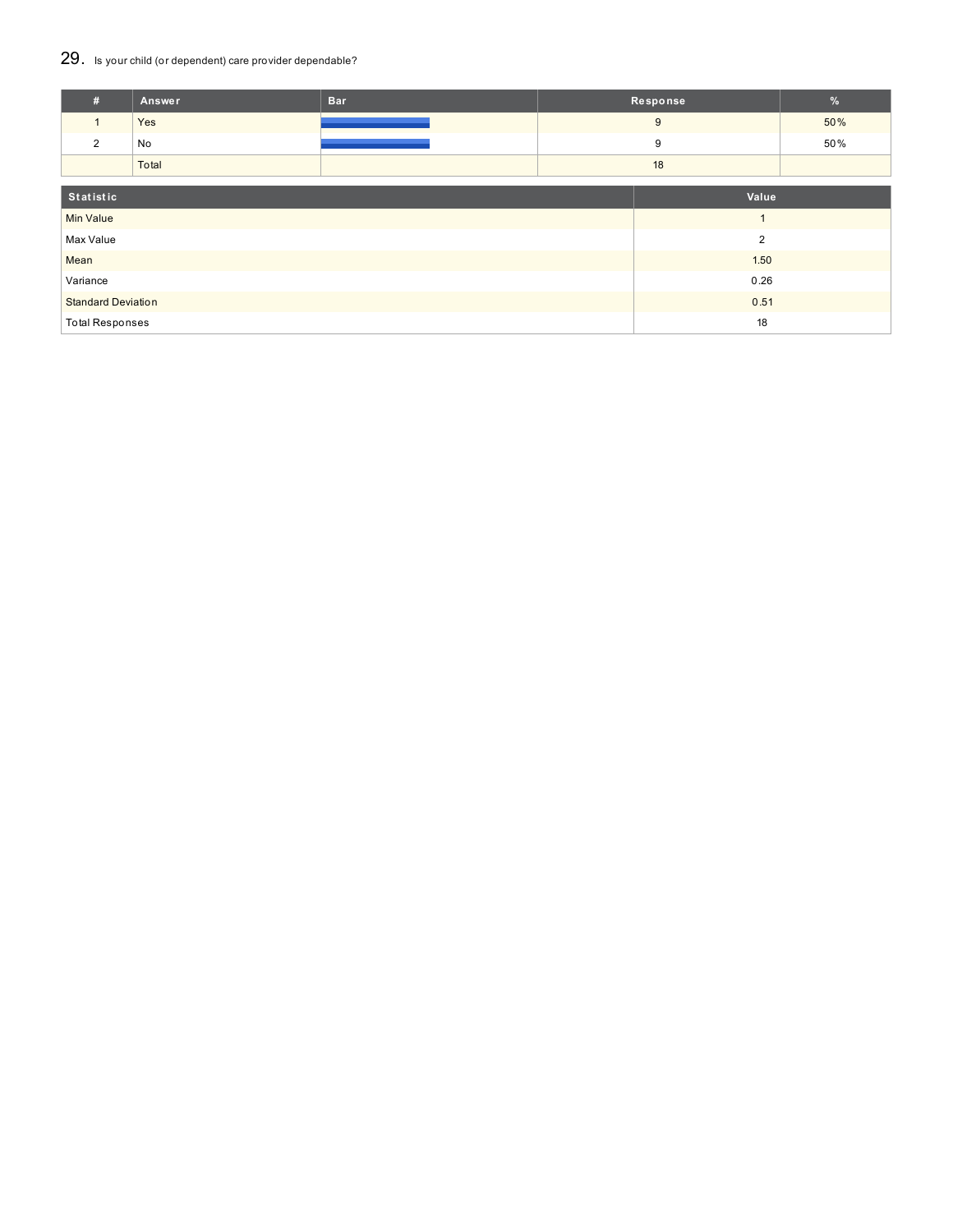## 29. Is your child (or dependent) care provider dependable?

| # | Answer | Bar | Response | % |
|---|---|---|---|---|
| 1 | Yes | | 9 | 50% |
| 2 | No | | 9 | 50% |
| | Total | | 18 | |

| Statistic | Value |
|---|---|
| Min Value | 1 |
| Max Value | 2 |
| Mean | 1.50 |
| Variance | 0.26 |
| Standard Deviation | 0.51 |
| Total Responses | 18 |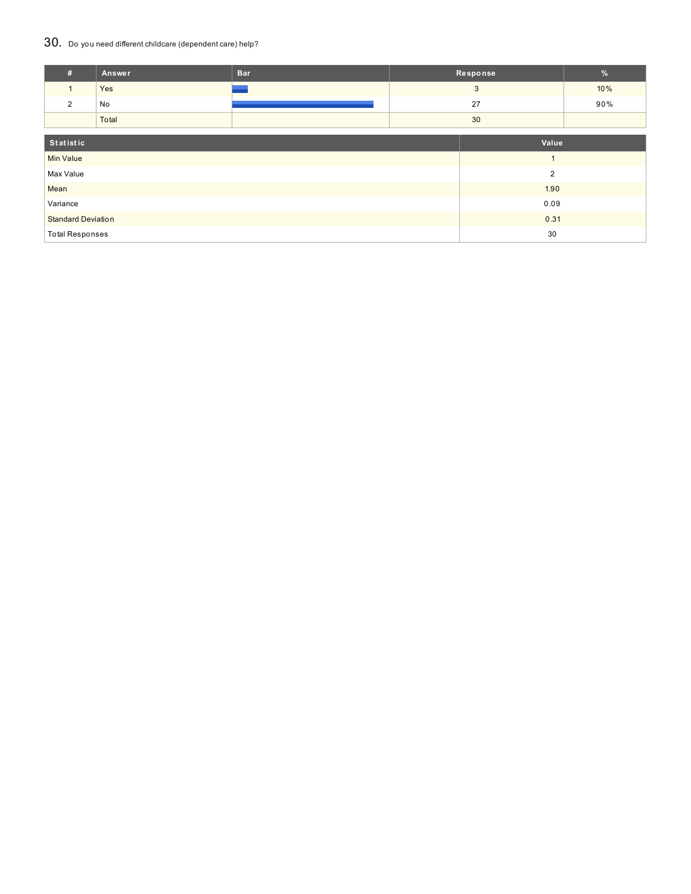## 30. Do you need different childcare (dependent care) help?

| # | Answer | Bar | Response | % |
|---|---|---|---|---|
| 1 | Yes | | 3 | 10% |
| 2 | No | | 27 | 90% |
| | Total | | 30 | |

| Statistic | Value |
|---|---|
| Min Value | 1 |
| Max Value | 2 |
| Mean | 1.90 |
| Variance | 0.09 |
| Standard Deviation | 0.31 |
| Total Responses | 30 |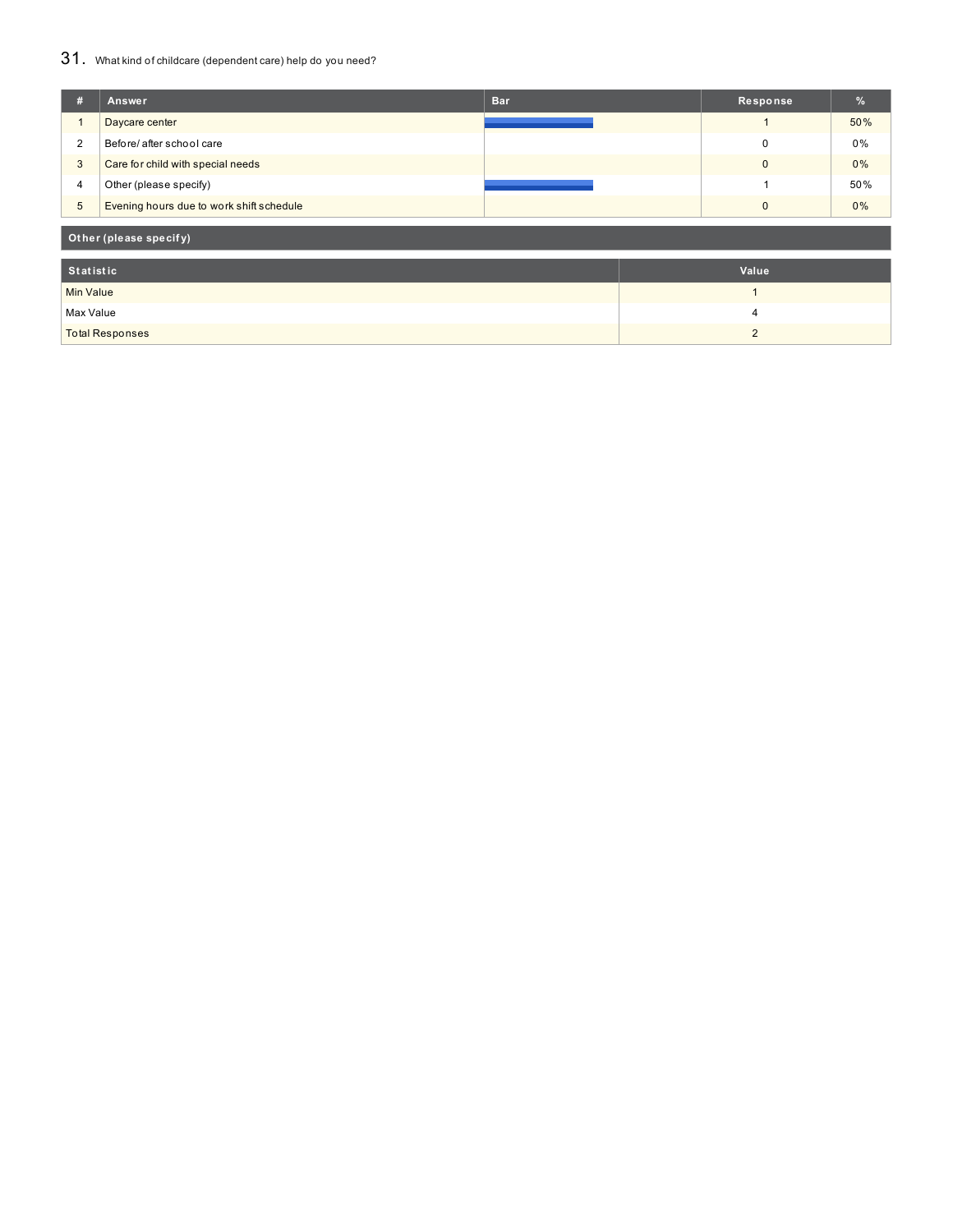## 31. What kind of childcare (dependent care) help do you need?

| # | Answer | Bar | Response | % |
|---|---|---|---|---|
| 1 | Daycare center | | 1 | 50% |
| 2 | Before/ after school care | | 0 | 0% |
| 3 | Care for child with special needs | | 0 | 0% |
| 4 | Other (please specify) | | 1 | 50% |
| 5 | Evening hours due to work shift schedule | | 0 | 0% |

| Other (please specify) |
|---|

| Statistic | Value |
|---|---|
| Min Value | 1 |
| Max Value | 4 |
| Total Responses | 2 |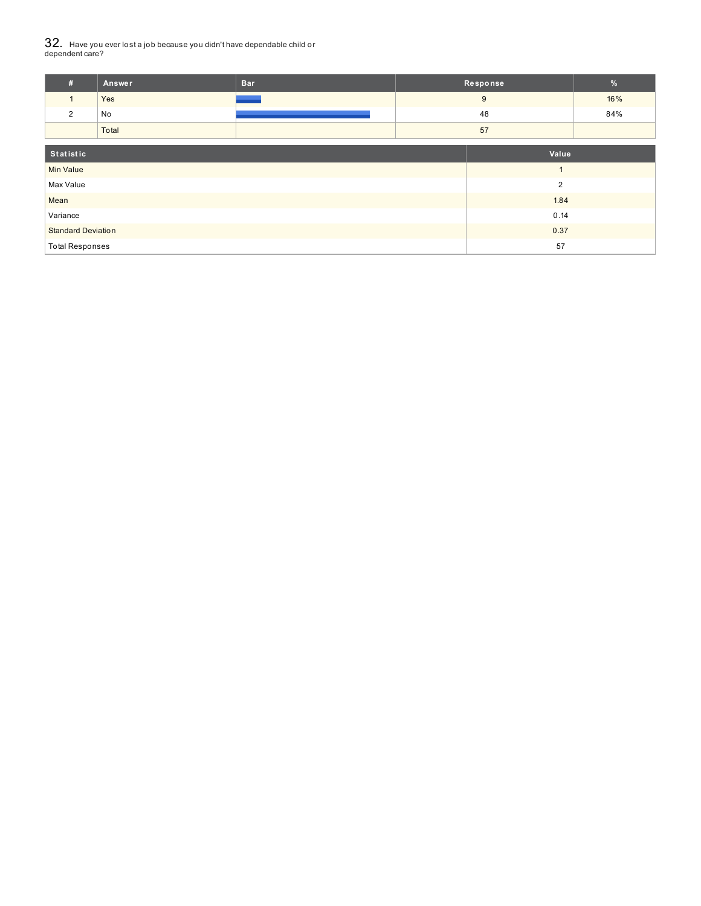## 32. Have you ever lost a job because you didn't have dependable child or dependent care?

| # | Answer | Bar | Response | % |
|---|---|---|---|---|
| 1 | Yes | | 9 | 16% |
| 2 | No | | 48 | 84% |
| | Total | | 57 | |

| Statistic | Value |
|---|---|
| Min Value | 1 |
| Max Value | 2 |
| Mean | 1.84 |
| Variance | 0.14 |
| Standard Deviation | 0.37 |
| Total Responses | 57 |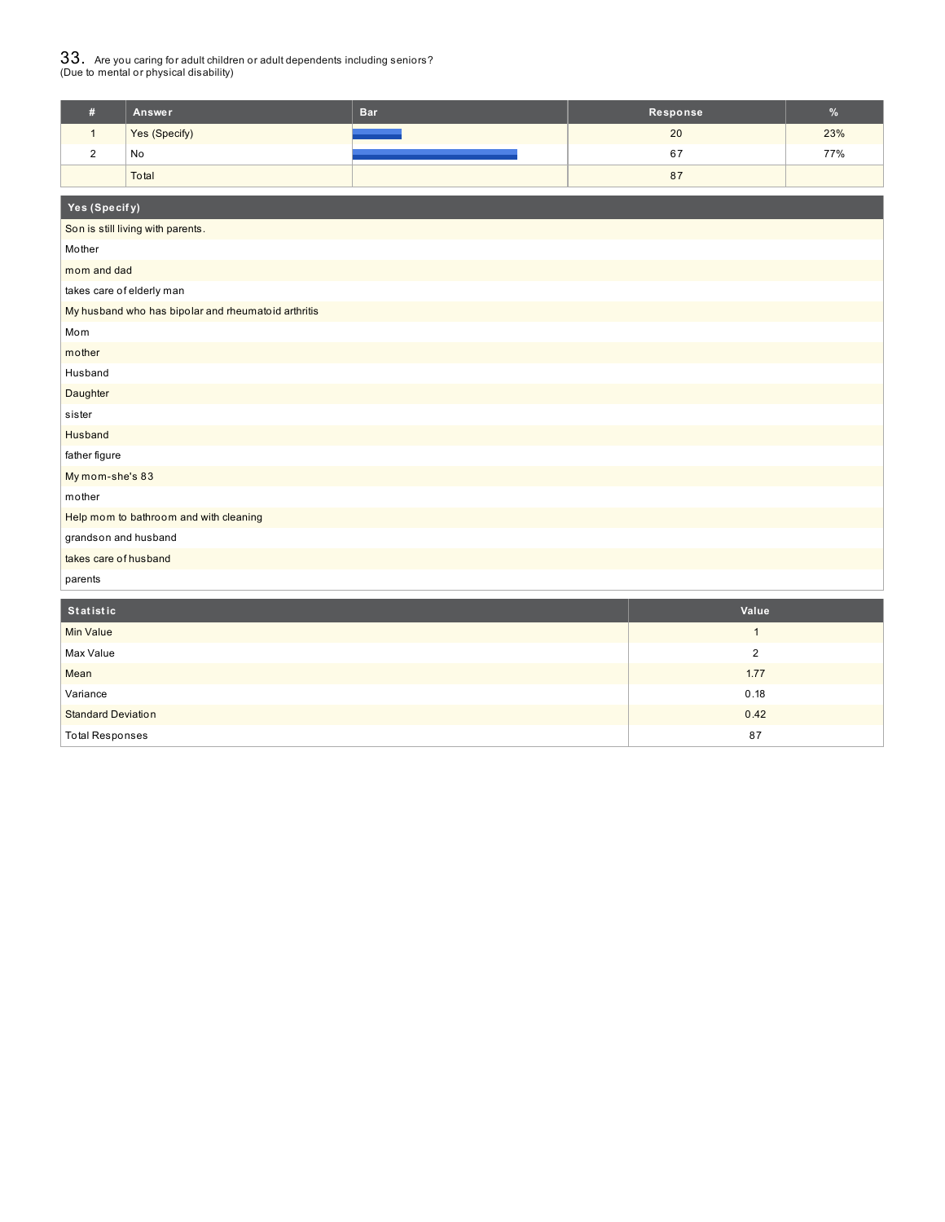## 33. Are you caring for adult children or adult dependents including seniors? (Due to mental or physical disability)

| # | Answer | Bar | Response | % |
|---|---|---|---|---|
| 1 | Yes (Specify) | | 20 | 23% |
| 2 | No | | 67 | 77% |
| | Total | | 87 | |

| Yes (Specify) |
|---|
| Son is still living with parents. |
| Mother |
| mom and dad |
| takes care of elderly man |
| My husband who has bipolar and rheumatoid arthritis |
| Mom |
| mother |
| Husband |
| Daughter |
| sister |
| Husband |
| father figure |
| My mom-she's 83 |
| mother |
| Help mom to bathroom and with cleaning |
| grandson and husband |
| takes care of husband |
| parents |

| Statistic | Value |
|---|---|
| Min Value | 1 |
| Max Value | 2 |
| Mean | 1.77 |
| Variance | 0.18 |
| Standard Deviation | 0.42 |
| Total Responses | 87 |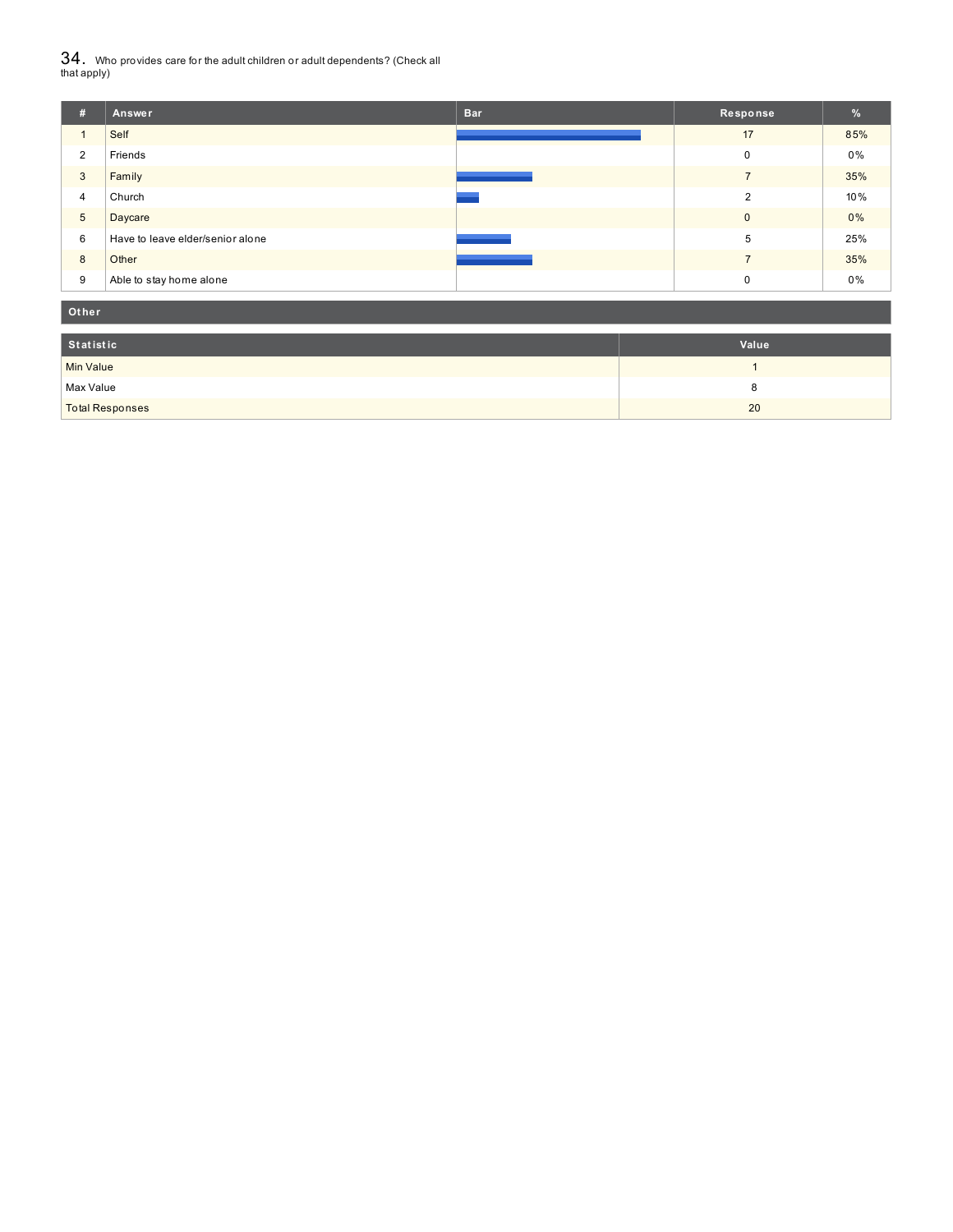## 34. Who provides care for the adult children or adult dependents? (Check all that apply)

| # | Answer | Bar | Response | % |
|---|---|---|---|---|
| 1 | Self | | 17 | 85% |
| 2 | Friends | | 0 | 0% |
| 3 | Family | | 7 | 35% |
| 4 | Church | | 2 | 10% |
| 5 | Daycare | | 0 | 0% |
| 6 | Have to leave elder/senior alone | | 5 | 25% |
| 8 | Other | | 7 | 35% |
| 9 | Able to stay home alone | | 0 | 0% |

| Other |
|---|

| Statistic | Value |
|---|---|
| Min Value | 1 |
| Max Value | 8 |
| Total Responses | 20 |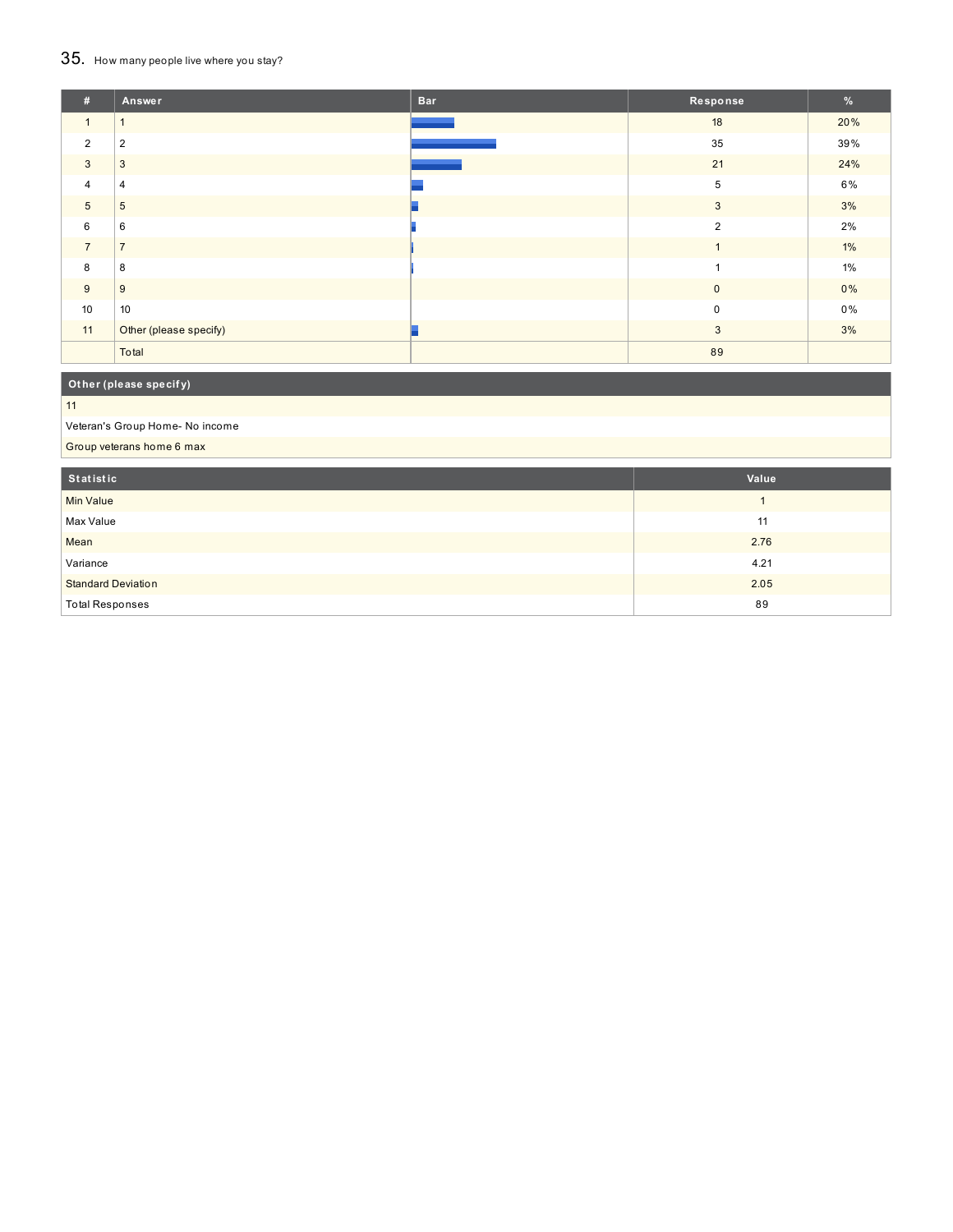## 35. How many people live where you stay?

| # | Answer | Bar | Response | % |
|---|---|---|---|---|
| 1 | 1 | | 18 | 20% |
| 2 | 2 | | 35 | 39% |
| 3 | 3 | | 21 | 24% |
| 4 | 4 | | 5 | 6% |
| 5 | 5 | | 3 | 3% |
| 6 | 6 | | 2 | 2% |
| 7 | 7 | | 1 | 1% |
| 8 | 8 | | 1 | 1% |
| 9 | 9 | | 0 | 0% |
| 10 | 10 | | 0 | 0% |
| 11 | Other (please specify) | | 3 | 3% |
| | Total | | 89 | |

| Other (please specify) |
|---|
| 11 |
| Veteran's Group Home- No income |
| Group veterans home 6 max |

| Statistic | Value |
|---|---|
| Min Value | 1 |
| Max Value | 11 |
| Mean | 2.76 |
| Variance | 4.21 |
| Standard Deviation | 2.05 |
| Total Responses | 89 |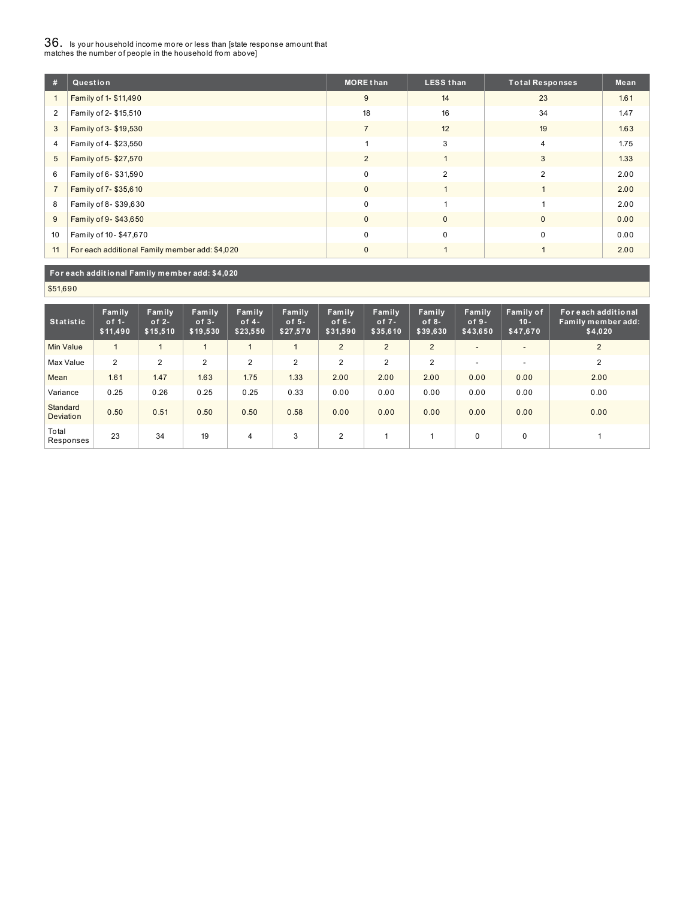## 36. Is your household income more or less than [state response amount that matches the number of people in the household from above]

| # | Question | MORE than | LESS than | Total Responses | Mean |
|---|---|---|---|---|---|
| 1 | Family of 1- $11,490 | 9 | 14 | 23 | 1.61 |
| 2 | Family of 2- $15,510 | 18 | 16 | 34 | 1.47 |
| 3 | Family of 3- $19,530 | 7 | 12 | 19 | 1.63 |
| 4 | Family of 4- $23,550 | 1 | 3 | 4 | 1.75 |
| 5 | Family of 5- $27,570 | 2 | 1 | 3 | 1.33 |
| 6 | Family of 6- $31,590 | 0 | 2 | 2 | 2.00 |
| 7 | Family of 7- $35,610 | 0 | 1 | 1 | 2.00 |
| 8 | Family of 8- $39,630 | 0 | 1 | 1 | 2.00 |
| 9 | Family of 9- $43,650 | 0 | 0 | 0 | 0.00 |
| 10 | Family of 10- $47,670 | 0 | 0 | 0 | 0.00 |
| 11 | For each additional Family member add: $4,020 | 0 | 1 | 1 | 2.00 |

| For each additional Family member add: $4,020 |
|---|
| $51,690 |

| Statistic | Family of 1- $11,490 | Family of 2- $15,510 | Family of 3- $19,530 | Family of 4- $23,550 | Family of 5- $27,570 | Family of 6- $31,590 | Family of 7- $35,610 | Family of 8- $39,630 | Family of 9- $43,650 | Family of 10- $47,670 | For each additional Family member add: $4,020 |
|---|---|---|---|---|---|---|---|---|---|---|---|
| Min Value | 1 | 1 | 1 | 1 | 1 | 2 | 2 | 2 | - | - | 2 |
| Max Value | 2 | 2 | 2 | 2 | 2 | 2 | 2 | 2 | - | - | 2 |
| Mean | 1.61 | 1.47 | 1.63 | 1.75 | 1.33 | 2.00 | 2.00 | 2.00 | 0.00 | 0.00 | 2.00 |
| Variance | 0.25 | 0.26 | 0.25 | 0.25 | 0.33 | 0.00 | 0.00 | 0.00 | 0.00 | 0.00 | 0.00 |
| Standard Deviation | 0.50 | 0.51 | 0.50 | 0.50 | 0.58 | 0.00 | 0.00 | 0.00 | 0.00 | 0.00 | 0.00 |
| Total Responses | 23 | 34 | 19 | 4 | 3 | 2 | 1 | 1 | 0 | 0 | 1 |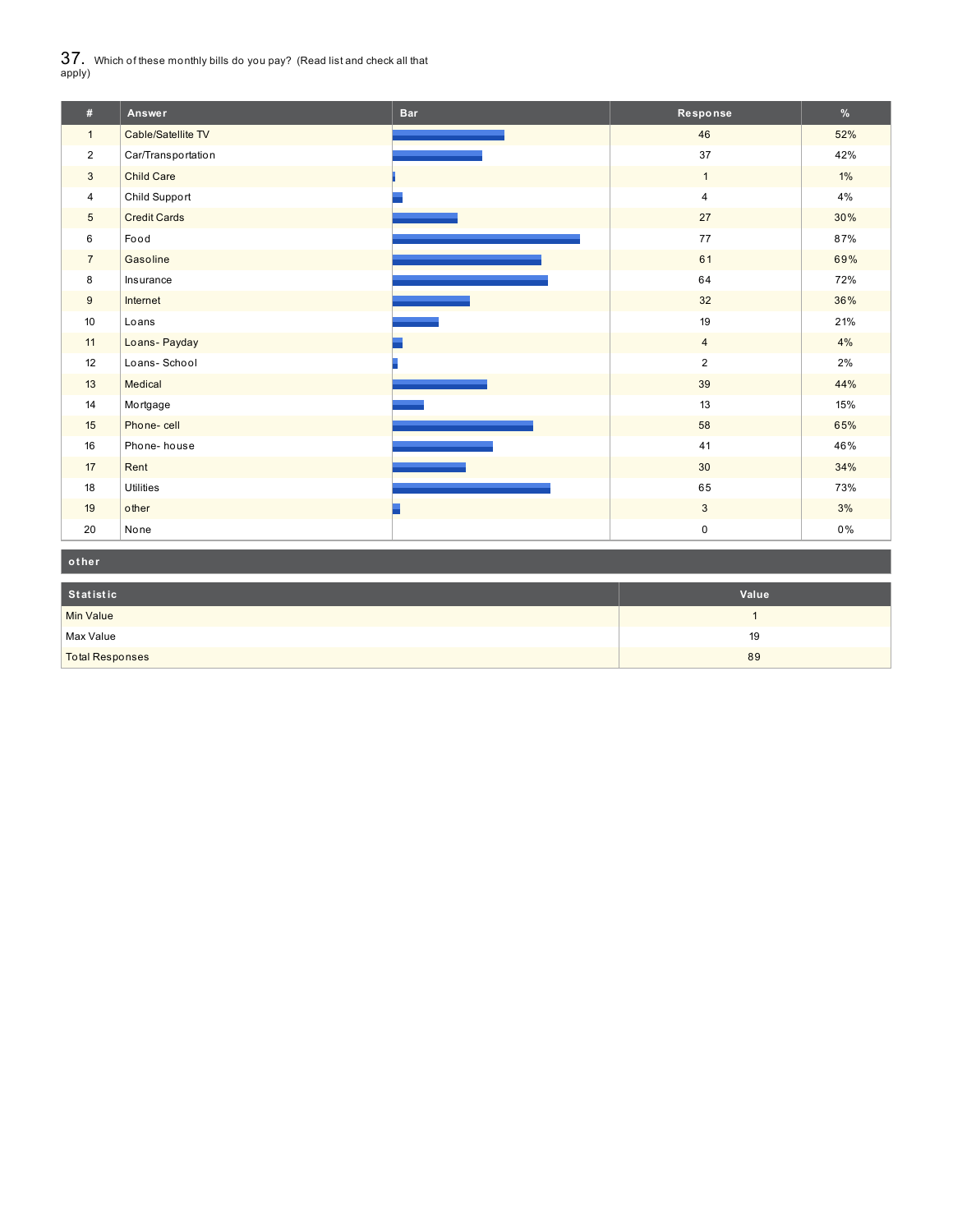## 37. Which of these monthly bills do you pay? (Read list and check all that apply)

| # | Answer | Bar | Response | % |
|---|---|---|---|---|
| 1 | Cable/Satellite TV | | 46 | 52% |
| 2 | Car/Transportation | | 37 | 42% |
| 3 | Child Care | | 1 | 1% |
| 4 | Child Support | | 4 | 4% |
| 5 | Credit Cards | | 27 | 30% |
| 6 | Food | | 77 | 87% |
| 7 | Gasoline | | 61 | 69% |
| 8 | Insurance | | 64 | 72% |
| 9 | Internet | | 32 | 36% |
| 10 | Loans | | 19 | 21% |
| 11 | Loans- Payday | | 4 | 4% |
| 12 | Loans- School | | 2 | 2% |
| 13 | Medical | | 39 | 44% |
| 14 | Mortgage | | 13 | 15% |
| 15 | Phone- cell | | 58 | 65% |
| 16 | Phone- house | | 41 | 46% |
| 17 | Rent | | 30 | 34% |
| 18 | Utilities | | 65 | 73% |
| 19 | other | | 3 | 3% |
| 20 | None | | 0 | 0% |

**other**

| Statistic | Value |
|---|---|
| Min Value | 1 |
| Max Value | 19 |
| Total Responses | 89 |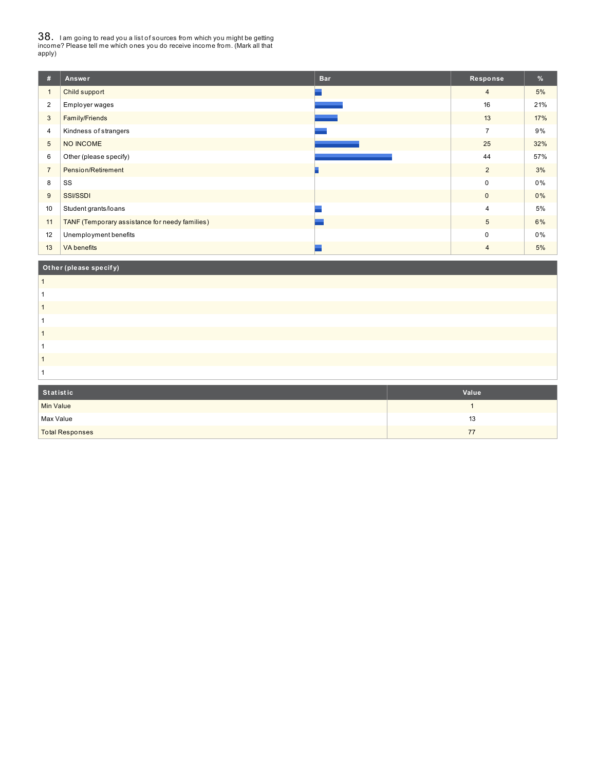## 38. I am going to read you a list of sources from which you might be getting income? Please tell me which ones you do receive income from. (Mark all that apply)

| # | Answer | Bar | Response | % |
|---|---|---|---|---|
| 1 | Child support | | 4 | 5% |
| 2 | Employer wages | | 16 | 21% |
| 3 | Family/Friends | | 13 | 17% |
| 4 | Kindness of strangers | | 7 | 9% |
| 5 | NO INCOME | | 25 | 32% |
| 6 | Other (please specify) | | 44 | 57% |
| 7 | Pension/Retirement | | 2 | 3% |
| 8 | SS | | 0 | 0% |
| 9 | SSI/SSDI | | 0 | 0% |
| 10 | Student grants/loans | | 4 | 5% |
| 11 | TANF (Temporary assistance for needy families) | | 5 | 6% |
| 12 | Unemployment benefits | | 0 | 0% |
| 13 | VA benefits | | 4 | 5% |

| Other (please specify) |
|---|
| 1 |
| 1 |
| 1 |
| 1 |
| 1 |
| 1 |
| 1 |
| 1 |

| Statistic | Value |
|---|---|
| Min Value | 1 |
| Max Value | 13 |
| Total Responses | 77 |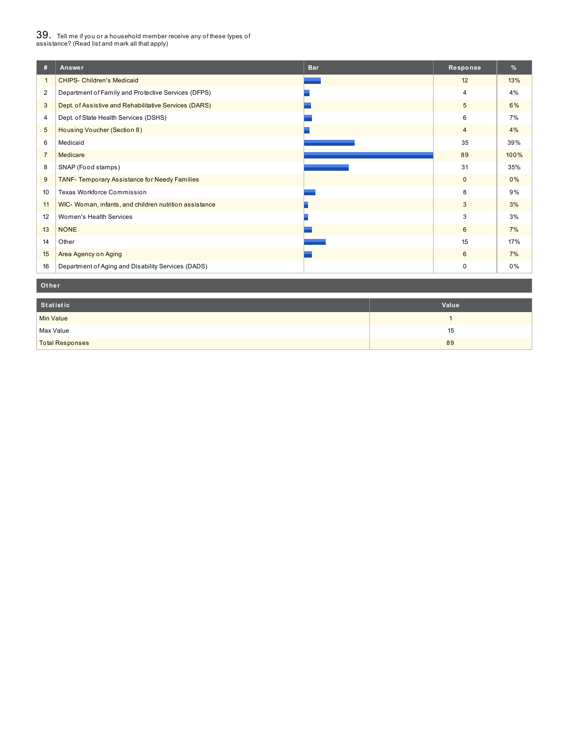## 39. Tell me if you or a household member receive any of these types of assistance? (Read list and mark all that apply)

| # | Answer | Bar | Response | % |
|---|---|---|---|---|
| 1 | CHIPS- Children's Medicaid | | 12 | 13% |
| 2 | Department of Family and Protective Services (DFPS) | | 4 | 4% |
| 3 | Dept. of Assistive and Rehabilitative Services (DARS) | | 5 | 6% |
| 4 | Dept. of State Health Services (DSHS) | | 6 | 7% |
| 5 | Housing Voucher (Section 8) | | 4 | 4% |
| 6 | Medicaid | | 35 | 39% |
| 7 | Medicare | | 89 | 100% |
| 8 | SNAP (Food stamps) | | 31 | 35% |
| 9 | TANF- Temporary Assistance for Needy Families | | 0 | 0% |
| 10 | Texas Workforce Commission | | 8 | 9% |
| 11 | WIC- Woman, infants, and children nutrition assistance | | 3 | 3% |
| 12 | Women's Health Services | | 3 | 3% |
| 13 | NONE | | 6 | 7% |
| 14 | Other | | 15 | 17% |
| 15 | Area Agency on Aging | | 6 | 7% |
| 16 | Department of Aging and Disability Services (DADS) | | 0 | 0% |

**Other**

| Statistic | Value |
|---|---|
| Min Value | 1 |
| Max Value | 15 |
| Total Responses | 89 |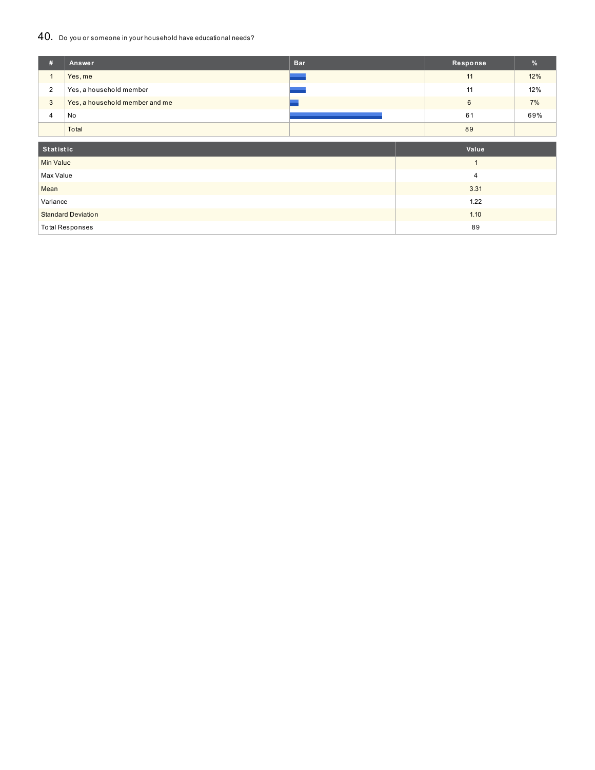## 40. Do you or someone in your household have educational needs?

| # | Answer | Bar | Response | % |
|---|---|---|---|---|
| 1 | Yes, me | | 11 | 12% |
| 2 | Yes, a household member | | 11 | 12% |
| 3 | Yes, a household member and me | | 6 | 7% |
| 4 | No | | 61 | 69% |
| | Total | | 89 | |

| Statistic | Value |
|---|---|
| Min Value | 1 |
| Max Value | 4 |
| Mean | 3.31 |
| Variance | 1.22 |
| Standard Deviation | 1.10 |
| Total Responses | 89 |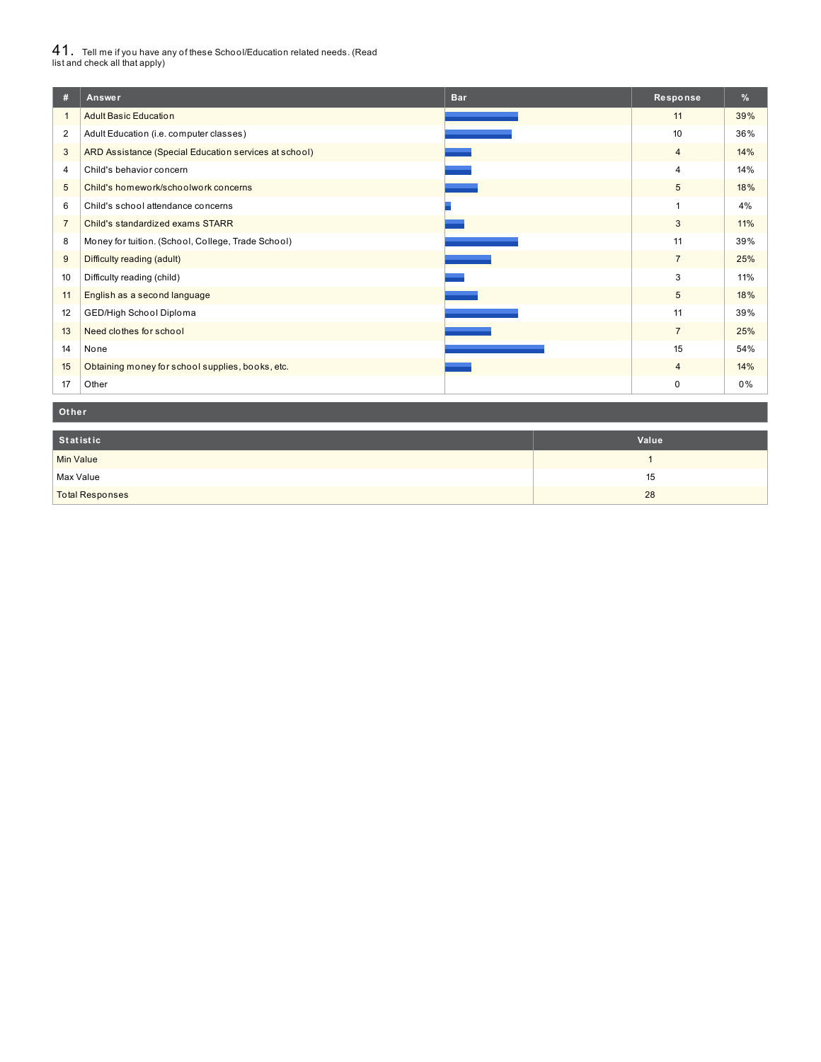41. Tell me if you have any of these School/Education related needs. (Read list and check all that apply)

| # | Answer | Bar | Response | % |
|---|---|---|---|---|
| 1 | Adult Basic Education | | 11 | 39% |
| 2 | Adult Education (i.e. computer classes) | | 10 | 36% |
| 3 | ARD Assistance (Special Education services at school) | | 4 | 14% |
| 4 | Child's behavior concern | | 4 | 14% |
| 5 | Child's homework/schoolwork concerns | | 5 | 18% |
| 6 | Child's school attendance concerns | | 1 | 4% |
| 7 | Child's standardized exams STARR | | 3 | 11% |
| 8 | Money for tuition. (School, College, Trade School) | | 11 | 39% |
| 9 | Difficulty reading (adult) | | 7 | 25% |
| 10 | Difficulty reading (child) | | 3 | 11% |
| 11 | English as a second language | | 5 | 18% |
| 12 | GED/High School Diploma | | 11 | 39% |
| 13 | Need clothes for school | | 7 | 25% |
| 14 | None | | 15 | 54% |
| 15 | Obtaining money for school supplies, books, etc. | | 4 | 14% |
| 17 | Other | | 0 | 0% |

**Other**

| Statistic | Value |
|---|---|
| Min Value | 1 |
| Max Value | 15 |
| Total Responses | 28 |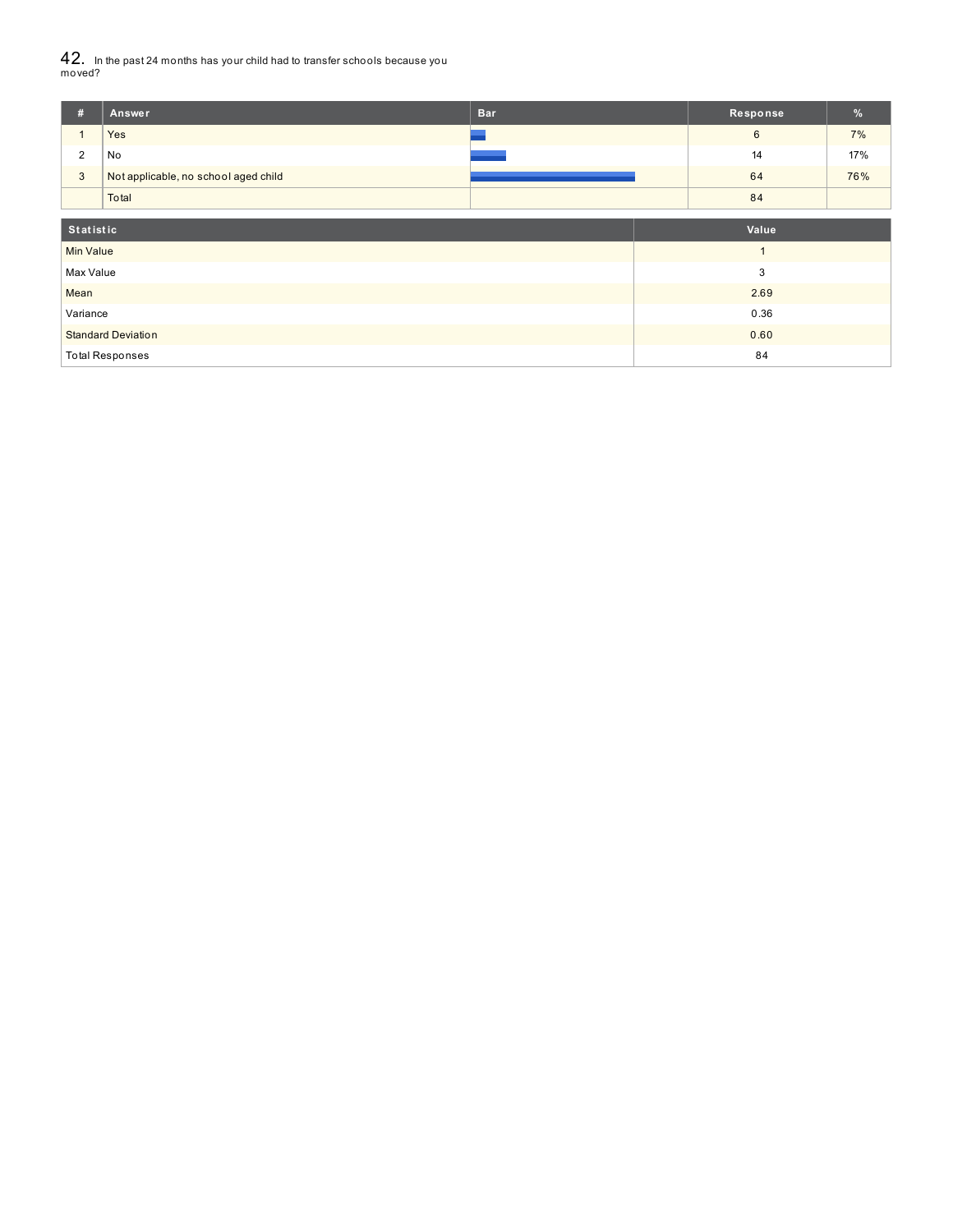## 42. In the past 24 months has your child had to transfer schools because you moved?

| # | Answer | Bar | Response | % |
|---|---|---|---|---|
| 1 | Yes | | 6 | 7% |
| 2 | No | | 14 | 17% |
| 3 | Not applicable, no school aged child | | 64 | 76% |
| | Total | | 84 | |

| Statistic | Value |
|---|---|
| Min Value | 1 |
| Max Value | 3 |
| Mean | 2.69 |
| Variance | 0.36 |
| Standard Deviation | 0.60 |
| Total Responses | 84 |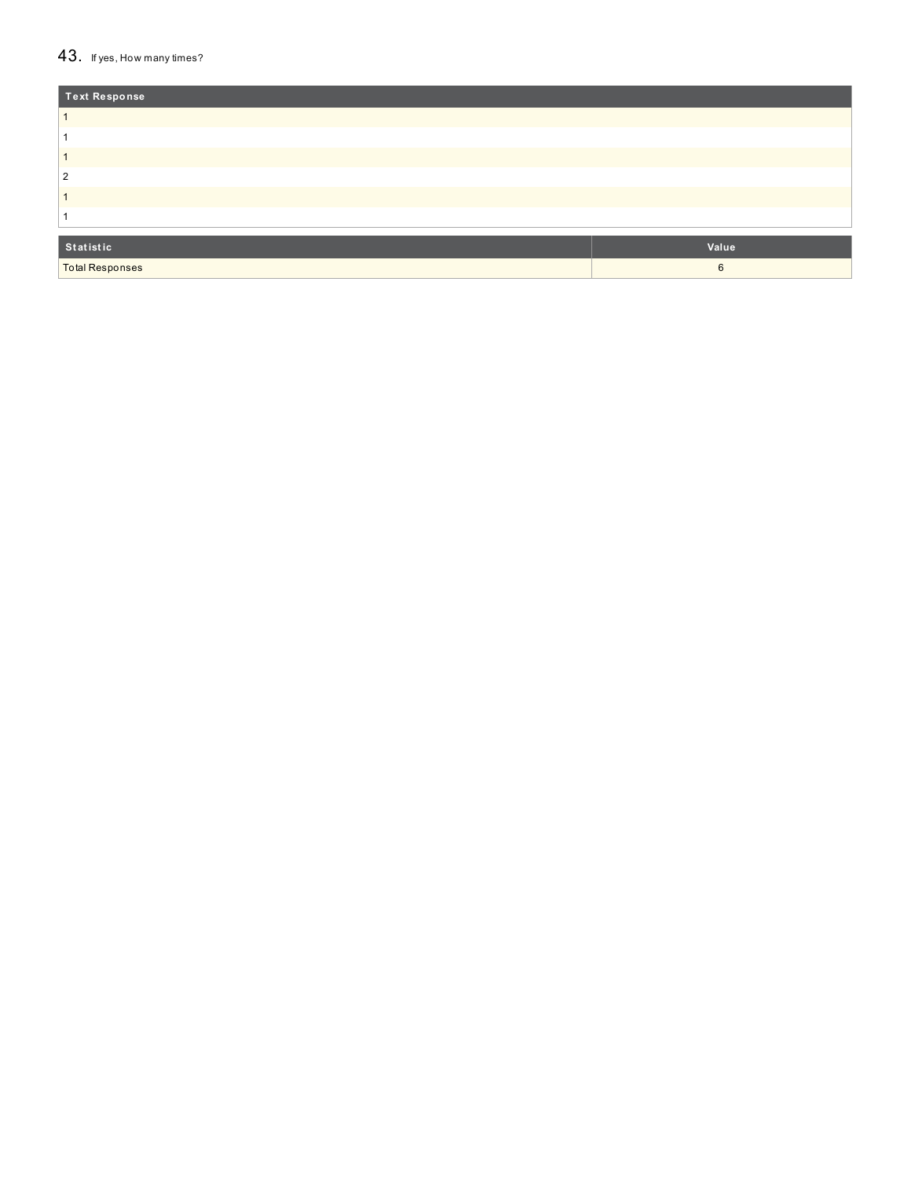## 43. If yes, How many times?

| Text Response |
|---|
| 1 |
| 1 |
| 1 |
| 2 |
| 1 |
| 1 |

| Statistic | Value |
|---|---|
| Total Responses | 6 |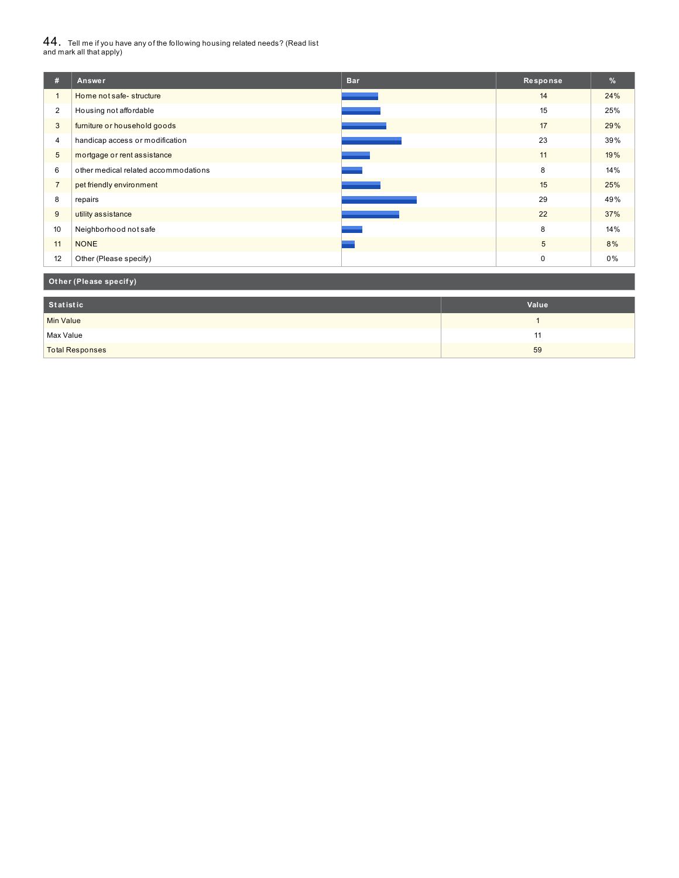## 44. Tell me if you have any of the following housing related needs? (Read list and mark all that apply)

| # | Answer | Bar | Response | % |
|---|---|---|---|---|
| 1 | Home not safe- structure | | 14 | 24% |
| 2 | Housing not affordable | | 15 | 25% |
| 3 | furniture or household goods | | 17 | 29% |
| 4 | handicap access or modification | | 23 | 39% |
| 5 | mortgage or rent assistance | | 11 | 19% |
| 6 | other medical related accommodations | | 8 | 14% |
| 7 | pet friendly environment | | 15 | 25% |
| 8 | repairs | | 29 | 49% |
| 9 | utility assistance | | 22 | 37% |
| 10 | Neighborhood not safe | | 8 | 14% |
| 11 | NONE | | 5 | 8% |
| 12 | Other (Please specify) | | 0 | 0% |

**Other (Please specify)**

| Statistic | Value |
|---|---|
| Min Value | 1 |
| Max Value | 11 |
| Total Responses | 59 |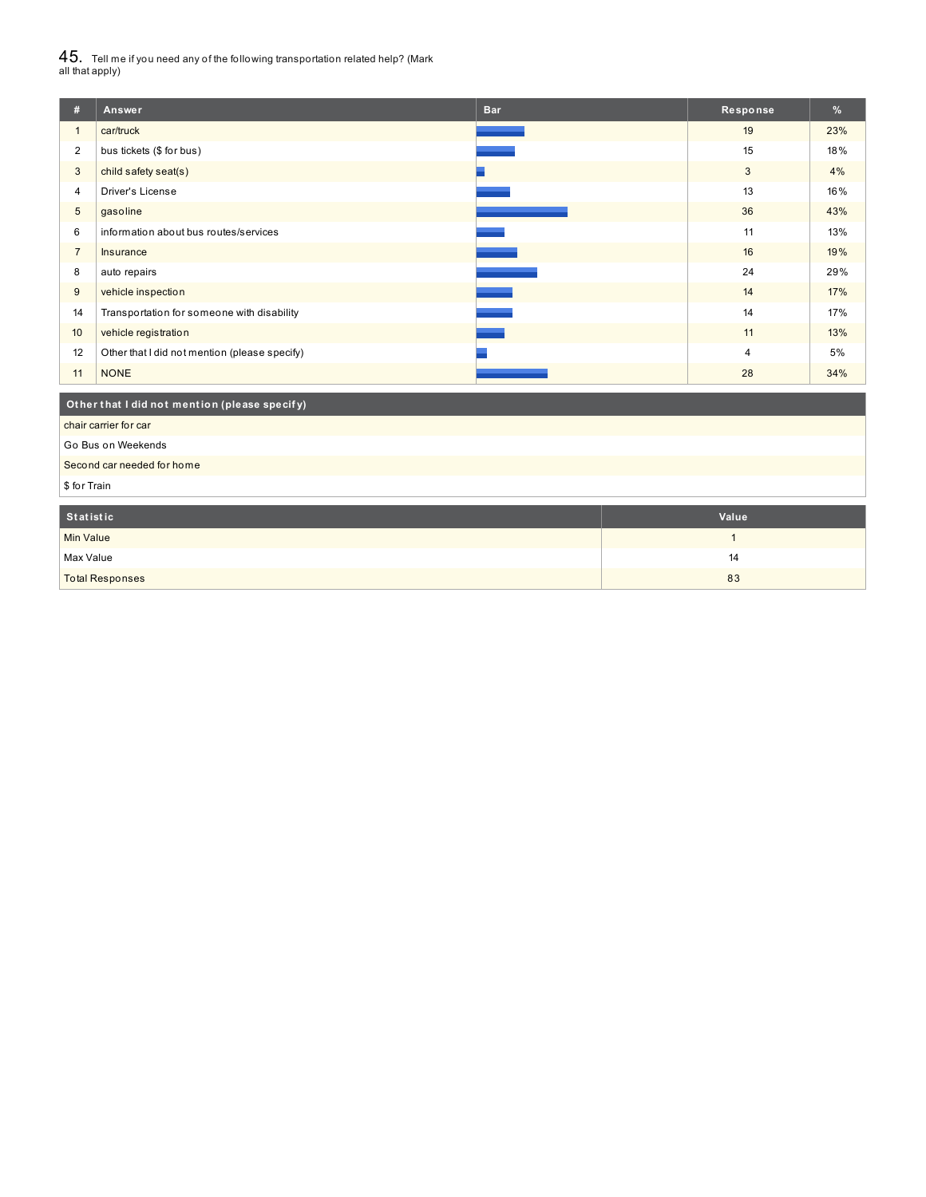## 45. Tell me if you need any of the following transportation related help? (Mark all that apply)

| # | Answer | Bar | Response | % |
|---|---|---|---|---|
| 1 | car/truck | | 19 | 23% |
| 2 | bus tickets ($ for bus) | | 15 | 18% |
| 3 | child safety seat(s) | | 3 | 4% |
| 4 | Driver's License | | 13 | 16% |
| 5 | gasoline | | 36 | 43% |
| 6 | information about bus routes/services | | 11 | 13% |
| 7 | Insurance | | 16 | 19% |
| 8 | auto repairs | | 24 | 29% |
| 9 | vehicle inspection | | 14 | 17% |
| 14 | Transportation for someone with disability | | 14 | 17% |
| 10 | vehicle registration | | 11 | 13% |
| 12 | Other that I did not mention (please specify) | | 4 | 5% |
| 11 | NONE | | 28 | 34% |

| Other that I did not mention (please specify) |
|---|
| chair carrier for car |
| Go Bus on Weekends |
| Second car needed for home |
| $ for Train |

| Statistic | Value |
|---|---|
| Min Value | 1 |
| Max Value | 14 |
| Total Responses | 83 |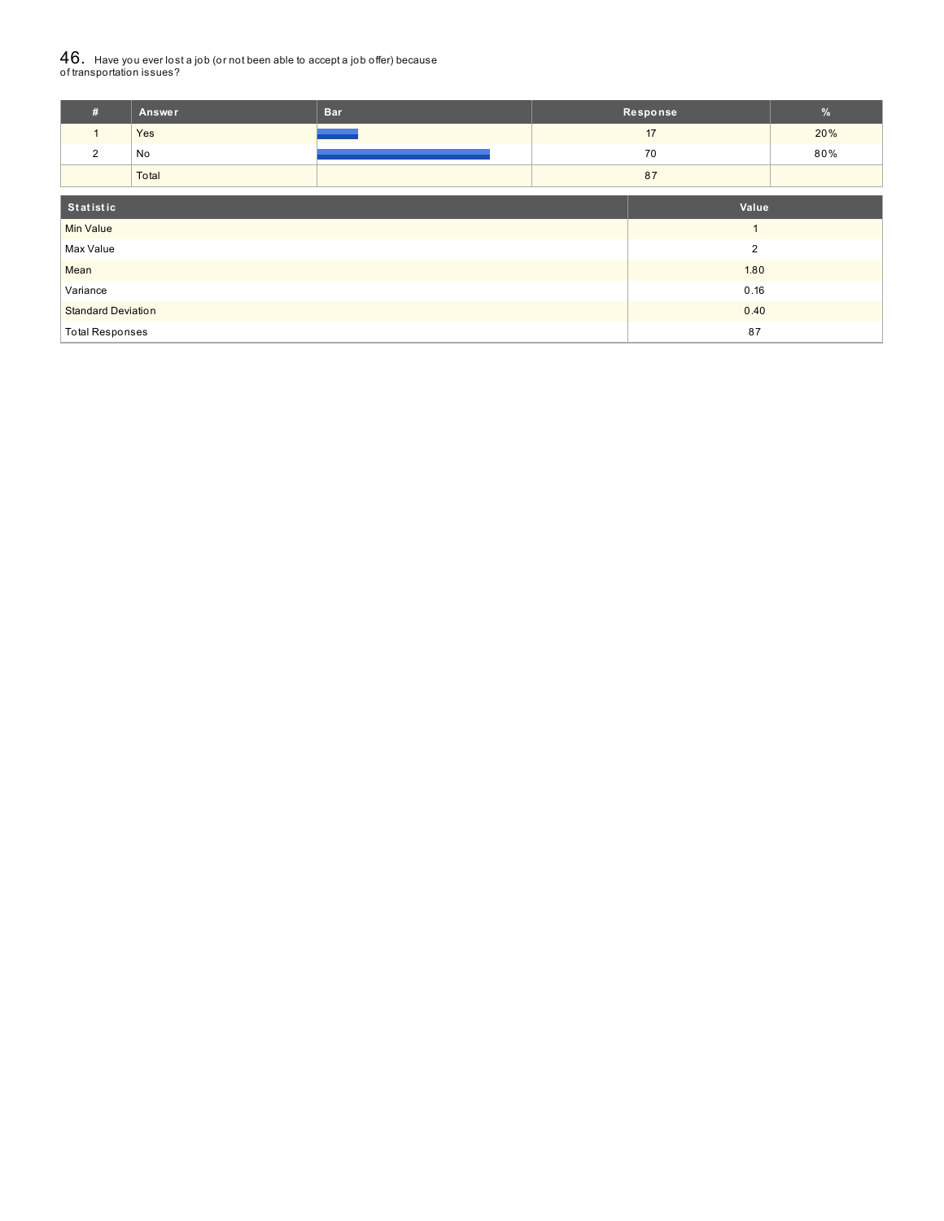## 46. Have you ever lost a job (or not been able to accept a job offer) because of transportation issues?

| # | Answer | Bar | Response | % |
|---|---|---|---|---|
| 1 | Yes | | 17 | 20% |
| 2 | No | | 70 | 80% |
| | Total | | 87 | |

| Statistic | Value |
|---|---|
| Min Value | 1 |
| Max Value | 2 |
| Mean | 1.80 |
| Variance | 0.16 |
| Standard Deviation | 0.40 |
| Total Responses | 87 |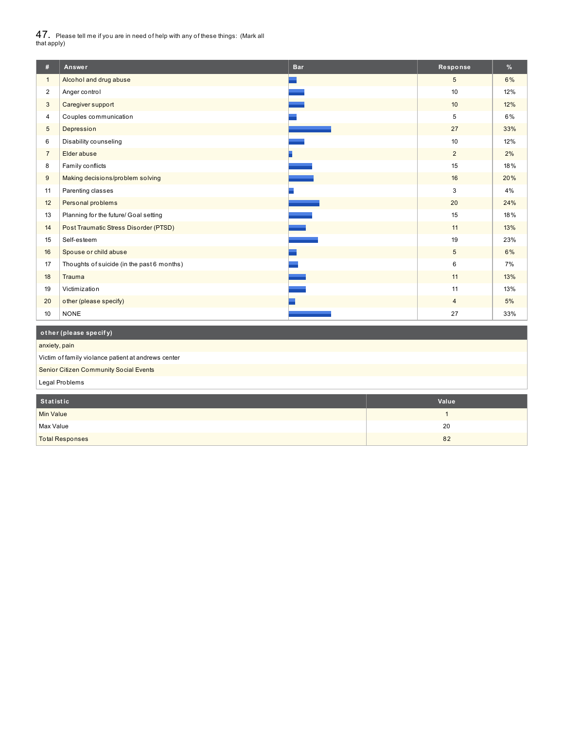## 47. Please tell me if you are in need of help with any of these things: (Mark all that apply)

| # | Answer | Bar | Response | % |
|---|---|---|---|---|
| 1 | Alcohol and drug abuse | | 5 | 6% |
| 2 | Anger control | | 10 | 12% |
| 3 | Caregiver support | | 10 | 12% |
| 4 | Couples communication | | 5 | 6% |
| 5 | Depression | | 27 | 33% |
| 6 | Disability counseling | | 10 | 12% |
| 7 | Elder abuse | | 2 | 2% |
| 8 | Family conflicts | | 15 | 18% |
| 9 | Making decisions/problem solving | | 16 | 20% |
| 11 | Parenting classes | | 3 | 4% |
| 12 | Personal problems | | 20 | 24% |
| 13 | Planning for the future/ Goal setting | | 15 | 18% |
| 14 | Post Traumatic Stress Disorder (PTSD) | | 11 | 13% |
| 15 | Self-esteem | | 19 | 23% |
| 16 | Spouse or child abuse | | 5 | 6% |
| 17 | Thoughts of suicide (in the past 6 months) | | 6 | 7% |
| 18 | Trauma | | 11 | 13% |
| 19 | Victimization | | 11 | 13% |
| 20 | other (please specify) | | 4 | 5% |
| 10 | NONE | | 27 | 33% |

| other (please specify) |
|---|
| anxiety, pain |
| Victim of family violance patient at andrews center |
| Senior Citizen Community Social Events |
| Legal Problems |

| Statistic | Value |
|---|---|
| Min Value | 1 |
| Max Value | 20 |
| Total Responses | 82 |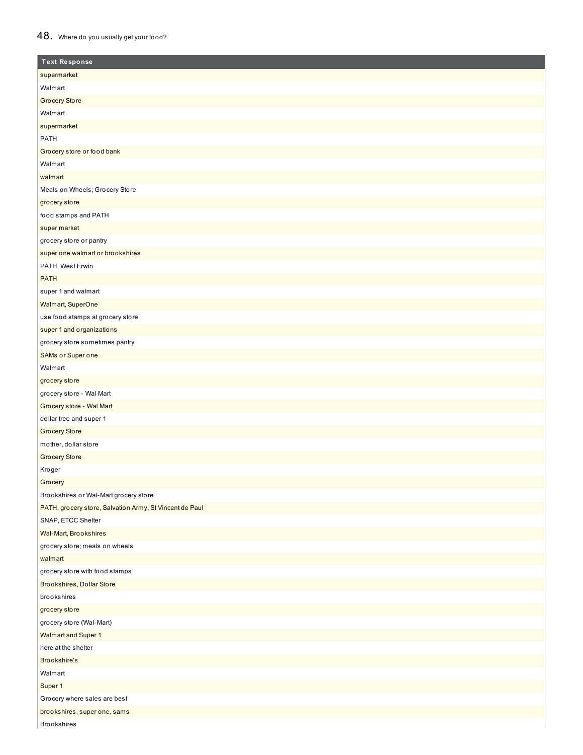## 48. Where do you usually get your food?

| Text Response |
|---|
| supermarket |
| Walmart |
| Grocery Store |
| Walmart |
| supermarket |
| PATH |
| Grocery store or food bank |
| Walmart |
| walmart |
| Meals on Wheels; Grocery Store |
| grocery store |
| food stamps and PATH |
| super market |
| grocery store or pantry |
| super one walmart or brookshires |
| PATH, West Erwin |
| PATH |
| super 1 and walmart |
| Walmart, SuperOne |
| use food stamps at grocery store |
| super 1 and organizations |
| grocery store sometimes pantry |
| SAMs or Super one |
| Walmart |
| grocery store |
| grocery store - Wal Mart |
| Grocery store - Wal Mart |
| dollar tree and super 1 |
| Grocery Store |
| mother, dollar store |
| Grocery Store |
| Kroger |
| Grocery |
| Brookshires or Wal-Mart grocery store |
| PATH, grocery store, Salvation Army, St Vincent de Paul |
| SNAP, ETCC Shelter |
| Wal-Mart, Brookshires |
| grocery store; meals on wheels |
| walmart |
| grocery store with food stamps |
| Brookshires, Dollar Store |
| brookshires |
| grocery store |
| grocery store (Wal-Mart) |
| Walmart and Super 1 |
| here at the shelter |
| Brookshire's |
| Walmart |
| Super 1 |
| Grocery where sales are best |
| brookshires, super one, sams |
| Brookshires |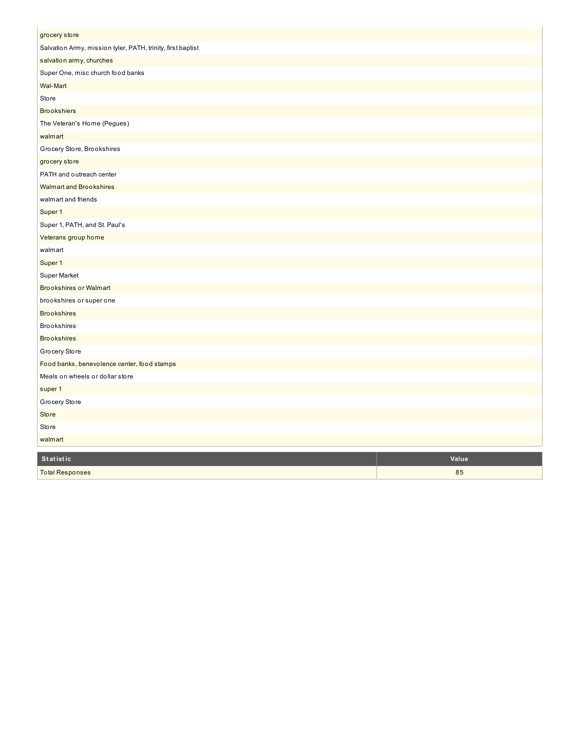| |
|---|
| grocery store |
| Salvation Army, mission tyler, PATH, trinity, first baptist |
| salvation army, churches |
| Super One, misc church food banks |
| Wal-Mart |
| Store |
| Brookshiers |
| The Veteran's Home (Pegues) |
| walmart |
| Grocery Store, Brookshires |
| grocery store |
| PATH and outreach center |
| Walmart and Brookshires |
| walmart and friends |
| Super 1 |
| Super 1, PATH, and St. Paul's |
| Veterans group home |
| walmart |
| Super 1 |
| Super Market |
| Brookshires or Walmart |
| brookshires or super one |
| Brookshires |
| Brookshires |
| Brookshires |
| Grocery Store |
| Food banks, benevolence center, food stamps |
| Meals on wheels or dollar store |
| super 1 |
| Grocery Store |
| Store |
| Store |
| walmart |

| Statistic | Value |
|---|---|
| Total Responses | 85 |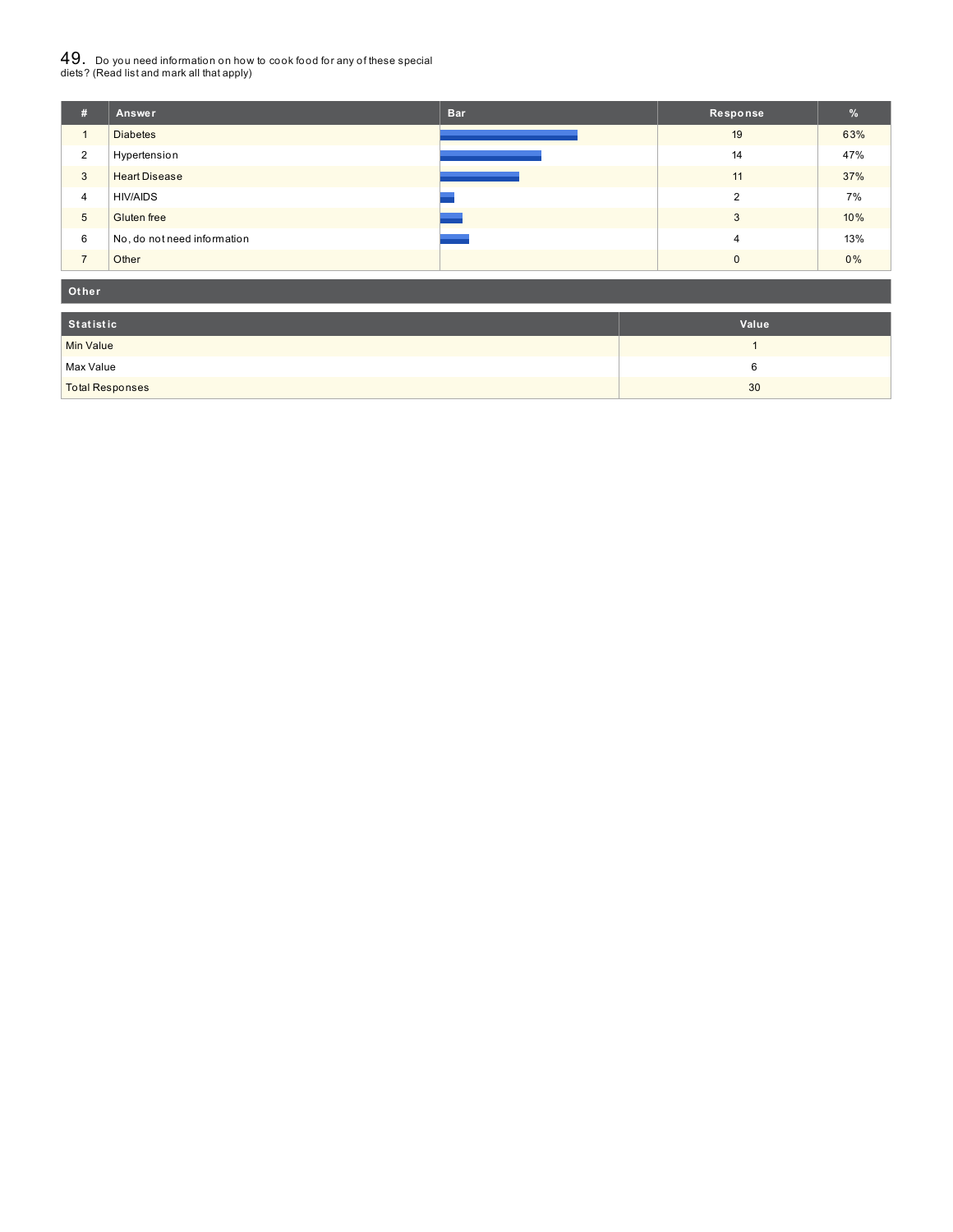## 49. Do you need information on how to cook food for any of these special diets? (Read list and mark all that apply)

| # | Answer | Bar | Response | % |
|---|---|---|---|---|
| 1 | Diabetes | | 19 | 63% |
| 2 | Hypertension | | 14 | 47% |
| 3 | Heart Disease | | 11 | 37% |
| 4 | HIV/AIDS | | 2 | 7% |
| 5 | Gluten free | | 3 | 10% |
| 6 | No, do not need information | | 4 | 13% |
| 7 | Other | | 0 | 0% |

**Other**

| Statistic | Value |
|---|---|
| Min Value | 1 |
| Max Value | 6 |
| Total Responses | 30 |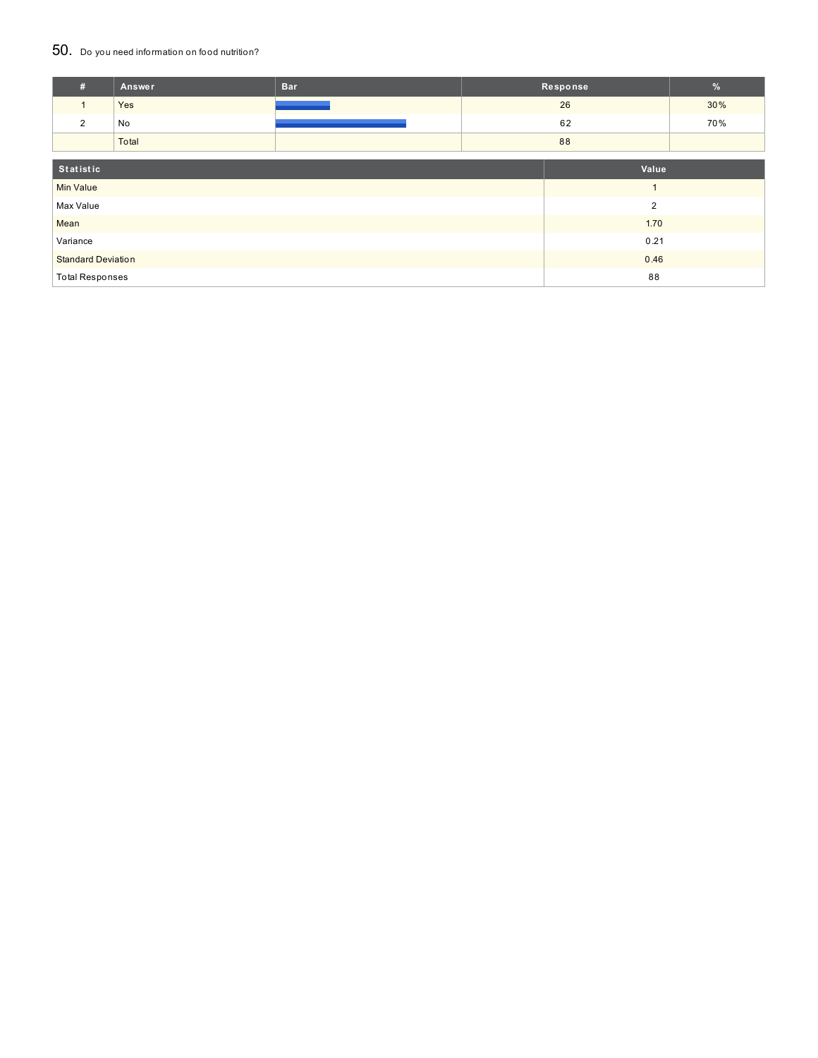## 50. Do you need information on food nutrition?

| # | Answer | Bar | Response | % |
|---|---|---|---|---|
| 1 | Yes | | 26 | 30% |
| 2 | No | | 62 | 70% |
| | Total | | 88 | |

| Statistic | Value |
|---|---|
| Min Value | 1 |
| Max Value | 2 |
| Mean | 1.70 |
| Variance | 0.21 |
| Standard Deviation | 0.46 |
| Total Responses | 88 |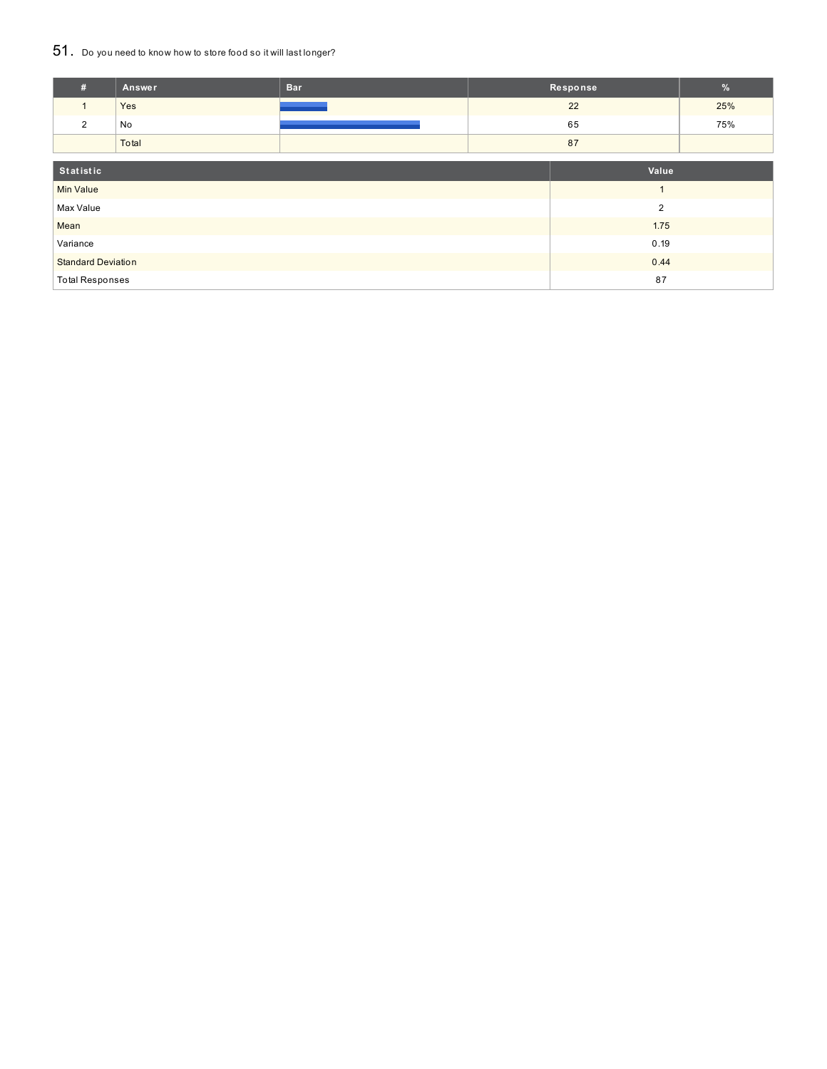## 51. Do you need to know how to store food so it will last longer?

| # | Answer | Bar | Response | % |
|---|---|---|---|---|
| 1 | Yes | | 22 | 25% |
| 2 | No | | 65 | 75% |
| | Total | | 87 | |

| Statistic | Value |
|---|---|
| Min Value | 1 |
| Max Value | 2 |
| Mean | 1.75 |
| Variance | 0.19 |
| Standard Deviation | 0.44 |
| Total Responses | 87 |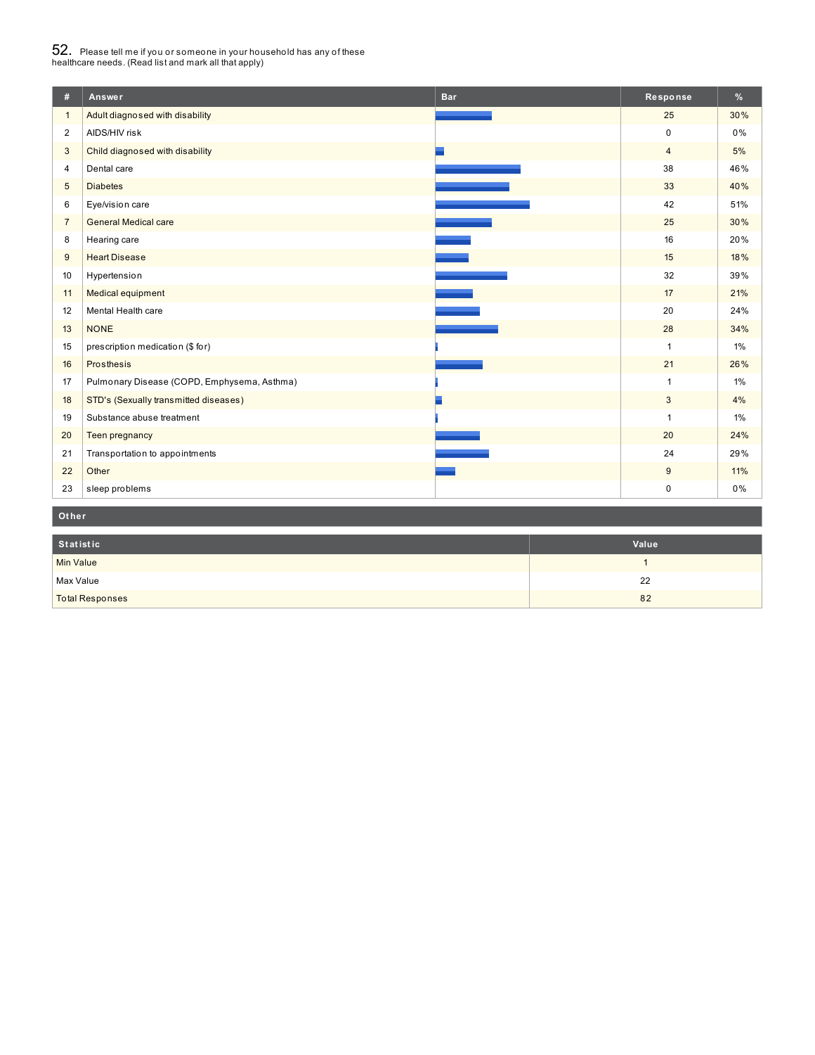52. Please tell me if you or someone in your household has any of these healthcare needs. (Read list and mark all that apply)

| # | Answer | Bar | Response | % |
|---|---|---|---|---|
| 1 | Adult diagnosed with disability | | 25 | 30% |
| 2 | AIDS/HIV risk | | 0 | 0% |
| 3 | Child diagnosed with disability | | 4 | 5% |
| 4 | Dental care | | 38 | 46% |
| 5 | Diabetes | | 33 | 40% |
| 6 | Eye/vision care | | 42 | 51% |
| 7 | General Medical care | | 25 | 30% |
| 8 | Hearing care | | 16 | 20% |
| 9 | Heart Disease | | 15 | 18% |
| 10 | Hypertension | | 32 | 39% |
| 11 | Medical equipment | | 17 | 21% |
| 12 | Mental Health care | | 20 | 24% |
| 13 | NONE | | 28 | 34% |
| 15 | prescription medication ($ for) | | 1 | 1% |
| 16 | Prosthesis | | 21 | 26% |
| 17 | Pulmonary Disease (COPD, Emphysema, Asthma) | | 1 | 1% |
| 18 | STD's (Sexually transmitted diseases) | | 3 | 4% |
| 19 | Substance abuse treatment | | 1 | 1% |
| 20 | Teen pregnancy | | 20 | 24% |
| 21 | Transportation to appointments | | 24 | 29% |
| 22 | Other | | 9 | 11% |
| 23 | sleep problems | | 0 | 0% |

**Other**

| Statistic | Value |
|---|---|
| Min Value | 1 |
| Max Value | 22 |
| Total Responses | 82 |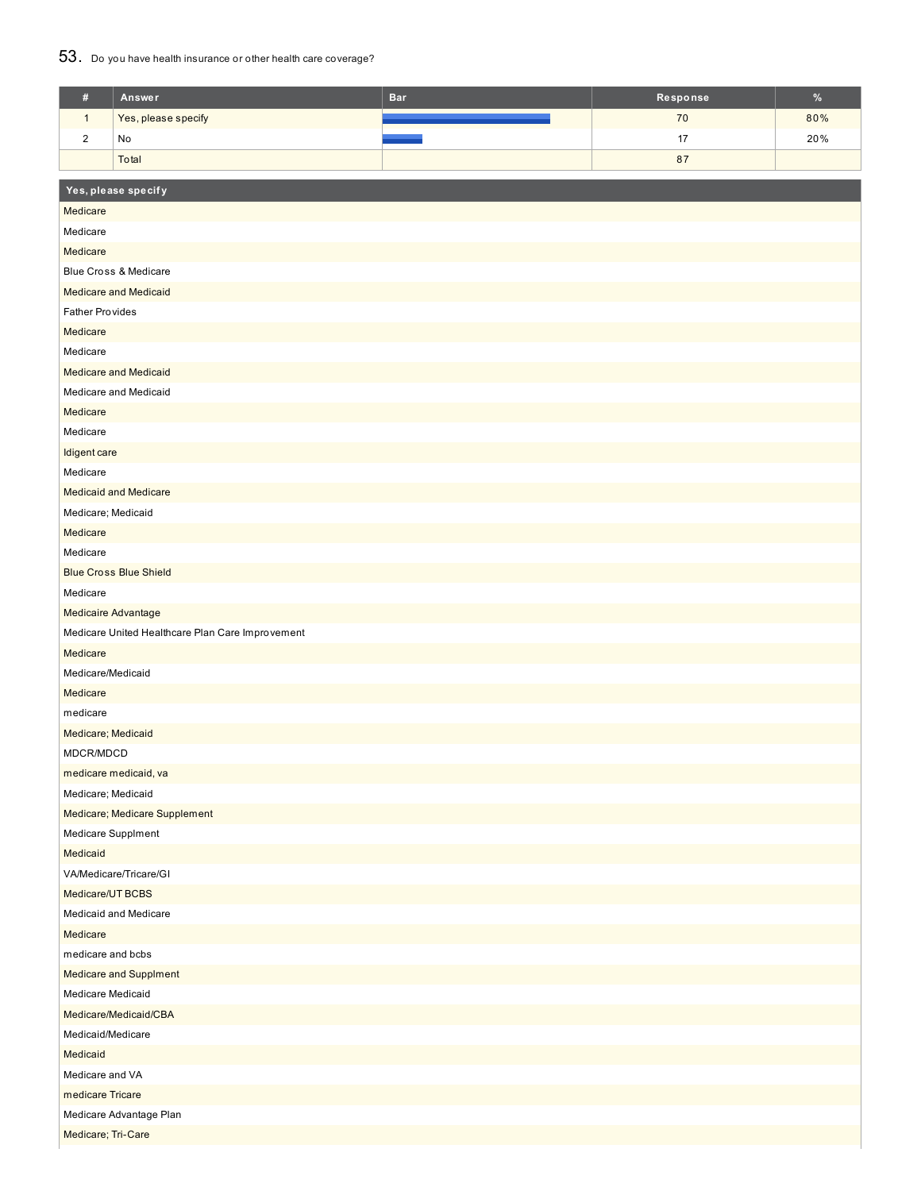53. Do you have health insurance or other health care coverage?

| # | Answer | Bar | Response | % |
|---|---|---|---|---|
| 1 | Yes, please specify | | 70 | 80% |
| 2 | No | | 17 | 20% |
| | Total | | 87 | |

| Yes, please specify |
|---|
| Medicare |
| Medicare |
| Medicare |
| Blue Cross & Medicare |
| Medicare and Medicaid |
| Father Provides |
| Medicare |
| Medicare |
| Medicare and Medicaid |
| Medicare and Medicaid |
| Medicare |
| Medicare |
| Idigent care |
| Medicare |
| Medicaid and Medicare |
| Medicare; Medicaid |
| Medicare |
| Medicare |
| Blue Cross Blue Shield |
| Medicare |
| Medicaire Advantage |
| Medicare United Healthcare Plan Care Improvement |
| Medicare |
| Medicare/Medicaid |
| Medicare |
| medicare |
| Medicare; Medicaid |
| MDCR/MDCD |
| medicare medicaid, va |
| Medicare; Medicaid |
| Medicare; Medicare Supplement |
| Medicare Supplment |
| Medicaid |
| VA/Medicare/Tricare/GI |
| Medicare/UT BCBS |
| Medicaid and Medicare |
| Medicare |
| medicare and bcbs |
| Medicare and Supplment |
| Medicare Medicaid |
| Medicare/Medicaid/CBA |
| Medicaid/Medicare |
| Medicaid |
| Medicare and VA |
| medicare Tricare |
| Medicare Advantage Plan |
| Medicare; Tri-Care |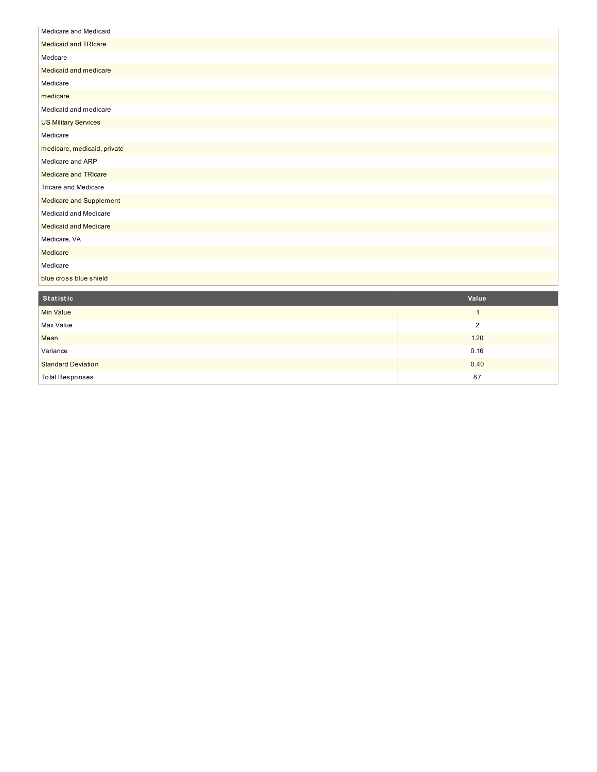| |
|---|
| Medicare and Medicaid |
| Medicaid and TRIcare |
| Medcare |
| Medicaid and medicare |
| Medicare |
| medicare |
| Medicaid and medicare |
| US Military Services |
| Medicare |
| medicare, medicaid, private |
| Medicare and ARP |
| Medicare and TRIcare |
| Tricare and Medicare |
| Medicare and Supplement |
| Medicaid and Medicare |
| Medicaid and Medicare |
| Medicare, VA |
| Medicare |
| Medicare |
| blue cross blue shield |

| Statistic | Value |
|---|---|
| Min Value | 1 |
| Max Value | 2 |
| Mean | 1.20 |
| Variance | 0.16 |
| Standard Deviation | 0.40 |
| Total Responses | 87 |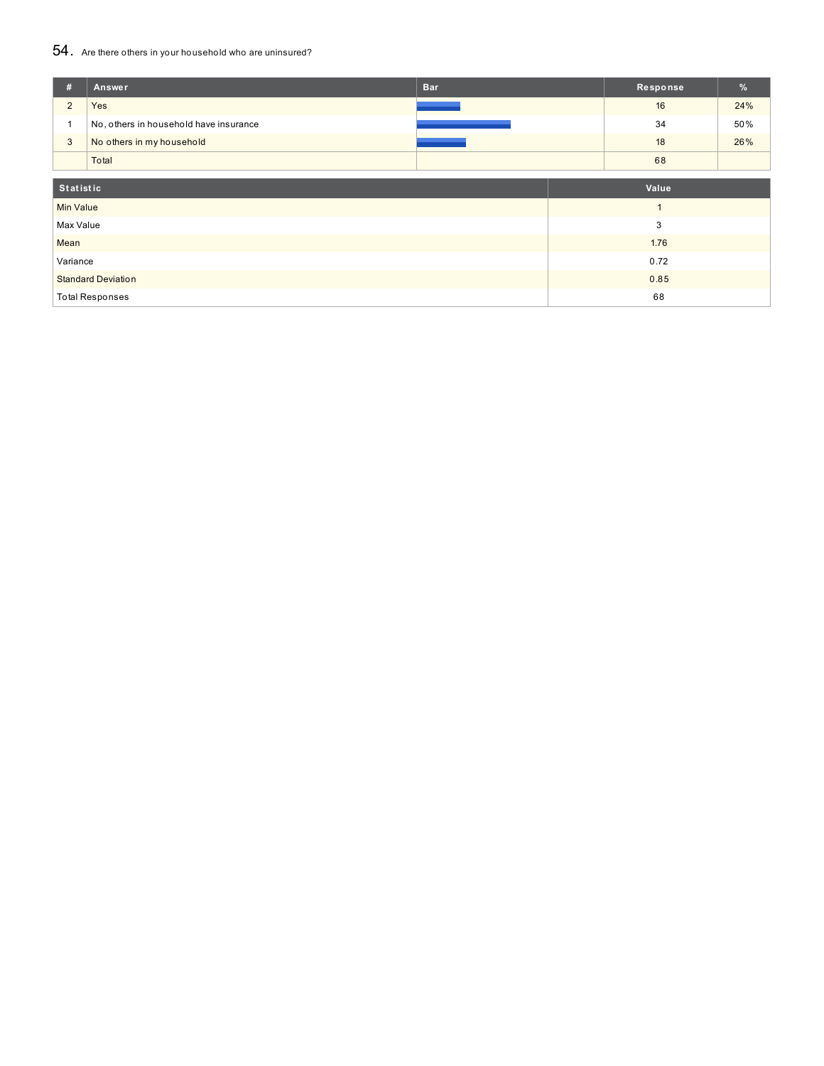## 54. Are there others in your household who are uninsured?

| # | Answer | Bar | Response | % |
|---|---|---|---|---|
| 2 | Yes | | 16 | 24% |
| 1 | No, others in household have insurance | | 34 | 50% |
| 3 | No others in my household | | 18 | 26% |
| | Total | | 68 | |

| Statistic | Value |
|---|---|
| Min Value | 1 |
| Max Value | 3 |
| Mean | 1.76 |
| Variance | 0.72 |
| Standard Deviation | 0.85 |
| Total Responses | 68 |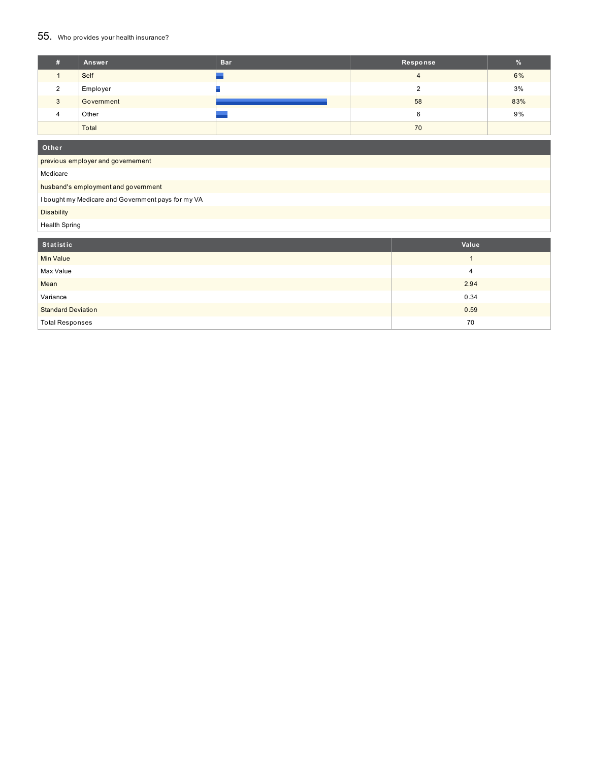## 55. Who provides your health insurance?

| # | Answer | Bar | Response | % |
|---|---|---|---|---|
| 1 | Self | | 4 | 6% |
| 2 | Employer | | 2 | 3% |
| 3 | Government | | 58 | 83% |
| 4 | Other | | 6 | 9% |
| | Total | | 70 | |

| Other |
|---|
| previous employer and governement |
| Medicare |
| husband's employment and government |
| I bought my Medicare and Government pays for my VA |
| Disability |
| Health Spring |

| Statistic | Value |
|---|---|
| Min Value | 1 |
| Max Value | 4 |
| Mean | 2.94 |
| Variance | 0.34 |
| Standard Deviation | 0.59 |
| Total Responses | 70 |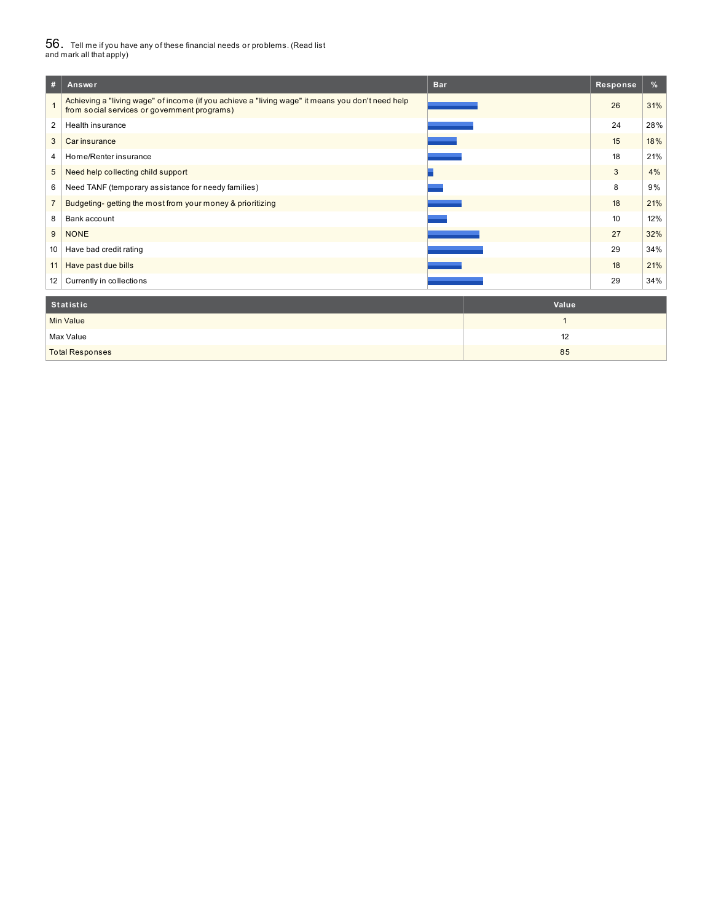## 56. Tell me if you have any of these financial needs or problems. (Read list and mark all that apply)

| # | Answer | Bar | Response | % |
|---|---|---|---|---|
| 1 | Achieving a "living wage" of income (if you achieve a "living wage" it means you don't need help from social services or government programs) | | 26 | 31% |
| 2 | Health insurance | | 24 | 28% |
| 3 | Car insurance | | 15 | 18% |
| 4 | Home/Renter insurance | | 18 | 21% |
| 5 | Need help collecting child support | | 3 | 4% |
| 6 | Need TANF (temporary assistance for needy families) | | 8 | 9% |
| 7 | Budgeting- getting the most from your money & prioritizing | | 18 | 21% |
| 8 | Bank account | | 10 | 12% |
| 9 | NONE | | 27 | 32% |
| 10 | Have bad credit rating | | 29 | 34% |
| 11 | Have past due bills | | 18 | 21% |
| 12 | Currently in collections | | 29 | 34% |

| Statistic | Value |
|---|---|
| Min Value | 1 |
| Max Value | 12 |
| Total Responses | 85 |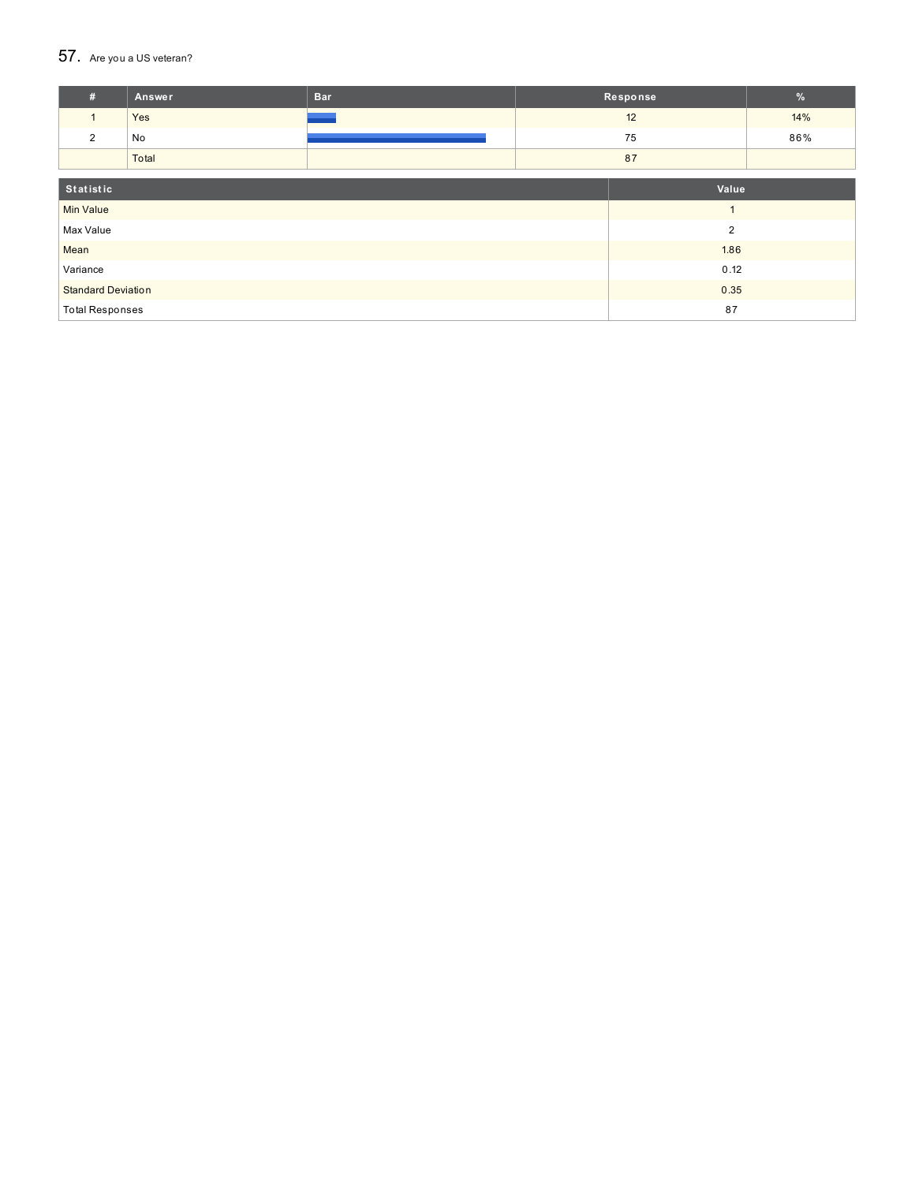## 57. Are you a US veteran?

| # | Answer | Bar | Response | % |
|---|---|---|---|---|
| 1 | Yes | | 12 | 14% |
| 2 | No | | 75 | 86% |
| | Total | | 87 | |

| Statistic | Value |
|---|---|
| Min Value | 1 |
| Max Value | 2 |
| Mean | 1.86 |
| Variance | 0.12 |
| Standard Deviation | 0.35 |
| Total Responses | 87 |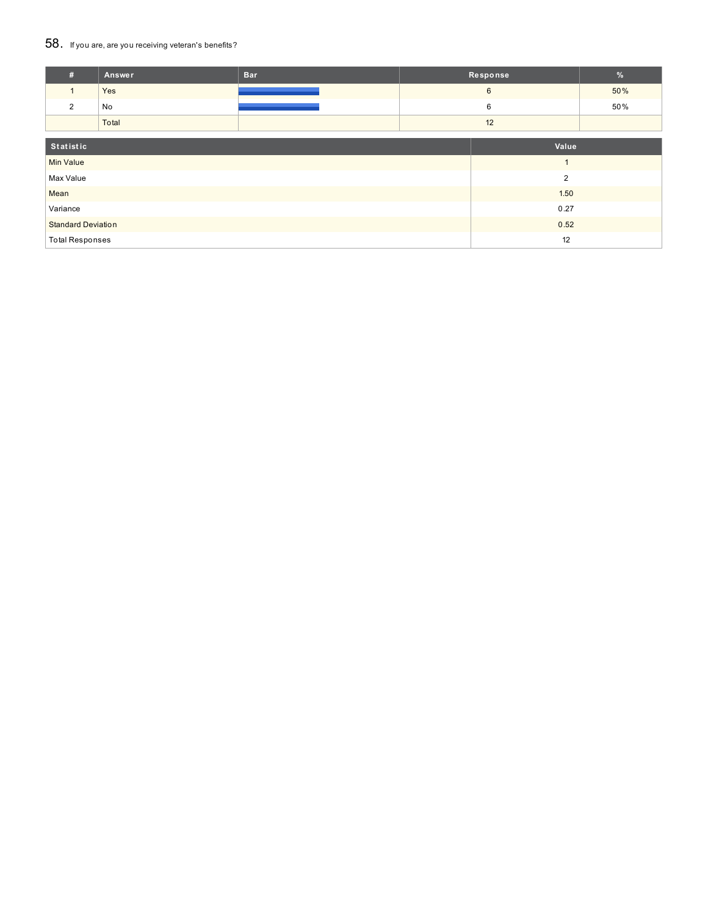## 58. If you are, are you receiving veteran's benefits?

| # | Answer | Bar | Response | % |
|---|---|---|---|---|
| 1 | Yes | | 6 | 50% |
| 2 | No | | 6 | 50% |
| | Total | | 12 | |

| Statistic | Value |
|---|---|
| Min Value | 1 |
| Max Value | 2 |
| Mean | 1.50 |
| Variance | 0.27 |
| Standard Deviation | 0.52 |
| Total Responses | 12 |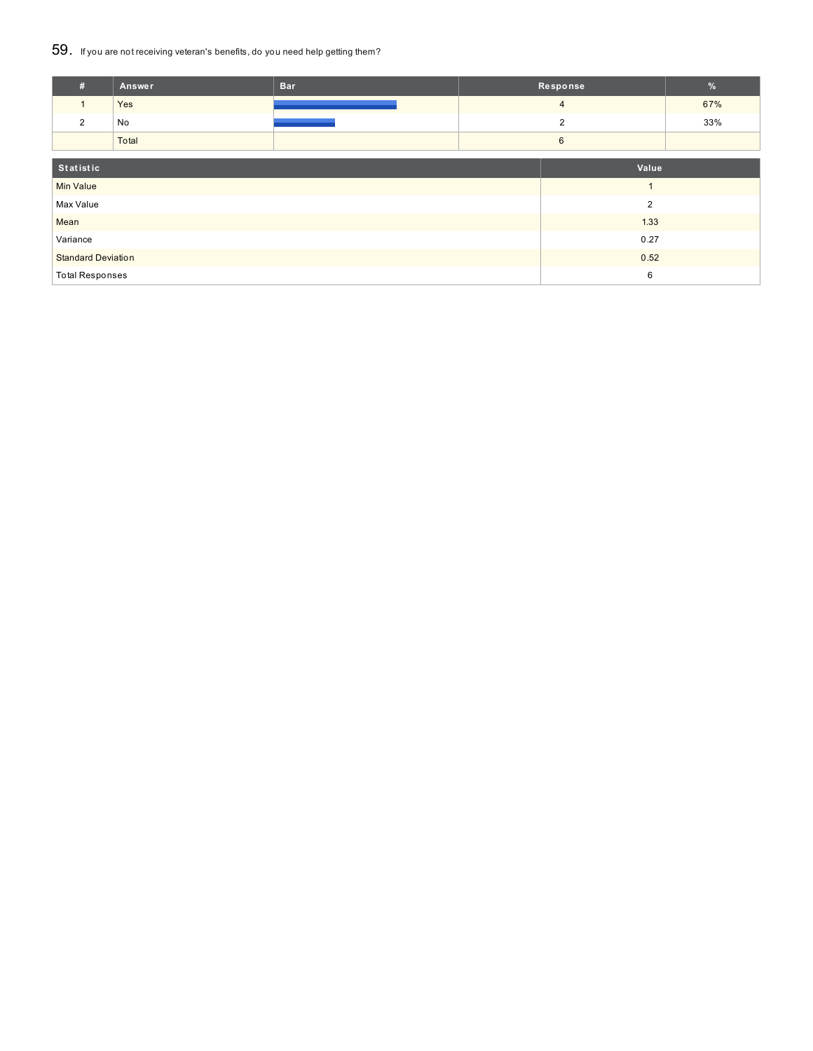## 59. If you are not receiving veteran's benefits, do you need help getting them?

| # | Answer | Bar | Response | % |
|---|---|---|---|---|
| 1 | Yes | | 4 | 67% |
| 2 | No | | 2 | 33% |
| | Total | | 6 | |

| Statistic | Value |
|---|---|
| Min Value | 1 |
| Max Value | 2 |
| Mean | 1.33 |
| Variance | 0.27 |
| Standard Deviation | 0.52 |
| Total Responses | 6 |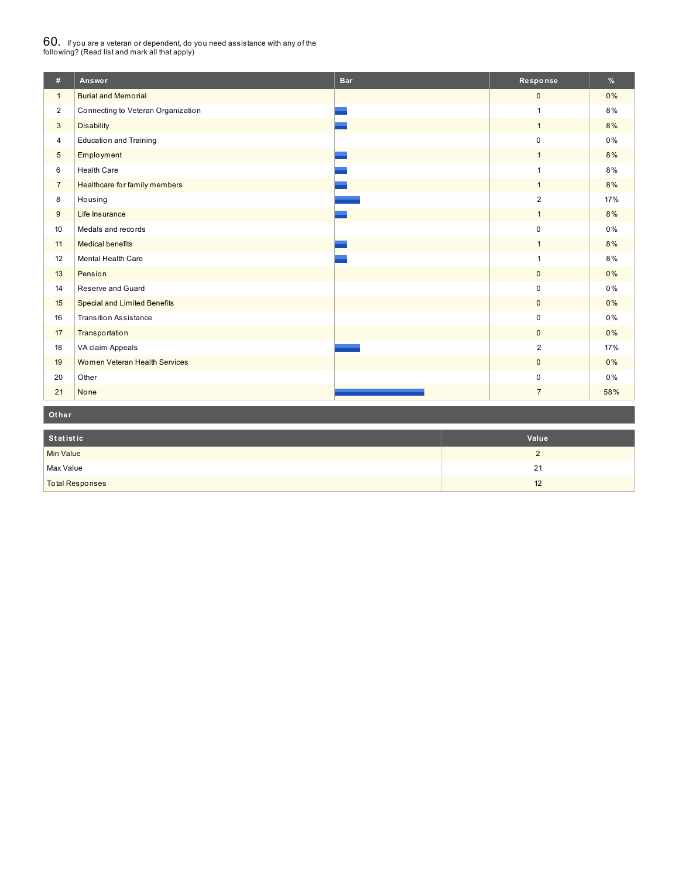## 60. If you are a veteran or dependent, do you need assistance with any of the following? (Read list and mark all that apply)

| # | Answer | Bar | Response | % |
|---|---|---|---|---|
| 1 | Burial and Memorial | | 0 | 0% |
| 2 | Connecting to Veteran Organization | | 1 | 8% |
| 3 | Disability | | 1 | 8% |
| 4 | Education and Training | | 0 | 0% |
| 5 | Employment | | 1 | 8% |
| 6 | Health Care | | 1 | 8% |
| 7 | Healthcare for family members | | 1 | 8% |
| 8 | Housing | | 2 | 17% |
| 9 | Life Insurance | | 1 | 8% |
| 10 | Medals and records | | 0 | 0% |
| 11 | Medical benefits | | 1 | 8% |
| 12 | Mental Health Care | | 1 | 8% |
| 13 | Pension | | 0 | 0% |
| 14 | Reserve and Guard | | 0 | 0% |
| 15 | Special and Limited Benefits | | 0 | 0% |
| 16 | Transition Assistance | | 0 | 0% |
| 17 | Transportation | | 0 | 0% |
| 18 | VA claim Appeals | | 2 | 17% |
| 19 | Women Veteran Health Services | | 0 | 0% |
| 20 | Other | | 0 | 0% |
| 21 | None | | 7 | 58% |

**Other**

| Statistic | Value |
|---|---|
| Min Value | 2 |
| Max Value | 21 |
| Total Responses | 12 |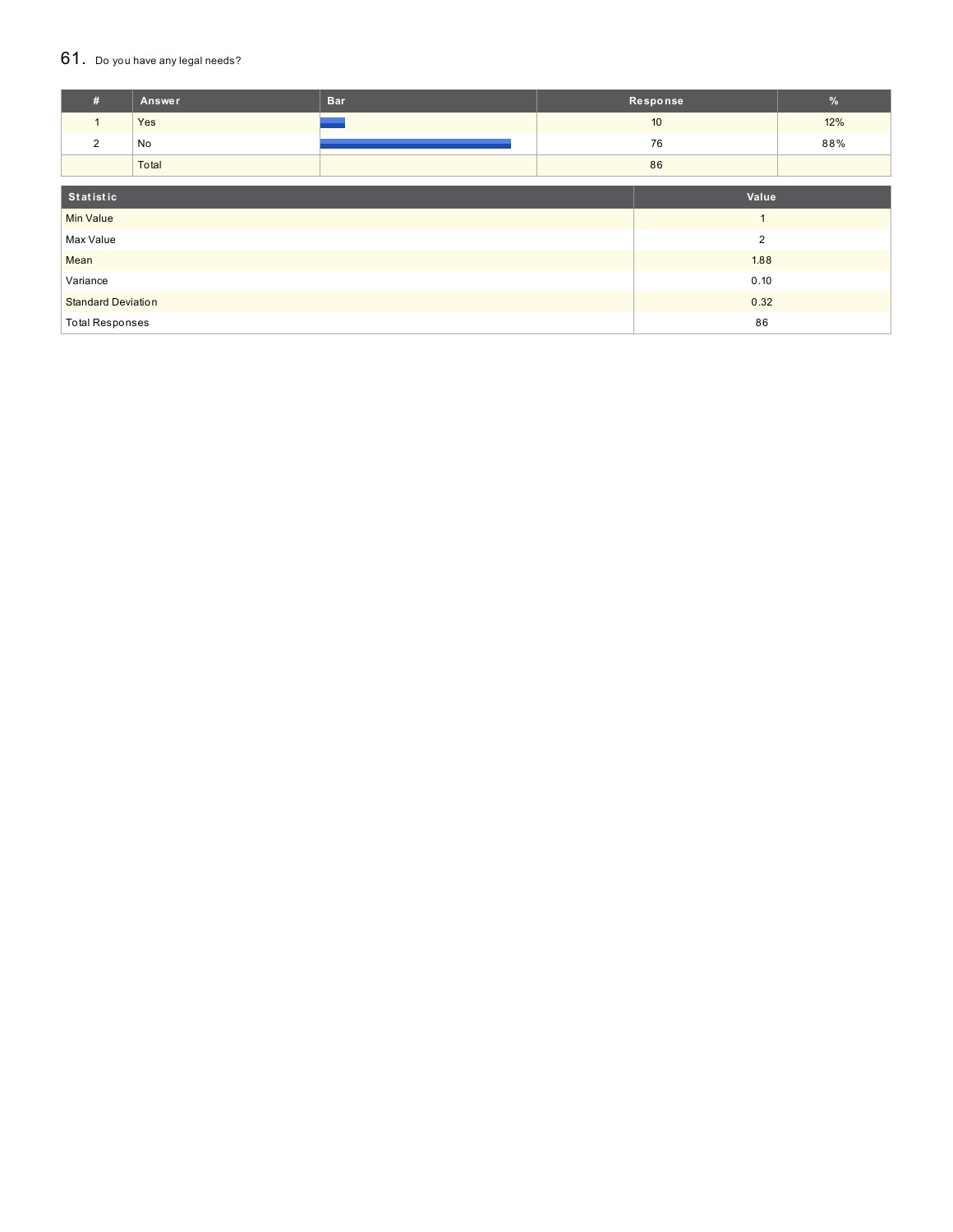## 61. Do you have any legal needs?

| # | Answer | Bar | Response | % |
|---|---|---|---|---|
| 1 | Yes | | 10 | 12% |
| 2 | No | | 76 | 88% |
| | Total | | 86 | |

| Statistic | Value |
|---|---|
| Min Value | 1 |
| Max Value | 2 |
| Mean | 1.88 |
| Variance | 0.10 |
| Standard Deviation | 0.32 |
| Total Responses | 86 |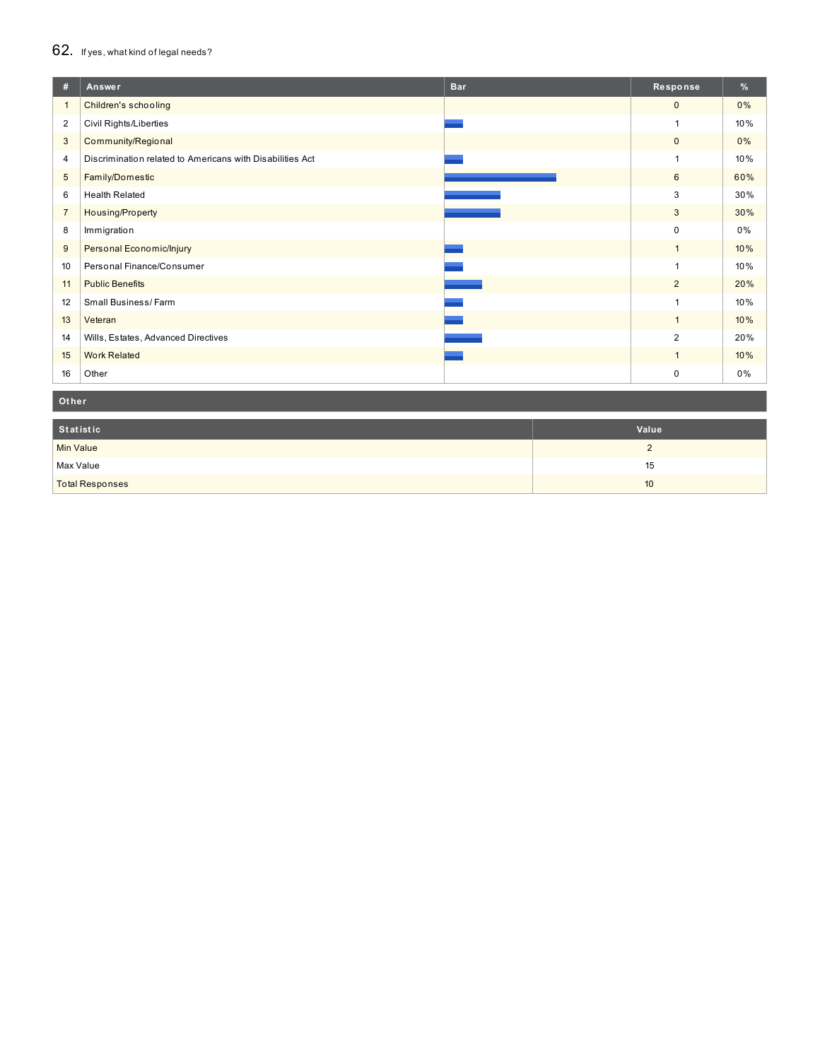## 62. If yes, what kind of legal needs?

| # | Answer | Bar | Response | % |
|---|---|---|---|---|
| 1 | Children's schooling | | 0 | 0% |
| 2 | Civil Rights/Liberties | | 1 | 10% |
| 3 | Community/Regional | | 0 | 0% |
| 4 | Discrimination related to Americans with Disabilities Act | | 1 | 10% |
| 5 | Family/Domestic | | 6 | 60% |
| 6 | Health Related | | 3 | 30% |
| 7 | Housing/Property | | 3 | 30% |
| 8 | Immigration | | 0 | 0% |
| 9 | Personal Economic/Injury | | 1 | 10% |
| 10 | Personal Finance/Consumer | | 1 | 10% |
| 11 | Public Benefits | | 2 | 20% |
| 12 | Small Business/ Farm | | 1 | 10% |
| 13 | Veteran | | 1 | 10% |
| 14 | Wills, Estates, Advanced Directives | | 2 | 20% |
| 15 | Work Related | | 1 | 10% |
| 16 | Other | | 0 | 0% |

**Other**

| Statistic | Value |
|---|---|
| Min Value | 2 |
| Max Value | 15 |
| Total Responses | 10 |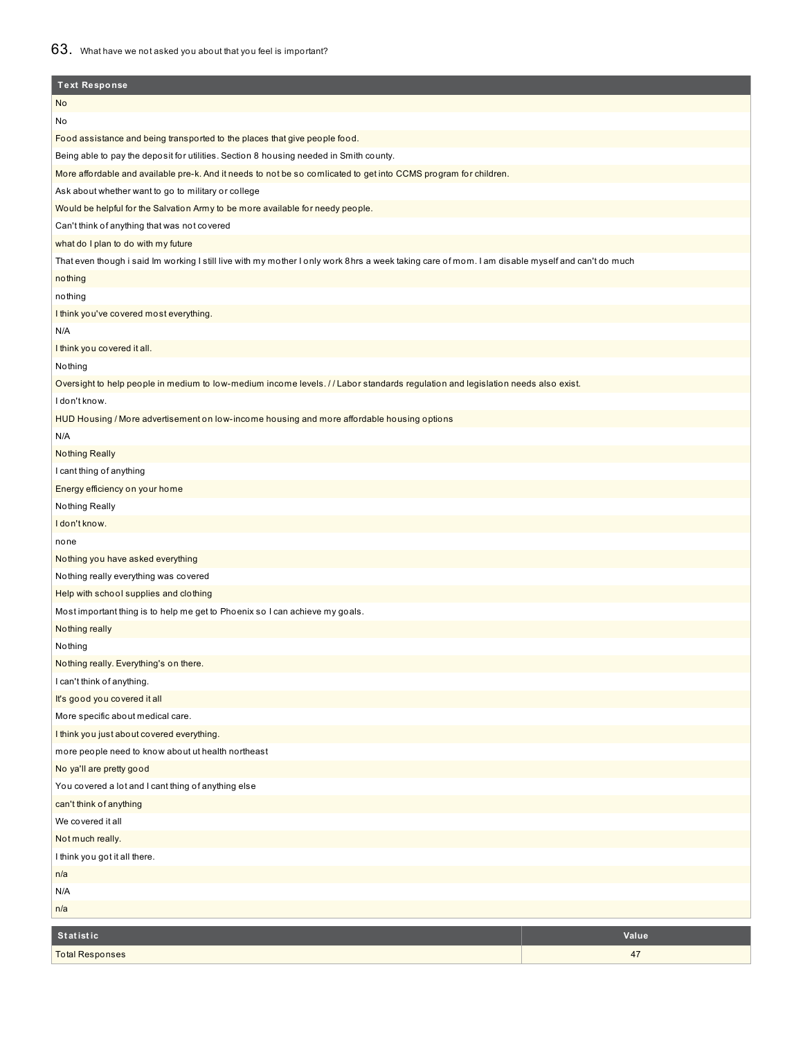## 63. What have we not asked you about that you feel is important?

| Text Response |
|---|
| No |
| No |
| Food assistance and being transported to the places that give people food. |
| Being able to pay the deposit for utilities. Section 8 housing needed in Smith county. |
| More affordable and available pre-k. And it needs to not be so comlicated to get into CCMS program for children. |
| Ask about whether want to go to military or college |
| Would be helpful for the Salvation Army to be more available for needy people. |
| Can't think of anything that was not covered |
| what do I plan to do with my future |
| That even though i said Im working I still live with my mother I only work 8hrs a week taking care of mom. I am disable myself and can't do much |
| nothing |
| nothing |
| I think you've covered most everything. |
| N/A |
| I think you covered it all. |
| Nothing |
| Oversight to help people in medium to low-medium income levels. / / Labor standards regulation and legislation needs also exist. |
| I don't know. |
| HUD Housing / More advertisement on low-income housing and more affordable housing options |
| N/A |
| Nothing Really |
| I cant thing of anything |
| Energy efficiency on your home |
| Nothing Really |
| I don't know. |
| none |
| Nothing you have asked everything |
| Nothing really everything was covered |
| Help with school supplies and clothing |
| Most important thing is to help me get to Phoenix so I can achieve my goals. |
| Nothing really |
| Nothing |
| Nothing really. Everything's on there. |
| I can't think of anything. |
| It's good you covered it all |
| More specific about medical care. |
| I think you just about covered everything. |
| more people need to know about ut health northeast |
| No ya'll are pretty good |
| You covered a lot and I cant thing of anything else |
| can't think of anything |
| We covered it all |
| Not much really. |
| I think you got it all there. |
| n/a |
| N/A |
| n/a |

| Statistic | Value |
|---|---|
| Total Responses | 47 |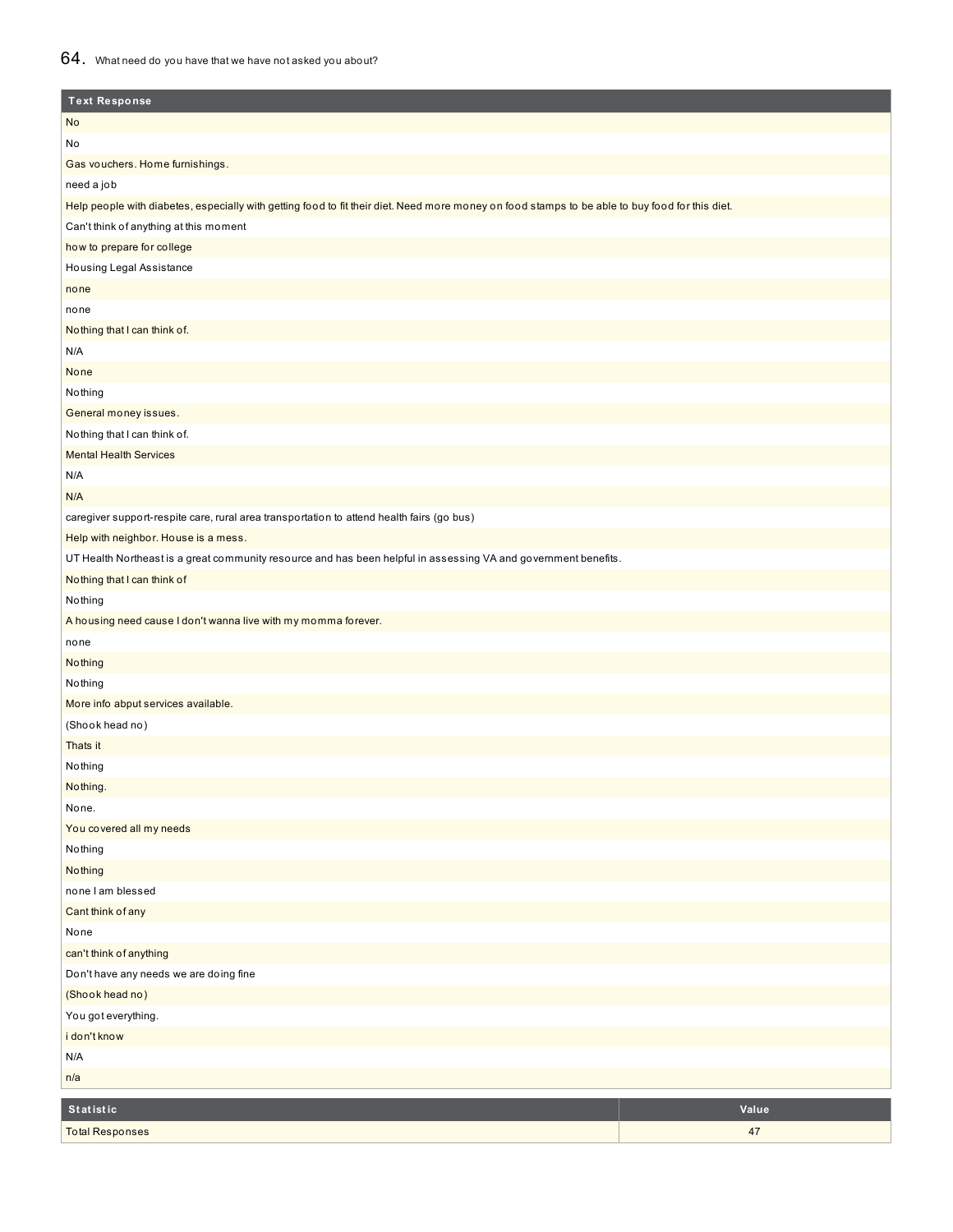## 64. What need do you have that we have not asked you about?

| Text Response |
|---|
| No |
| No |
| Gas vouchers. Home furnishings. |
| need a job |
| Help people with diabetes, especially with getting food to fit their diet. Need more money on food stamps to be able to buy food for this diet. |
| Can't think of anything at this moment |
| how to prepare for college |
| Housing Legal Assistance |
| none |
| none |
| Nothing that I can think of. |
| N/A |
| None |
| Nothing |
| General money issues. |
| Nothing that I can think of. |
| Mental Health Services |
| N/A |
| N/A |
| caregiver support-respite care, rural area transportation to attend health fairs (go bus) |
| Help with neighbor. House is a mess. |
| UT Health Northeast is a great community resource and has been helpful in assessing VA and government benefits. |
| Nothing that I can think of |
| Nothing |
| A housing need cause I don't wanna live with my momma forever. |
| none |
| Nothing |
| Nothing |
| More info abput services available. |
| (Shook head no) |
| Thats it |
| Nothing |
| Nothing. |
| None. |
| You covered all my needs |
| Nothing |
| Nothing |
| none I am blessed |
| Cant think of any |
| None |
| can't think of anything |
| Don't have any needs we are doing fine |
| (Shook head no) |
| You got everything. |
| i don't know |
| N/A |
| n/a |

| Statistic | Value |
|---|---|
| Total Responses | 47 |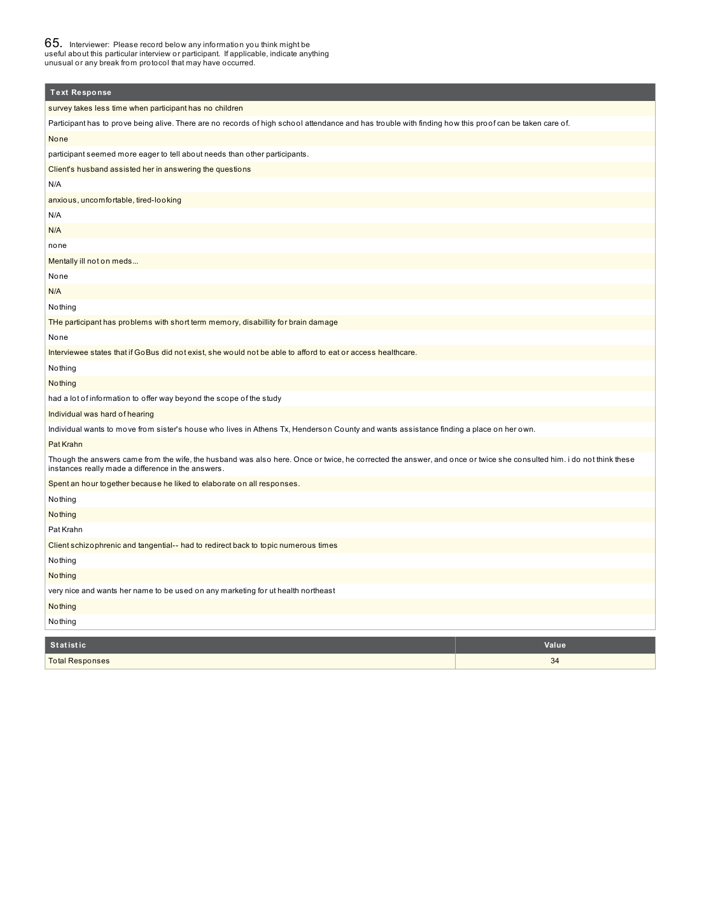65. Interviewer: Please record below any information you think might be useful about this particular interview or participant. If applicable, indicate anything unusual or any break from protocol that may have occurred.

| Text Response |
| --- |
| survey takes less time when participant has no children |
| Participant has to prove being alive. There are no records of high school attendance and has trouble with finding how this proof can be taken care of. |
| None |
| participant seemed more eager to tell about needs than other participants. |
| Client's husband assisted her in answering the questions |
| N/A |
| anxious, uncomfortable, tired-looking |
| N/A |
| N/A |
| none |
| Mentally ill not on meds... |
| None |
| N/A |
| Nothing |
| THe participant has problems with short term memory, disabillity for brain damage |
| None |
| Interviewee states that if GoBus did not exist, she would not be able to afford to eat or access healthcare. |
| Nothing |
| Nothing |
| had a lot of information to offer way beyond the scope of the study |
| Individual was hard of hearing |
| Individual wants to move from sister's house who lives in Athens Tx, Henderson County and wants assistance finding a place on her own. |
| Pat Krahn |
| Though the answers came from the wife, the husband was also here. Once or twice, he corrected the answer, and once or twice she consulted him. i do not think these instances really made a difference in the answers. |
| Spent an hour together because he liked to elaborate on all responses. |
| Nothing |
| Nothing |
| Pat Krahn |
| Client schizophrenic and tangential-- had to redirect back to topic numerous times |
| Nothing |
| Nothing |
| very nice and wants her name to be used on any marketing for ut health northeast |
| Nothing |
| Nothing |

| Statistic | Value |
| --- | --- |
| Total Responses | 34 |